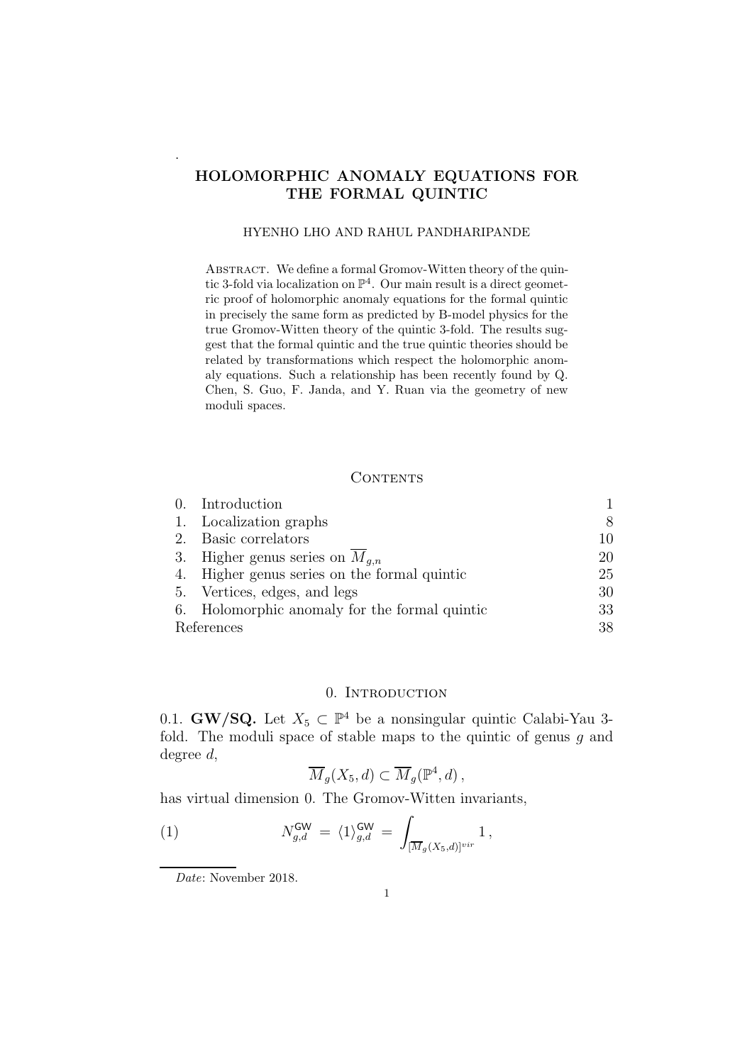# HOLOMORPHIC ANOMALY EQUATIONS FOR THE FORMAL QUINTIC

HYENHO LHO AND RAHUL PANDHARIPANDE

Abstract. We define a formal Gromov-Witten theory of the quintic 3-fold via localization on $\mathbb{P}^4$. Our main result is a direct geometric proof of holomorphic anomaly equations for the formal quintic in precisely the same form as predicted by B-model physics for the true Gromov-Witten theory of the quintic 3-fold. The results suggest that the formal quintic and the true quintic theories should be related by transformations which respect the holomorphic anomaly equations. Such a relationship has been recently found by Q. Chen, S. Guo, F. Janda, and Y. Ruan via the geometry of new moduli spaces.

## Contents

| | |
|---|---|
| 0. Introduction | 1 |
| 1. Localization graphs | 8 |
| 2. Basic correlators | 10 |
| 3. Higher genus series on $\overline{M}_{g,n}$ | 20 |
| 4. Higher genus series on the formal quintic | 25 |
| 5. Vertices, edges, and legs | 30 |
| 6. Holomorphic anomaly for the formal quintic | 33 |
| References | 38 |

## 0. Introduction

0.1. **GW/SQ.** Let $X_5 \subset \mathbb{P}^4$ be a nonsingular quintic Calabi-Yau 3-fold. The moduli space of stable maps to the quintic of genus $g$ and degree $d$,

$$\overline{M}_g(X_5, d) \subset \overline{M}_g(\mathbb{P}^4, d)\,,$$

has virtual dimension 0. The Gromov-Witten invariants,

$$N^{\mathsf{GW}}_{g,d} \,=\, \langle 1 \rangle^{\mathsf{GW}}_{g,d} \,=\, \int_{[\overline{M}_g(X_5,d)]^{vir}} 1\,, \tag{1}$$

*Date*: November 2018.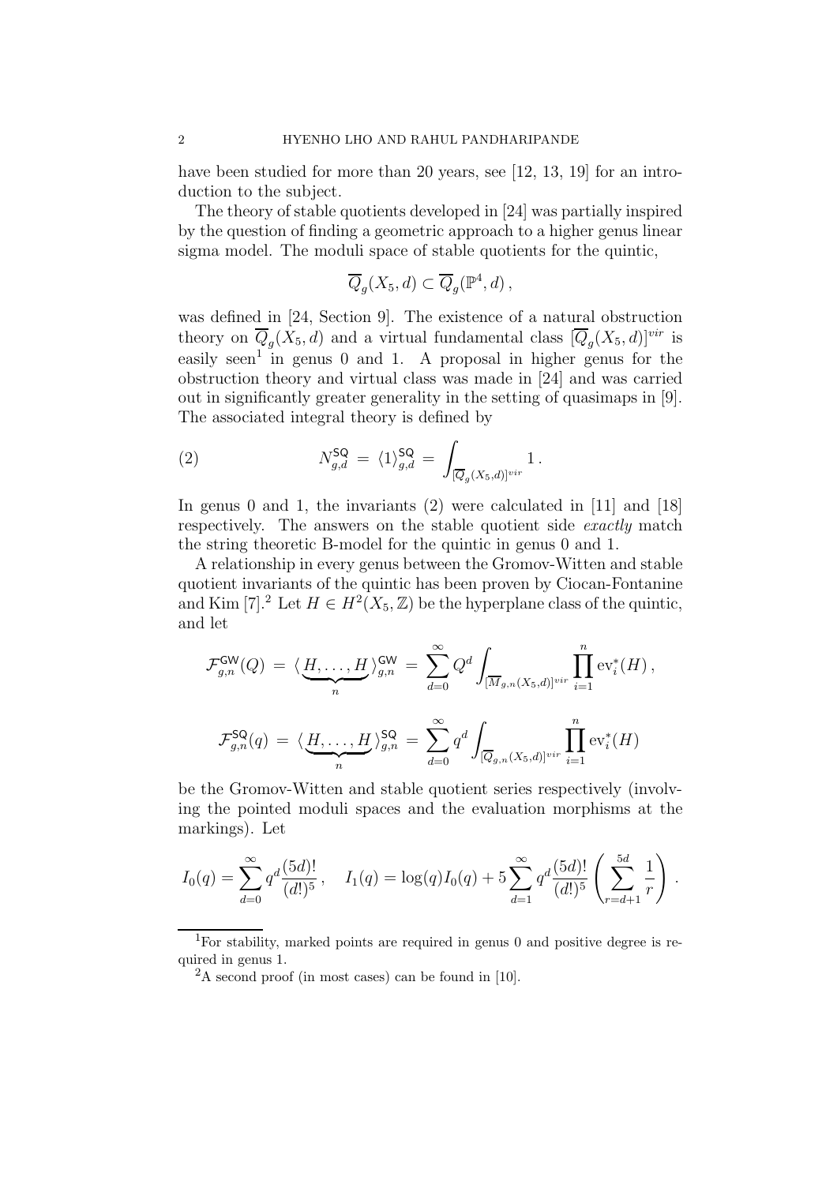have been studied for more than 20 years, see [12, 13, 19] for an introduction to the subject.

The theory of stable quotients developed in [24] was partially inspired by the question of finding a geometric approach to a higher genus linear sigma model. The moduli space of stable quotients for the quintic,

$$\overline{Q}_g(X_5, d) \subset \overline{Q}_g(\mathbb{P}^4, d)\,,$$

was defined in [24, Section 9]. The existence of a natural obstruction theory on $\overline{Q}_g(X_5, d)$ and a virtual fundamental class $[\overline{Q}_g(X_5, d)]^{vir}$ is easily seen[1] in genus 0 and 1. A proposal in higher genus for the obstruction theory and virtual class was made in [24] and was carried out in significantly greater generality in the setting of quasimaps in [9]. The associated integral theory is defined by

$$N^{\mathsf{SQ}}_{g,d} \,=\, \langle 1 \rangle^{\mathsf{SQ}}_{g,d} \,=\, \int_{[\overline{Q}_g(X_5,d)]^{vir}} 1\,. \tag{2}$$

In genus 0 and 1, the invariants (2) were calculated in [11] and [18] respectively. The answers on the stable quotient side *exactly* match the string theoretic B-model for the quintic in genus 0 and 1.

A relationship in every genus between the Gromov-Witten and stable quotient invariants of the quintic has been proven by Ciocan-Fontanine and Kim [7].[2] Let $H \in H^2(X_5, \mathbb{Z})$ be the hyperplane class of the quintic, and let

$$\mathcal{F}^{\mathsf{GW}}_{g,n}(Q) \,=\, \langle \underbrace{H, \ldots, H}_{n} \rangle^{\mathsf{GW}}_{g,n} \,=\, \sum_{d=0}^{\infty} Q^d \int_{[\overline{M}_{g,n}(X_5,d)]^{vir}} \prod_{i=1}^{n} \mathrm{ev}_i^*(H)\,,$$

$$\mathcal{F}^{\mathsf{SQ}}_{g,n}(q) \,=\, \langle \underbrace{H, \ldots, H}_{n} \rangle^{\mathsf{SQ}}_{g,n} \,=\, \sum_{d=0}^{\infty} q^d \int_{[\overline{Q}_{g,n}(X_5,d)]^{vir}} \prod_{i=1}^{n} \mathrm{ev}_i^*(H)$$

be the Gromov-Witten and stable quotient series respectively (involving the pointed moduli spaces and the evaluation morphisms at the markings). Let

$$I_0(q) = \sum_{d=0}^{\infty} q^d \frac{(5d)!}{(d!)^5}\,, \quad I_1(q) = \log(q) I_0(q) + 5 \sum_{d=1}^{\infty} q^d \frac{(5d)!}{(d!)^5} \left( \sum_{r=d+1}^{5d} \frac{1}{r} \right)\,.$$

[1] For stability, marked points are required in genus 0 and positive degree is required in genus 1.

[2] A second proof (in most cases) can be found in [10].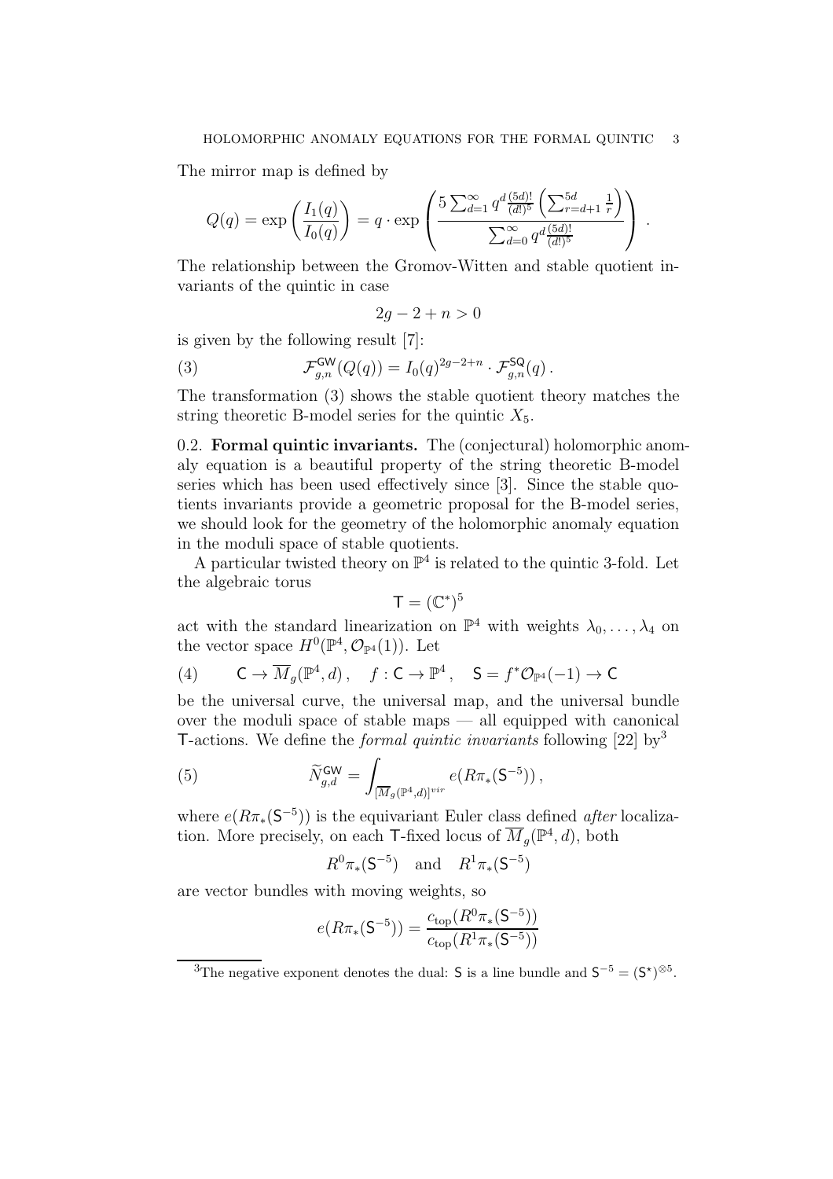The mirror map is defined by

$$Q(q) = \exp\left(\frac{I_1(q)}{I_0(q)}\right) = q \cdot \exp\left(\frac{5\sum_{d=1}^{\infty} q^d \frac{(5d)!}{(d!)^5}\left(\sum_{r=d+1}^{5d}\frac{1}{r}\right)}{\sum_{d=0}^{\infty} q^d \frac{(5d)!}{(d!)^5}}\right).$$

The relationship between the Gromov-Witten and stable quotient invariants of the quintic in case

$$2g - 2 + n > 0$$

is given by the following result [7]:

$$\mathcal{F}^{\mathsf{GW}}_{g,n}(Q(q)) = I_0(q)^{2g-2+n} \cdot \mathcal{F}^{\mathsf{SQ}}_{g,n}(q)\,. \tag{3}$$

The transformation (3) shows the stable quotient theory matches the string theoretic B-model series for the quintic $X_5$.

0.2. **Formal quintic invariants.** The (conjectural) holomorphic anomaly equation is a beautiful property of the string theoretic B-model series which has been used effectively since [3]. Since the stable quotients invariants provide a geometric proposal for the B-model series, we should look for the geometry of the holomorphic anomaly equation in the moduli space of stable quotients.

A particular twisted theory on $\mathbb{P}^4$ is related to the quintic 3-fold. Let the algebraic torus

$$\mathsf{T} = (\mathbb{C}^*)^5$$

act with the standard linearization on $\mathbb{P}^4$ with weights $\lambda_0, \ldots, \lambda_4$ on the vector space $H^0(\mathbb{P}^4, \mathcal{O}_{\mathbb{P}^4}(1))$. Let

$$\mathsf{C} \to \overline{M}_g(\mathbb{P}^4, d)\,, \quad f : \mathsf{C} \to \mathbb{P}^4\,, \quad \mathsf{S} = f^*\mathcal{O}_{\mathbb{P}^4}(-1) \to \mathsf{C} \tag{4}$$

be the universal curve, the universal map, and the universal bundle over the moduli space of stable maps — all equipped with canonical $\mathsf{T}$-actions. We define the *formal quintic invariants* following [22] by[3]

$$\widetilde{N}^{\mathsf{GW}}_{g,d} = \int_{[\overline{M}_g(\mathbb{P}^4,d)]^{vir}} e(R\pi_*(\mathsf{S}^{-5}))\,, \tag{5}$$

where $e(R\pi_*(\mathsf{S}^{-5}))$ is the equivariant Euler class defined *after* localization. More precisely, on each $\mathsf{T}$-fixed locus of $\overline{M}_g(\mathbb{P}^4, d)$, both

$$R^0\pi_*(\mathsf{S}^{-5}) \quad \text{and} \quad R^1\pi_*(\mathsf{S}^{-5})$$

are vector bundles with moving weights, so

$$e(R\pi_*(\mathsf{S}^{-5})) = \frac{c_{\mathrm{top}}(R^0\pi_*(\mathsf{S}^{-5}))}{c_{\mathrm{top}}(R^1\pi_*(\mathsf{S}^{-5}))}$$

[3]The negative exponent denotes the dual: $\mathsf{S}$ is a line bundle and $\mathsf{S}^{-5} = (\mathsf{S}^\star)^{\otimes 5}$.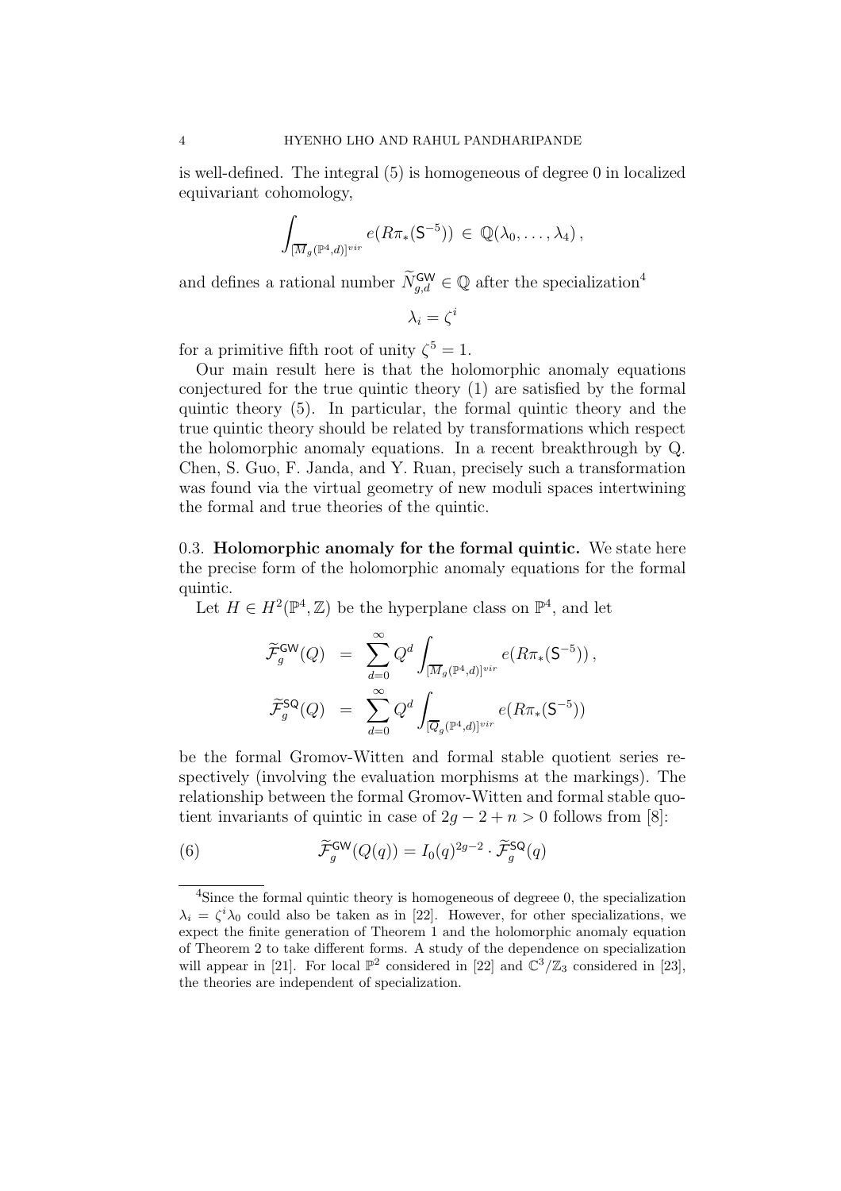is well-defined. The integral (5) is homogeneous of degree 0 in localized equivariant cohomology,

$$\int_{[\overline{M}_g(\mathbb{P}^4,d)]^{vir}} e(R\pi_*(\mathsf{S}^{-5})) \in \mathbb{Q}(\lambda_0,\ldots,\lambda_4)\,,$$

and defines a rational number $\widetilde{N}^{\mathsf{GW}}_{g,d} \in \mathbb{Q}$ after the specialization[4]

$$\lambda_i = \zeta^i$$

for a primitive fifth root of unity $\zeta^5 = 1$.

Our main result here is that the holomorphic anomaly equations conjectured for the true quintic theory (1) are satisfied by the formal quintic theory (5). In particular, the formal quintic theory and the true quintic theory should be related by transformations which respect the holomorphic anomaly equations. In a recent breakthrough by Q. Chen, S. Guo, F. Janda, and Y. Ruan, precisely such a transformation was found via the virtual geometry of new moduli spaces intertwining the formal and true theories of the quintic.

0.3. **Holomorphic anomaly for the formal quintic.** We state here the precise form of the holomorphic anomaly equations for the formal quintic.

Let $H \in H^2(\mathbb{P}^4,\mathbb{Z})$ be the hyperplane class on $\mathbb{P}^4$, and let

$$\widetilde{\mathcal{F}}^{\mathsf{GW}}_g(Q) = \sum_{d=0}^{\infty} Q^d \int_{[\overline{M}_g(\mathbb{P}^4,d)]^{vir}} e(R\pi_*(\mathsf{S}^{-5}))\,,$$

$$\widetilde{\mathcal{F}}^{\mathsf{SQ}}_g(Q) = \sum_{d=0}^{\infty} Q^d \int_{[\overline{Q}_g(\mathbb{P}^4,d)]^{vir}} e(R\pi_*(\mathsf{S}^{-5}))$$

be the formal Gromov-Witten and formal stable quotient series respectively (involving the evaluation morphisms at the markings). The relationship between the formal Gromov-Witten and formal stable quotient invariants of quintic in case of $2g-2+n>0$ follows from [8]:

$$\widetilde{\mathcal{F}}^{\mathsf{GW}}_g(Q(q)) = I_0(q)^{2g-2} \cdot \widetilde{\mathcal{F}}^{\mathsf{SQ}}_g(q) \tag{6}$$

---

[4] Since the formal quintic theory is homogeneous of degreee 0, the specialization $\lambda_i = \zeta^i \lambda_0$ could also be taken as in [22]. However, for other specializations, we expect the finite generation of Theorem 1 and the holomorphic anomaly equation of Theorem 2 to take different forms. A study of the dependence on specialization will appear in [21]. For local $\mathbb{P}^2$ considered in [22] and $\mathbb{C}^3/\mathbb{Z}_3$ considered in [23], the theories are independent of specialization.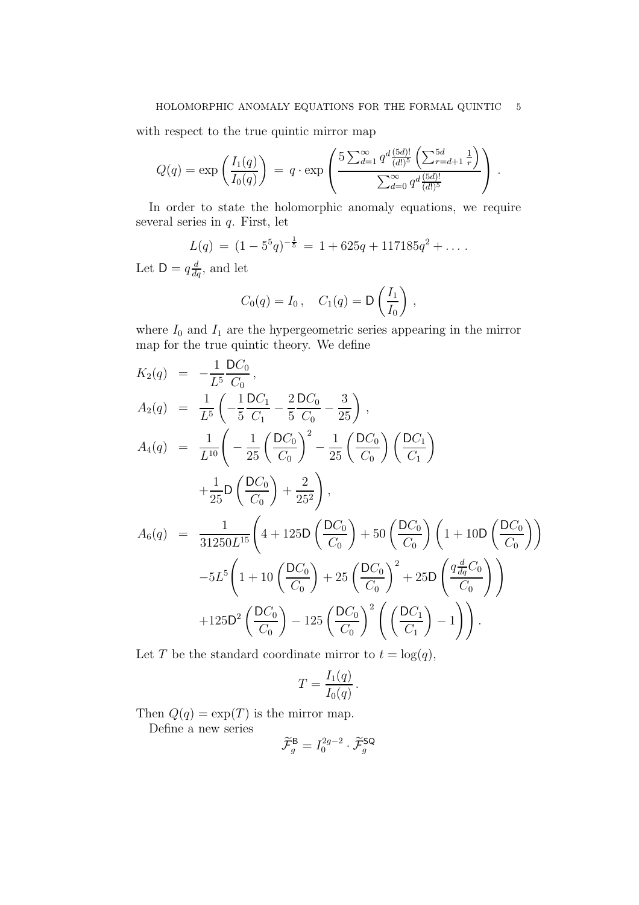with respect to the true quintic mirror map

$$Q(q) = \exp\left(\frac{I_1(q)}{I_0(q)}\right) \; = \; q \cdot \exp\left(\frac{5\sum_{d=1}^{\infty} q^d \frac{(5d)!}{(d!)^5}\left(\sum_{r=d+1}^{5d}\frac{1}{r}\right)}{\sum_{d=0}^{\infty} q^d \frac{(5d)!}{(d!)^5}}\right) .$$

In order to state the holomorphic anomaly equations, we require several series in $q$. First, let

$$L(q) \; = \; (1-5^5q)^{-\frac{1}{5}} \; = \; 1 + 625q + 117185q^2 + \ldots .$$

Let $\mathsf{D} = q\frac{d}{dq}$, and let

$$C_0(q) = I_0 \, , \quad C_1(q) = \mathsf{D}\left(\frac{I_1}{I_0}\right) ,$$

where $I_0$ and $I_1$ are the hypergeometric series appearing in the mirror map for the true quintic theory. We define

$$\begin{aligned}
K_2(q) &= -\frac{1}{L^5}\frac{\mathsf{D}C_0}{C_0}\, , \\
A_2(q) &= \frac{1}{L^5}\left(-\frac{1}{5}\frac{\mathsf{D}C_1}{C_1} - \frac{2}{5}\frac{\mathsf{D}C_0}{C_0} - \frac{3}{25}\right) , \\
A_4(q) &= \frac{1}{L^{10}}\Bigg( -\frac{1}{25}\left(\frac{\mathsf{D}C_0}{C_0}\right)^2 - \frac{1}{25}\left(\frac{\mathsf{D}C_0}{C_0}\right)\left(\frac{\mathsf{D}C_1}{C_1}\right) \\
&\quad + \frac{1}{25}\mathsf{D}\left(\frac{\mathsf{D}C_0}{C_0}\right) + \frac{2}{25^2}\Bigg) , \\
A_6(q) &= \frac{1}{31250L^{15}}\Bigg(4 + 125\mathsf{D}\left(\frac{\mathsf{D}C_0}{C_0}\right) + 50\left(\frac{\mathsf{D}C_0}{C_0}\right)\left(1 + 10\mathsf{D}\left(\frac{\mathsf{D}C_0}{C_0}\right)\right) \\
&\quad -5L^5\Bigg(1 + 10\left(\frac{\mathsf{D}C_0}{C_0}\right) + 25\left(\frac{\mathsf{D}C_0}{C_0}\right)^2 + 25\mathsf{D}\left(\frac{q\frac{d}{dq}C_0}{C_0}\right)\Bigg) \\
&\quad +125\mathsf{D}^2\left(\frac{\mathsf{D}C_0}{C_0}\right) - 125\left(\frac{\mathsf{D}C_0}{C_0}\right)^2\left(\left(\frac{\mathsf{D}C_1}{C_1}\right) - 1\right)\Bigg) .
\end{aligned}$$

Let $T$ be the standard coordinate mirror to $t = \log(q)$,

$$T = \frac{I_1(q)}{I_0(q)} \, .$$

Then $Q(q) = \exp(T)$ is the mirror map.

Define a new series

$$\widetilde{\mathcal{F}}_g^{\mathsf{B}} = I_0^{2g-2} \cdot \widetilde{\mathcal{F}}_g^{\mathsf{SQ}}$$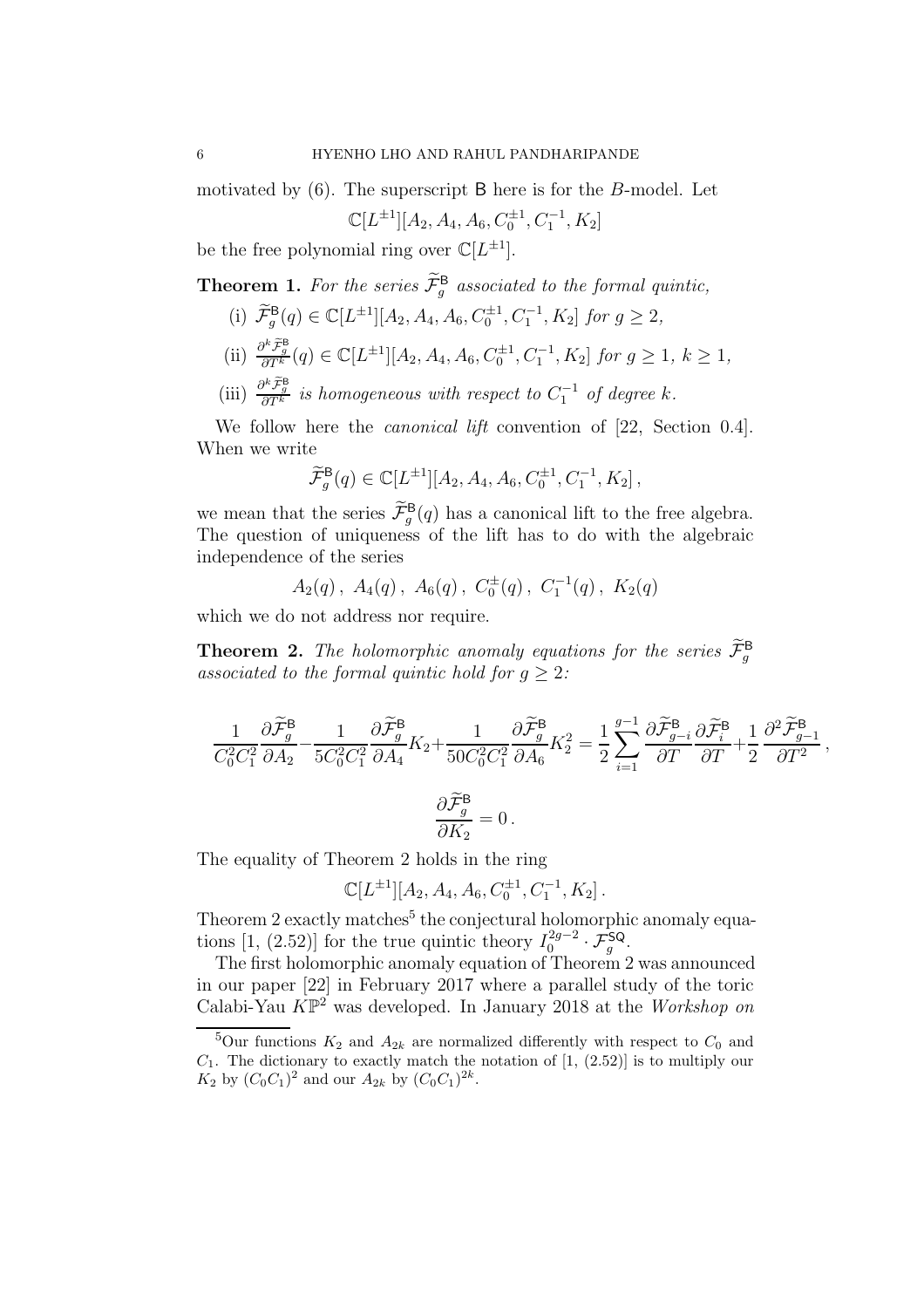motivated by (6). The superscript $\mathsf{B}$ here is for the $B$-model. Let

$$\mathbb{C}[L^{\pm 1}][A_2, A_4, A_6, C_0^{\pm 1}, C_1^{-1}, K_2]$$

be the free polynomial ring over $\mathbb{C}[L^{\pm 1}]$.

**Theorem 1.** *For the series $\widetilde{\mathcal{F}}_g^{\mathsf{B}}$ associated to the formal quintic,*

(i) $\widetilde{\mathcal{F}}_g^{\mathsf{B}}(q) \in \mathbb{C}[L^{\pm 1}][A_2, A_4, A_6, C_0^{\pm 1}, C_1^{-1}, K_2]$ *for* $g \geq 2$*,*

(ii) $\frac{\partial^k \widetilde{\mathcal{F}}_g^{\mathsf{B}}}{\partial T^k}(q) \in \mathbb{C}[L^{\pm 1}][A_2, A_4, A_6, C_0^{\pm 1}, C_1^{-1}, K_2]$ *for* $g \geq 1$*,* $k \geq 1$*,*

(iii) $\frac{\partial^k \widetilde{\mathcal{F}}_g^{\mathsf{B}}}{\partial T^k}$ *is homogeneous with respect to* $C_1^{-1}$ *of degree* $k$*.*

We follow here the *canonical lift* convention of [22, Section 0.4]. When we write

$$\widetilde{\mathcal{F}}_g^{\mathsf{B}}(q) \in \mathbb{C}[L^{\pm 1}][A_2, A_4, A_6, C_0^{\pm 1}, C_1^{-1}, K_2]\,,$$

we mean that the series $\widetilde{\mathcal{F}}_g^{\mathsf{B}}(q)$ has a canonical lift to the free algebra. The question of uniqueness of the lift has to do with the algebraic independence of the series

$$A_2(q)\,,\ A_4(q)\,,\ A_6(q)\,,\ C_0^{\pm}(q)\,,\ C_1^{-1}(q)\,,\ K_2(q)$$

which we do not address nor require.

**Theorem 2.** *The holomorphic anomaly equations for the series $\widetilde{\mathcal{F}}_g^{\mathsf{B}}$ associated to the formal quintic hold for $g \geq 2$:*

$$\frac{1}{C_0^2 C_1^2}\frac{\partial \widetilde{\mathcal{F}}_g^{\mathsf{B}}}{\partial A_2} - \frac{1}{5C_0^2 C_1^2}\frac{\partial \widetilde{\mathcal{F}}_g^{\mathsf{B}}}{\partial A_4}K_2 + \frac{1}{50C_0^2 C_1^2}\frac{\partial \widetilde{\mathcal{F}}_g^{\mathsf{B}}}{\partial A_6}K_2^2 = \frac{1}{2}\sum_{i=1}^{g-1}\frac{\partial \widetilde{\mathcal{F}}_{g-i}^{\mathsf{B}}}{\partial T}\frac{\partial \widetilde{\mathcal{F}}_i^{\mathsf{B}}}{\partial T} + \frac{1}{2}\frac{\partial^2 \widetilde{\mathcal{F}}_{g-1}^{\mathsf{B}}}{\partial T^2}\,,$$

$$\frac{\partial \widetilde{\mathcal{F}}_g^{\mathsf{B}}}{\partial K_2} = 0\,.$$

The equality of Theorem 2 holds in the ring

$$\mathbb{C}[L^{\pm 1}][A_2, A_4, A_6, C_0^{\pm 1}, C_1^{-1}, K_2]\,.$$

Theorem 2 exactly matches[5] the conjectural holomorphic anomaly equations [1, (2.52)] for the true quintic theory $I_0^{2g-2} \cdot \mathcal{F}_g^{\mathsf{SQ}}$.

The first holomorphic anomaly equation of Theorem 2 was announced in our paper [22] in February 2017 where a parallel study of the toric Calabi-Yau $K\mathbb{P}^2$ was developed. In January 2018 at the *Workshop on*

[5] Our functions $K_2$ and $A_{2k}$ are normalized differently with respect to $C_0$ and $C_1$. The dictionary to exactly match the notation of [1, (2.52)] is to multiply our $K_2$ by $(C_0C_1)^2$ and our $A_{2k}$ by $(C_0C_1)^{2k}$.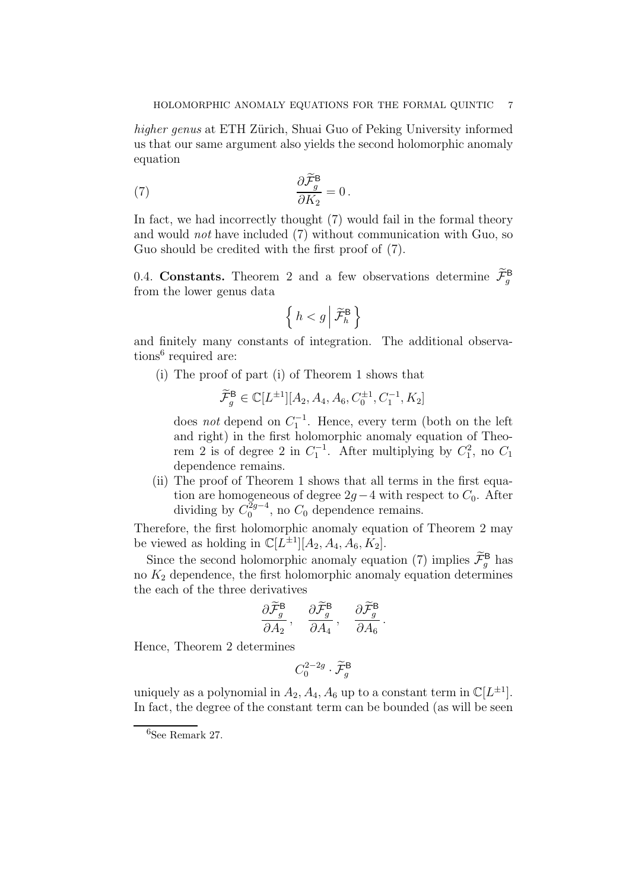*higher genus* at ETH Zürich, Shuai Guo of Peking University informed us that our same argument also yields the second holomorphic anomaly equation

$$\frac{\partial \widetilde{\mathcal{F}}_g^{\mathsf{B}}}{\partial K_2} = 0\,. \tag{7}$$

In fact, we had incorrectly thought (7) would fail in the formal theory and would *not* have included (7) without communication with Guo, so Guo should be credited with the first proof of (7).

0.4. **Constants.** Theorem 2 and a few observations determine $\widetilde{\mathcal{F}}_g^{\mathsf{B}}$ from the lower genus data

$$\left\{ h < g \,\middle|\, \widetilde{\mathcal{F}}_h^{\mathsf{B}} \right\}$$

and finitely many constants of integration. The additional observations[6] required are:

(i) The proof of part (i) of Theorem 1 shows that

$$\widetilde{\mathcal{F}}_g^{\mathsf{B}} \in \mathbb{C}[L^{\pm 1}][A_2, A_4, A_6, C_0^{\pm 1}, C_1^{-1}, K_2]$$

does *not* depend on $C_1^{-1}$. Hence, every term (both on the left and right) in the first holomorphic anomaly equation of Theorem 2 is of degree 2 in $C_1^{-1}$. After multiplying by $C_1^2$, no $C_1$ dependence remains.

(ii) The proof of Theorem 1 shows that all terms in the first equation are homogeneous of degree $2g-4$ with respect to $C_0$. After dividing by $C_0^{2g-4}$, no $C_0$ dependence remains.

Therefore, the first holomorphic anomaly equation of Theorem 2 may be viewed as holding in $\mathbb{C}[L^{\pm 1}][A_2, A_4, A_6, K_2]$.

Since the second holomorphic anomaly equation (7) implies $\widetilde{\mathcal{F}}_g^{\mathsf{B}}$ has no $K_2$ dependence, the first holomorphic anomaly equation determines the each of the three derivatives

$$\frac{\partial \widetilde{\mathcal{F}}_g^{\mathsf{B}}}{\partial A_2}\,, \quad \frac{\partial \widetilde{\mathcal{F}}_g^{\mathsf{B}}}{\partial A_4}\,, \quad \frac{\partial \widetilde{\mathcal{F}}_g^{\mathsf{B}}}{\partial A_6}\,.$$

Hence, Theorem 2 determines

$$C_0^{2-2g} \cdot \widetilde{\mathcal{F}}_g^{\mathsf{B}}$$

uniquely as a polynomial in $A_2, A_4, A_6$ up to a constant term in $\mathbb{C}[L^{\pm 1}]$. In fact, the degree of the constant term can be bounded (as will be seen

[6] See Remark 27.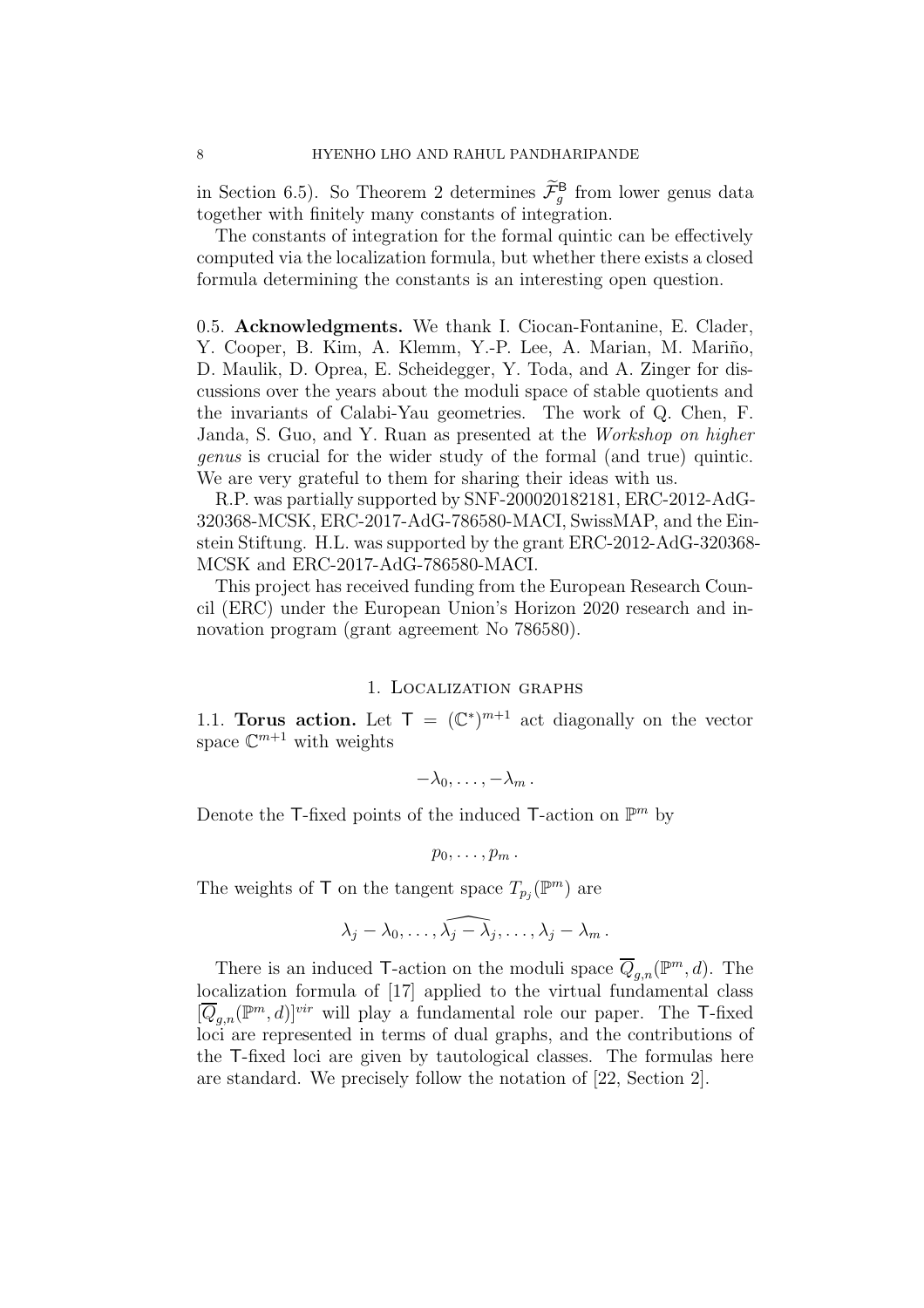in Section 6.5). So Theorem 2 determines $\widetilde{\mathcal{F}}_g^{\mathsf{B}}$ from lower genus data together with finitely many constants of integration.

The constants of integration for the formal quintic can be effectively computed via the localization formula, but whether there exists a closed formula determining the constants is an interesting open question.

0.5. **Acknowledgments.** We thank I. Ciocan-Fontanine, E. Clader, Y. Cooper, B. Kim, A. Klemm, Y.-P. Lee, A. Marian, M. Mariño, D. Maulik, D. Oprea, E. Scheidegger, Y. Toda, and A. Zinger for discussions over the years about the moduli space of stable quotients and the invariants of Calabi-Yau geometries. The work of Q. Chen, F. Janda, S. Guo, and Y. Ruan as presented at the *Workshop on higher genus* is crucial for the wider study of the formal (and true) quintic. We are very grateful to them for sharing their ideas with us.

R.P. was partially supported by SNF-200020182181, ERC-2012-AdG-320368-MCSK, ERC-2017-AdG-786580-MACI, SwissMAP, and the Einstein Stiftung. H.L. was supported by the grant ERC-2012-AdG-320368-MCSK and ERC-2017-AdG-786580-MACI.

This project has received funding from the European Research Council (ERC) under the European Union's Horizon 2020 research and innovation program (grant agreement No 786580).

## 1. Localization graphs

1.1. **Torus action.** Let $\mathsf{T} = (\mathbb{C}^*)^{m+1}$ act diagonally on the vector space $\mathbb{C}^{m+1}$ with weights

$$-\lambda_0, \ldots, -\lambda_m \,.$$

Denote the $\mathsf{T}$-fixed points of the induced $\mathsf{T}$-action on $\mathbb{P}^m$ by

$$p_0, \ldots, p_m \,.$$

The weights of $\mathsf{T}$ on the tangent space $T_{p_j}(\mathbb{P}^m)$ are

$$\lambda_j - \lambda_0, \ldots, \widehat{\lambda_j - \lambda_j}, \ldots, \lambda_j - \lambda_m \,.$$

There is an induced $\mathsf{T}$-action on the moduli space $\overline{Q}_{g,n}(\mathbb{P}^m, d)$. The localization formula of [17] applied to the virtual fundamental class $[\overline{Q}_{g,n}(\mathbb{P}^m, d)]^{vir}$ will play a fundamental role our paper. The $\mathsf{T}$-fixed loci are represented in terms of dual graphs, and the contributions of the $\mathsf{T}$-fixed loci are given by tautological classes. The formulas here are standard. We precisely follow the notation of [22, Section 2].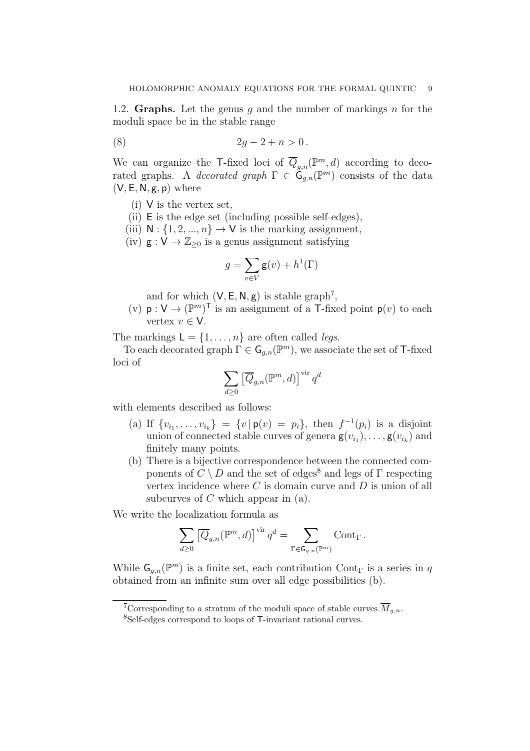1.2. **Graphs.** Let the genus $g$ and the number of markings $n$ for the moduli space be in the stable range

$$2g - 2 + n > 0 \,. \tag{8}$$

We can organize the $\mathsf{T}$-fixed loci of $\overline{Q}_{g,n}(\mathbb{P}^m, d)$ according to decorated graphs. A *decorated graph* $\Gamma \in \mathsf{G}_{g,n}(\mathbb{P}^m)$ consists of the data $(\mathsf{V}, \mathsf{E}, \mathsf{N}, \mathsf{g}, \mathsf{p})$ where

(i) $\mathsf{V}$ is the vertex set,
(ii) $\mathsf{E}$ is the edge set (including possible self-edges),
(iii) $\mathsf{N} : \{1, 2, ..., n\} \to \mathsf{V}$ is the marking assignment,
(iv) $\mathsf{g} : \mathsf{V} \to \mathbb{Z}_{\geq 0}$ is a genus assignment satisfying

$$g = \sum_{v \in V} \mathsf{g}(v) + h^1(\Gamma)$$

and for which $(\mathsf{V}, \mathsf{E}, \mathsf{N}, \mathsf{g})$ is stable graph[7],
(v) $\mathsf{p} : \mathsf{V} \to (\mathbb{P}^m)^{\mathsf{T}}$ is an assignment of a $\mathsf{T}$-fixed point $\mathsf{p}(v)$ to each vertex $v \in \mathsf{V}$.

The markings $\mathsf{L} = \{1, \ldots, n\}$ are often called *legs*.

To each decorated graph $\Gamma \in \mathsf{G}_{g,n}(\mathbb{P}^m)$, we associate the set of $\mathsf{T}$-fixed loci of

$$\sum_{d \geq 0} \left[\overline{Q}_{g,n}(\mathbb{P}^m, d)\right]^{\text{vir}} q^d$$

with elements described as follows:

(a) If $\{v_{i_1}, \ldots, v_{i_k}\} = \{v \,|\, \mathsf{p}(v) = p_i\}$, then $f^{-1}(p_i)$ is a disjoint union of connected stable curves of genera $\mathsf{g}(v_{i_1}), \ldots, \mathsf{g}(v_{i_k})$ and finitely many points.
(b) There is a bijective correspondence between the connected components of $C \setminus D$ and the set of edges[8] and legs of $\Gamma$ respecting vertex incidence where $C$ is domain curve and $D$ is union of all subcurves of $C$ which appear in (a).

We write the localization formula as

$$\sum_{d \geq 0} \left[\overline{Q}_{g,n}(\mathbb{P}^m, d)\right]^{\text{vir}} q^d = \sum_{\Gamma \in \mathsf{G}_{g,n}(\mathbb{P}^m)} \text{Cont}_\Gamma \,.$$

While $\mathsf{G}_{g,n}(\mathbb{P}^m)$ is a finite set, each contribution $\text{Cont}_\Gamma$ is a series in $q$ obtained from an infinite sum over all edge possibilities (b).

---

[7] Corresponding to a stratum of the moduli space of stable curves $\overline{M}_{g,n}$.

[8] Self-edges correspond to loops of $\mathsf{T}$-invariant rational curves.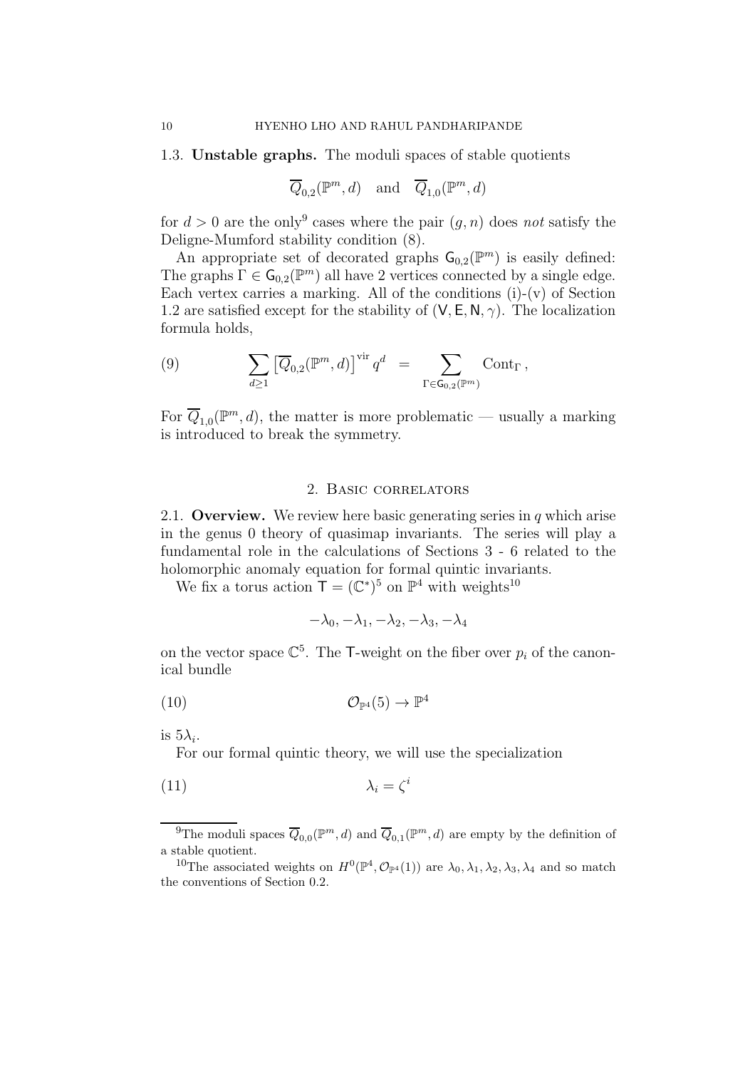1.3. **Unstable graphs.** The moduli spaces of stable quotients

$$\overline{Q}_{0,2}(\mathbb{P}^m, d) \quad \text{and} \quad \overline{Q}_{1,0}(\mathbb{P}^m, d)$$

for $d > 0$ are the only[9] cases where the pair $(g, n)$ does *not* satisfy the Deligne-Mumford stability condition (8).

An appropriate set of decorated graphs $\mathsf{G}_{0,2}(\mathbb{P}^m)$ is easily defined: The graphs $\Gamma \in \mathsf{G}_{0,2}(\mathbb{P}^m)$ all have 2 vertices connected by a single edge. Each vertex carries a marking. All of the conditions (i)-(v) of Section 1.2 are satisfied except for the stability of $(\mathsf{V}, \mathsf{E}, \mathsf{N}, \gamma)$. The localization formula holds,

$$\sum_{d \geq 1} \left[\overline{Q}_{0,2}(\mathbb{P}^m, d)\right]^{\text{vir}} q^d \quad = \sum_{\Gamma \in \mathsf{G}_{0,2}(\mathbb{P}^m)} \text{Cont}_\Gamma \,, \tag{9}$$

For $\overline{Q}_{1,0}(\mathbb{P}^m, d)$, the matter is more problematic — usually a marking is introduced to break the symmetry.

## 2. Basic correlators

2.1. **Overview.** We review here basic generating series in $q$ which arise in the genus 0 theory of quasimap invariants. The series will play a fundamental role in the calculations of Sections 3 - 6 related to the holomorphic anomaly equation for formal quintic invariants.

We fix a torus action $\mathsf{T} = (\mathbb{C}^*)^5$ on $\mathbb{P}^4$ with weights[10]

$$-\lambda_0, -\lambda_1, -\lambda_2, -\lambda_3, -\lambda_4$$

on the vector space $\mathbb{C}^5$. The $\mathsf{T}$-weight on the fiber over $p_i$ of the canonical bundle

$$\mathcal{O}_{\mathbb{P}^4}(5) \to \mathbb{P}^4 \tag{10}$$

is $5\lambda_i$.

For our formal quintic theory, we will use the specialization

$$\lambda_i = \zeta^i \tag{11}$$

[9] The moduli spaces $\overline{Q}_{0,0}(\mathbb{P}^m, d)$ and $\overline{Q}_{0,1}(\mathbb{P}^m, d)$ are empty by the definition of a stable quotient.

[10] The associated weights on $H^0(\mathbb{P}^4, \mathcal{O}_{\mathbb{P}^4}(1))$ are $\lambda_0, \lambda_1, \lambda_2, \lambda_3, \lambda_4$ and so match the conventions of Section 0.2.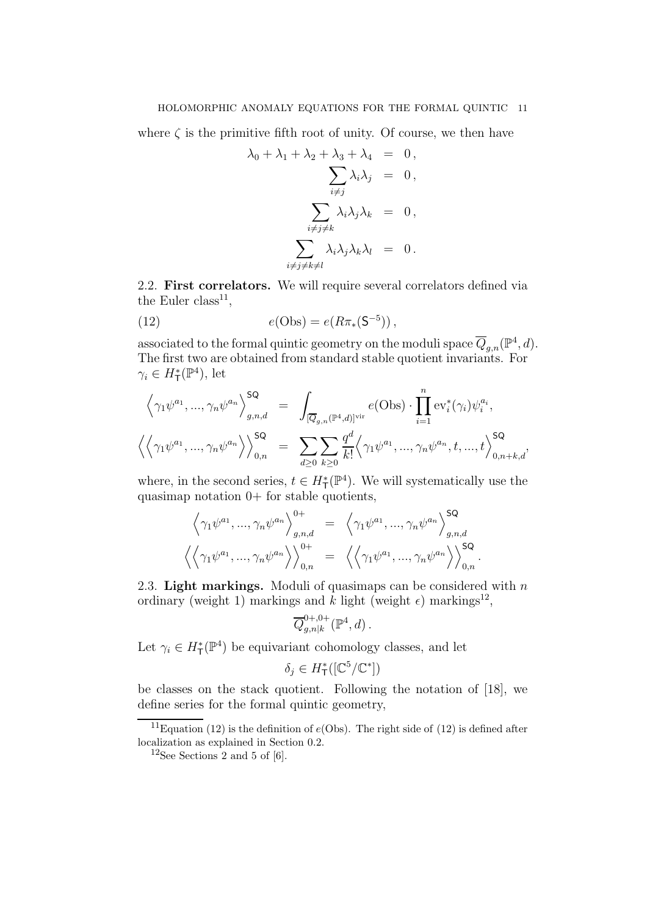where $\zeta$ is the primitive fifth root of unity. Of course, we then have

$$
\begin{aligned}
\lambda_0 + \lambda_1 + \lambda_2 + \lambda_3 + \lambda_4 &= 0\,, \\
\sum_{i \neq j} \lambda_i \lambda_j &= 0\,, \\
\sum_{i \neq j \neq k} \lambda_i \lambda_j \lambda_k &= 0\,, \\
\sum_{i \neq j \neq k \neq l} \lambda_i \lambda_j \lambda_k \lambda_l &= 0\,.
\end{aligned}
$$

2.2. **First correlators.** We will require several correlators defined via the Euler class[11],

$$
e(\mathrm{Obs}) = e(R\pi_*(\mathsf{S}^{-5}))\,, \tag{12}
$$

associated to the formal quintic geometry on the moduli space $\overline{Q}_{g,n}(\mathbb{P}^4, d)$. The first two are obtained from standard stable quotient invariants. For $\gamma_i \in H^*_{\mathsf{T}}(\mathbb{P}^4)$, let

$$
\begin{aligned}
\Big\langle \gamma_1 \psi^{a_1}, ..., \gamma_n \psi^{a_n} \Big\rangle^{\mathsf{SQ}}_{g,n,d} &= \int_{[\overline{Q}_{g,n}(\mathbb{P}^4,d)]^{\mathrm{vir}}} e(\mathrm{Obs}) \cdot \prod_{i=1}^{n} \mathrm{ev}_i^*(\gamma_i) \psi_i^{a_i}, \\
\Big\langle\Big\langle \gamma_1 \psi^{a_1}, ..., \gamma_n \psi^{a_n} \Big\rangle\Big\rangle^{\mathsf{SQ}}_{0,n} &= \sum_{d \geq 0} \sum_{k \geq 0} \frac{q^d}{k!} \Big\langle \gamma_1 \psi^{a_1}, ..., \gamma_n \psi^{a_n}, t, ..., t \Big\rangle^{\mathsf{SQ}}_{0,n+k,d},
\end{aligned}
$$

where, in the second series, $t \in H^*_{\mathsf{T}}(\mathbb{P}^4)$. We will systematically use the quasimap notation $0+$ for stable quotients,

$$
\begin{aligned}
\Big\langle \gamma_1 \psi^{a_1}, ..., \gamma_n \psi^{a_n} \Big\rangle^{0+}_{g,n,d} &= \Big\langle \gamma_1 \psi^{a_1}, ..., \gamma_n \psi^{a_n} \Big\rangle^{\mathsf{SQ}}_{g,n,d} \\
\Big\langle\Big\langle \gamma_1 \psi^{a_1}, ..., \gamma_n \psi^{a_n} \Big\rangle\Big\rangle^{0+}_{0,n} &= \Big\langle\Big\langle \gamma_1 \psi^{a_1}, ..., \gamma_n \psi^{a_n} \Big\rangle\Big\rangle^{\mathsf{SQ}}_{0,n}\,.
\end{aligned}
$$

2.3. **Light markings.** Moduli of quasimaps can be considered with $n$ ordinary (weight 1) markings and $k$ light (weight $\epsilon$) markings[12],

$$
\overline{Q}^{0+,0+}_{g,n|k}(\mathbb{P}^4, d)\,.
$$

Let $\gamma_i \in H^*_{\mathsf{T}}(\mathbb{P}^4)$ be equivariant cohomology classes, and let

$$
\delta_j \in H^*_{\mathsf{T}}([\mathbb{C}^5/\mathbb{C}^*])
$$

be classes on the stack quotient. Following the notation of [18], we define series for the formal quintic geometry,

---

[11] Equation (12) is the definition of $e(\mathrm{Obs})$. The right side of (12) is defined after localization as explained in Section 0.2.

[12] See Sections 2 and 5 of [6].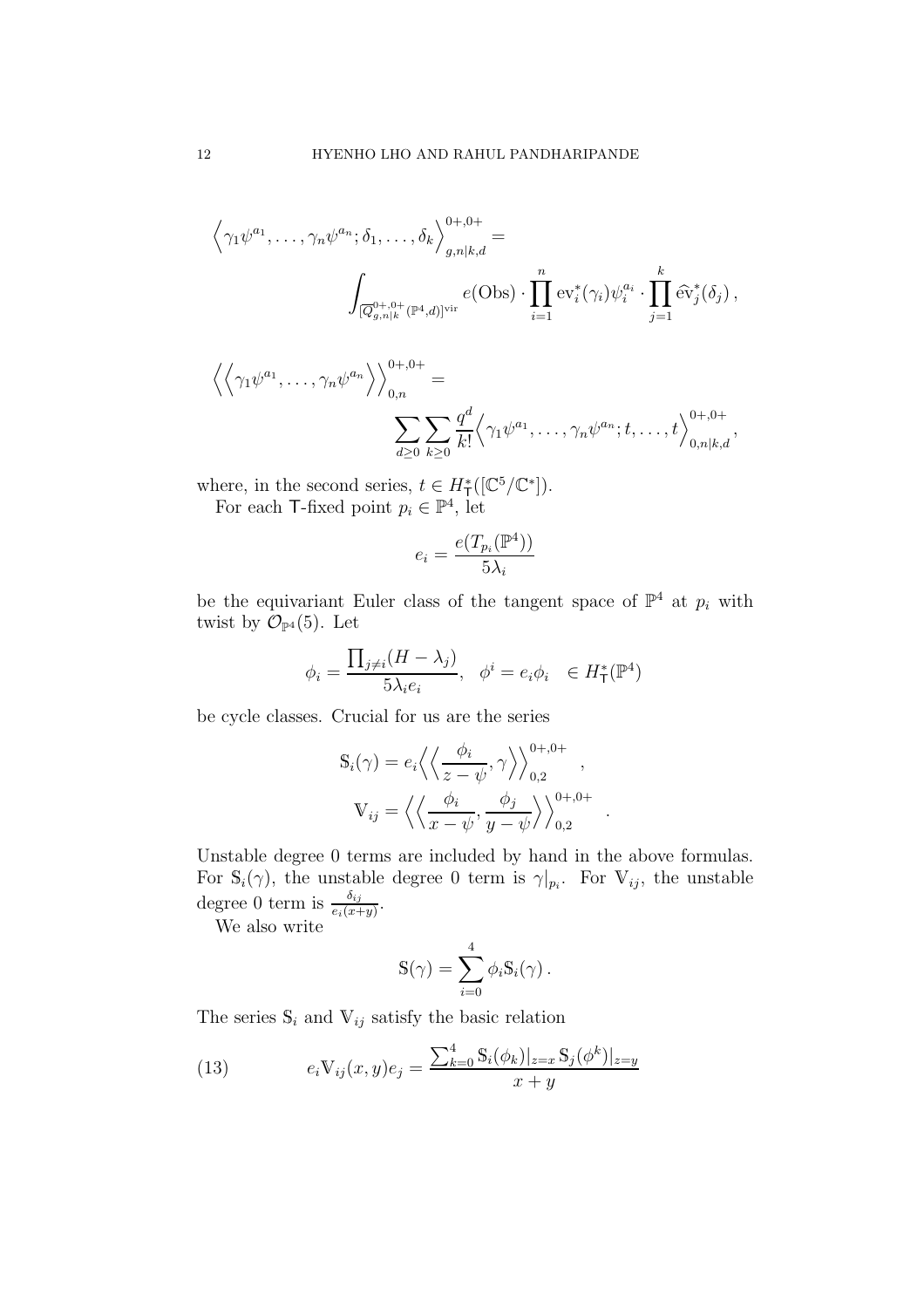$$\Big\langle \gamma_1\psi^{a_1},\ldots,\gamma_n\psi^{a_n};\delta_1,\ldots,\delta_k \Big\rangle^{0+,0+}_{g,n|k,d} = \int_{[\overline{Q}^{0+,0+}_{g,n|k}(\mathbb{P}^4,d)]^{\mathrm{vir}}} e(\mathrm{Obs})\cdot \prod_{i=1}^n \mathrm{ev}_i^*(\gamma_i)\psi_i^{a_i}\cdot \prod_{j=1}^k \widehat{\mathrm{ev}}_j^*(\delta_j)\,,$$

$$\Big\langle\Big\langle \gamma_1\psi^{a_1},\ldots,\gamma_n\psi^{a_n} \Big\rangle\Big\rangle^{0+,0+}_{0,n} = \sum_{d\geq 0}\sum_{k\geq 0}\frac{q^d}{k!}\Big\langle \gamma_1\psi^{a_1},\ldots,\gamma_n\psi^{a_n};t,\ldots,t \Big\rangle^{0+,0+}_{0,n|k,d}\,,$$

where, in the second series, $t \in H^*_{\mathsf{T}}([\mathbb{C}^5/\mathbb{C}^*])$.

For each $\mathsf{T}$-fixed point $p_i \in \mathbb{P}^4$, let

$$e_i = \frac{e(T_{p_i}(\mathbb{P}^4))}{5\lambda_i}$$

be the equivariant Euler class of the tangent space of $\mathbb{P}^4$ at $p_i$ with twist by $\mathcal{O}_{\mathbb{P}^4}(5)$. Let

$$\phi_i = \frac{\prod_{j\neq i}(H-\lambda_j)}{5\lambda_i e_i}, \quad \phi^i = e_i\phi_i \quad \in H^*_{\mathsf{T}}(\mathbb{P}^4)$$

be cycle classes. Crucial for us are the series

$$\mathbb{S}_i(\gamma) = e_i\Big\langle\Big\langle \frac{\phi_i}{z-\psi},\gamma \Big\rangle\Big\rangle^{0+,0+}_{0,2}\,,$$

$$\mathbb{V}_{ij} = \Big\langle\Big\langle \frac{\phi_i}{x-\psi},\frac{\phi_j}{y-\psi} \Big\rangle\Big\rangle^{0+,0+}_{0,2}\,.$$

Unstable degree 0 terms are included by hand in the above formulas. For $\mathbb{S}_i(\gamma)$, the unstable degree 0 term is $\gamma|_{p_i}$. For $\mathbb{V}_{ij}$, the unstable degree 0 term is $\frac{\delta_{ij}}{e_i(x+y)}$.

We also write

$$\mathbb{S}(\gamma) = \sum_{i=0}^4 \phi_i \mathbb{S}_i(\gamma)\,.$$

The series $\mathbb{S}_i$ and $\mathbb{V}_{ij}$ satisfy the basic relation

$$e_i\mathbb{V}_{ij}(x,y)e_j = \frac{\sum_{k=0}^4 \mathbb{S}_i(\phi_k)|_{z=x}\,\mathbb{S}_j(\phi^k)|_{z=y}}{x+y} \tag{13}$$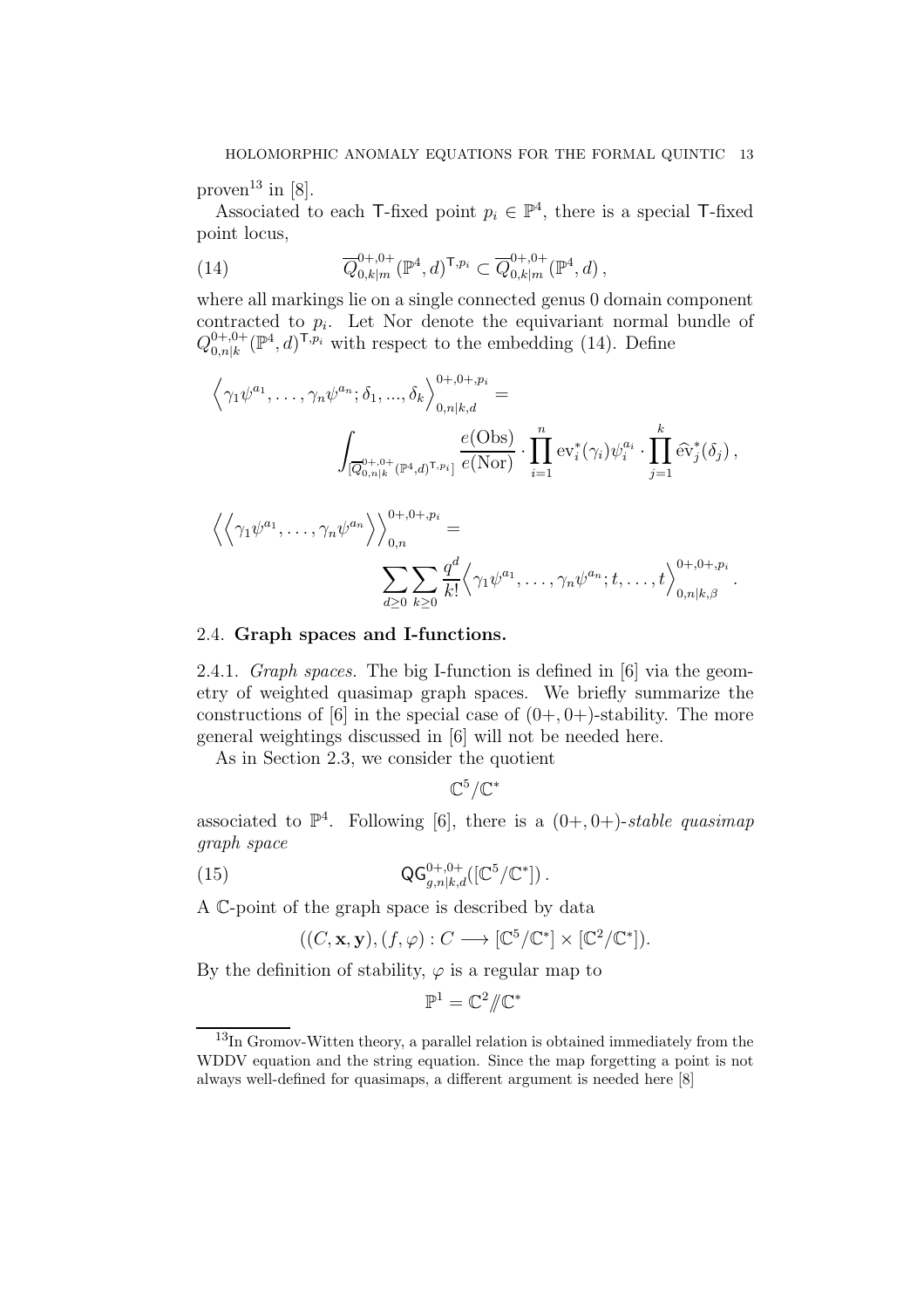proven[13] in [8].

Associated to each $\mathsf{T}$-fixed point $p_i \in \mathbb{P}^4$, there is a special $\mathsf{T}$-fixed point locus,

$$\overline{Q}^{0+,0+}_{0,k|m}(\mathbb{P}^4, d)^{\mathsf{T},p_i} \subset \overline{Q}^{0+,0+}_{0,k|m}(\mathbb{P}^4, d)\,, \tag{14}$$

where all markings lie on a single connected genus 0 domain component contracted to $p_i$. Let Nor denote the equivariant normal bundle of $Q^{0+,0+}_{0,n|k}(\mathbb{P}^4, d)^{\mathsf{T},p_i}$ with respect to the embedding (14). Define

$$\Big\langle \gamma_1\psi^{a_1}, \ldots, \gamma_n\psi^{a_n}; \delta_1, ..., \delta_k \Big\rangle^{0+,0+,p_i}_{0,n|k,d} = \int_{[\overline{Q}^{0+,0+}_{0,n|k}(\mathbb{P}^4,d)^{\mathsf{T},p_i}]} \frac{e(\mathrm{Obs})}{e(\mathrm{Nor})} \cdot \prod_{i=1}^{n} \mathrm{ev}_i^*(\gamma_i)\psi_i^{a_i} \cdot \prod_{j=1}^{k} \widehat{\mathrm{ev}}_j^*(\delta_j)\,,$$

$$\Big\langle\Big\langle \gamma_1\psi^{a_1}, \ldots, \gamma_n\psi^{a_n} \Big\rangle\Big\rangle^{0+,0+,p_i}_{0,n} = \sum_{d\geq 0}\sum_{k\geq 0} \frac{q^d}{k!} \Big\langle \gamma_1\psi^{a_1}, \ldots, \gamma_n\psi^{a_n}; t, \ldots, t \Big\rangle^{0+,0+,p_i}_{0,n|k,\beta}\,.$$

### 2.4. Graph spaces and I-functions.

2.4.1. *Graph spaces.* The big I-function is defined in [6] via the geometry of weighted quasimap graph spaces. We briefly summarize the constructions of [6] in the special case of $(0+,0+)$-stability. The more general weightings discussed in [6] will not be needed here.

As in Section 2.3, we consider the quotient

$$\mathbb{C}^5/\mathbb{C}^*$$

associated to $\mathbb{P}^4$. Following [6], there is a $(0+,0+)$-*stable quasimap graph space*

$$\mathsf{QG}^{0+,0+}_{g,n|k,d}([\mathbb{C}^5/\mathbb{C}^*])\,. \tag{15}$$

A $\mathbb{C}$-point of the graph space is described by data

$$((C, \mathbf{x}, \mathbf{y}), (f, \varphi) : C \longrightarrow [\mathbb{C}^5/\mathbb{C}^*] \times [\mathbb{C}^2/\mathbb{C}^*]).$$

By the definition of stability, $\varphi$ is a regular map to

$$\mathbb{P}^1 = \mathbb{C}^2 /\!\!/ \mathbb{C}^*$$

[13] In Gromov-Witten theory, a parallel relation is obtained immediately from the WDDV equation and the string equation. Since the map forgetting a point is not always well-defined for quasimaps, a different argument is needed here [8]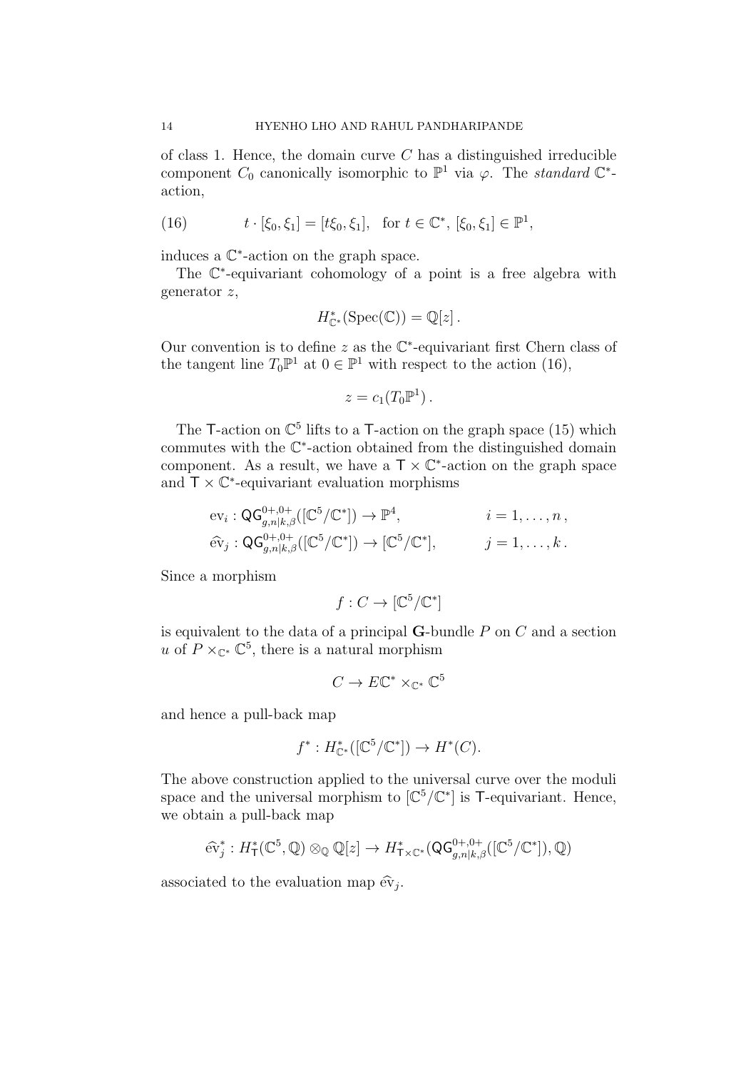of class 1. Hence, the domain curve $C$ has a distinguished irreducible component $C_0$ canonically isomorphic to $\mathbb{P}^1$ via $\varphi$. The *standard* $\mathbb{C}^*$-action,

$$t \cdot [\xi_0, \xi_1] = [t\xi_0, \xi_1], \quad \text{for } t \in \mathbb{C}^*, \, [\xi_0, \xi_1] \in \mathbb{P}^1, \tag{16}$$

induces a $\mathbb{C}^*$-action on the graph space.

The $\mathbb{C}^*$-equivariant cohomology of a point is a free algebra with generator $z$,

$$H^*_{\mathbb{C}^*}(\mathrm{Spec}(\mathbb{C})) = \mathbb{Q}[z] \, .$$

Our convention is to define $z$ as the $\mathbb{C}^*$-equivariant first Chern class of the tangent line $T_0\mathbb{P}^1$ at $0 \in \mathbb{P}^1$ with respect to the action (16),

$$z = c_1(T_0\mathbb{P}^1) \, .$$

The $\mathsf{T}$-action on $\mathbb{C}^5$ lifts to a $\mathsf{T}$-action on the graph space (15) which commutes with the $\mathbb{C}^*$-action obtained from the distinguished domain component. As a result, we have a $\mathsf{T} \times \mathbb{C}^*$-action on the graph space and $\mathsf{T} \times \mathbb{C}^*$-equivariant evaluation morphisms

$$\begin{aligned}
&\mathrm{ev}_i : \mathsf{QG}^{0+,0+}_{g,n|k,\beta}([\mathbb{C}^5/\mathbb{C}^*]) \to \mathbb{P}^4, && i = 1, \ldots, n \, , \\
&\widehat{\mathrm{ev}}_j : \mathsf{QG}^{0+,0+}_{g,n|k,\beta}([\mathbb{C}^5/\mathbb{C}^*]) \to [\mathbb{C}^5/\mathbb{C}^*], && j = 1, \ldots, k \, .
\end{aligned}$$

Since a morphism

$$f : C \to [\mathbb{C}^5/\mathbb{C}^*]$$

is equivalent to the data of a principal $\mathbf{G}$-bundle $P$ on $C$ and a section $u$ of $P \times_{\mathbb{C}^*} \mathbb{C}^5$, there is a natural morphism

$$C \to E\mathbb{C}^* \times_{\mathbb{C}^*} \mathbb{C}^5$$

and hence a pull-back map

$$f^* : H^*_{\mathbb{C}^*}([\mathbb{C}^5/\mathbb{C}^*]) \to H^*(C).$$

The above construction applied to the universal curve over the moduli space and the universal morphism to $[\mathbb{C}^5/\mathbb{C}^*]$ is $\mathsf{T}$-equivariant. Hence, we obtain a pull-back map

$$\widehat{\mathrm{ev}}_j^* : H^*_{\mathsf{T}}(\mathbb{C}^5, \mathbb{Q}) \otimes_{\mathbb{Q}} \mathbb{Q}[z] \to H^*_{\mathsf{T} \times \mathbb{C}^*}(\mathsf{QG}^{0+,0+}_{g,n|k,\beta}([\mathbb{C}^5/\mathbb{C}^*]), \mathbb{Q})$$

associated to the evaluation map $\widehat{\mathrm{ev}}_j$.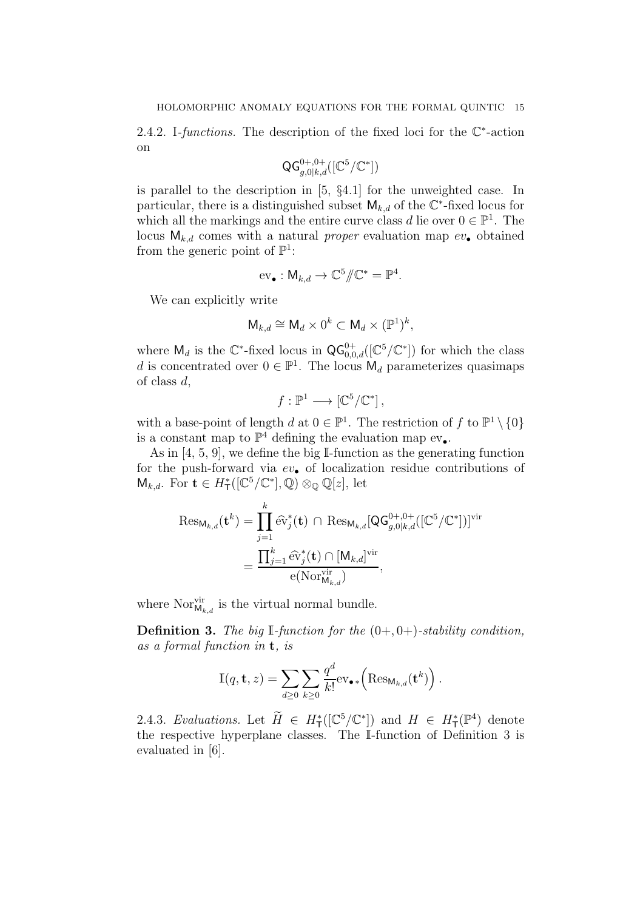2.4.2. I-*functions.* The description of the fixed loci for the $\mathbb{C}^*$-action on

$$\mathsf{QG}^{0+,0+}_{g,0|k,d}([\mathbb{C}^5/\mathbb{C}^*])$$

is parallel to the description in [5, §4.1] for the unweighted case. In particular, there is a distinguished subset $\mathsf{M}_{k,d}$ of the $\mathbb{C}^*$-fixed locus for which all the markings and the entire curve class $d$ lie over $0 \in \mathbb{P}^1$. The locus $\mathsf{M}_{k,d}$ comes with a natural *proper* evaluation map $ev_\bullet$ obtained from the generic point of $\mathbb{P}^1$:

$$\mathrm{ev}_\bullet : \mathsf{M}_{k,d} \to \mathbb{C}^5 /\!\!/ \mathbb{C}^* = \mathbb{P}^4.$$

We can explicitly write

$$\mathsf{M}_{k,d} \cong \mathsf{M}_d \times 0^k \subset \mathsf{M}_d \times (\mathbb{P}^1)^k,$$

where $\mathsf{M}_d$ is the $\mathbb{C}^*$-fixed locus in $\mathsf{QG}^{0+}_{0,0,d}([\mathbb{C}^5/\mathbb{C}^*])$ for which the class $d$ is concentrated over $0 \in \mathbb{P}^1$. The locus $\mathsf{M}_d$ parameterizes quasimaps of class $d$,

$$f : \mathbb{P}^1 \longrightarrow [\mathbb{C}^5/\mathbb{C}^*],$$

with a base-point of length $d$ at $0 \in \mathbb{P}^1$. The restriction of $f$ to $\mathbb{P}^1 \setminus \{0\}$ is a constant map to $\mathbb{P}^4$ defining the evaluation map $\mathrm{ev}_\bullet$.

As in [4, 5, 9], we define the big $\mathbb{I}$-function as the generating function for the push-forward via $ev_\bullet$ of localization residue contributions of $\mathsf{M}_{k,d}$. For $\mathbf{t} \in H^*_{\mathsf{T}}([\mathbb{C}^5/\mathbb{C}^*], \mathbb{Q}) \otimes_{\mathbb{Q}} \mathbb{Q}[z]$, let

$$\begin{aligned}
\mathrm{Res}_{\mathsf{M}_{k,d}}(\mathbf{t}^k) &= \prod_{j=1}^{k} \widehat{\mathrm{ev}}_j^*(\mathbf{t}) \cap \mathrm{Res}_{\mathsf{M}_{k,d}}[\mathsf{QG}^{0+,0+}_{g,0|k,d}([\mathbb{C}^5/\mathbb{C}^*])]^{\mathrm{vir}} \\
&= \frac{\prod_{j=1}^{k} \widehat{\mathrm{ev}}_j^*(\mathbf{t}) \cap [\mathsf{M}_{k,d}]^{\mathrm{vir}}}{\mathrm{e}(\mathrm{Nor}^{\mathrm{vir}}_{\mathsf{M}_{k,d}})},
\end{aligned}$$

where $\mathrm{Nor}^{\mathrm{vir}}_{\mathsf{M}_{k,d}}$ is the virtual normal bundle.

**Definition 3.** *The big $\mathbb{I}$-function for the $(0+, 0+)$-stability condition, as a formal function in $\mathbf{t}$, is*

$$\mathbb{I}(q, \mathbf{t}, z) = \sum_{d \geq 0} \sum_{k \geq 0} \frac{q^d}{k!} \mathrm{ev}_{\bullet *}\Big(\mathrm{Res}_{\mathsf{M}_{k,d}}(\mathbf{t}^k)\Big).$$

2.4.3. *Evaluations.* Let $\widetilde{H} \in H^*_{\mathsf{T}}([\mathbb{C}^5/\mathbb{C}^*])$ and $H \in H^*_{\mathsf{T}}(\mathbb{P}^4)$ denote the respective hyperplane classes. The $\mathbb{I}$-function of Definition 3 is evaluated in [6].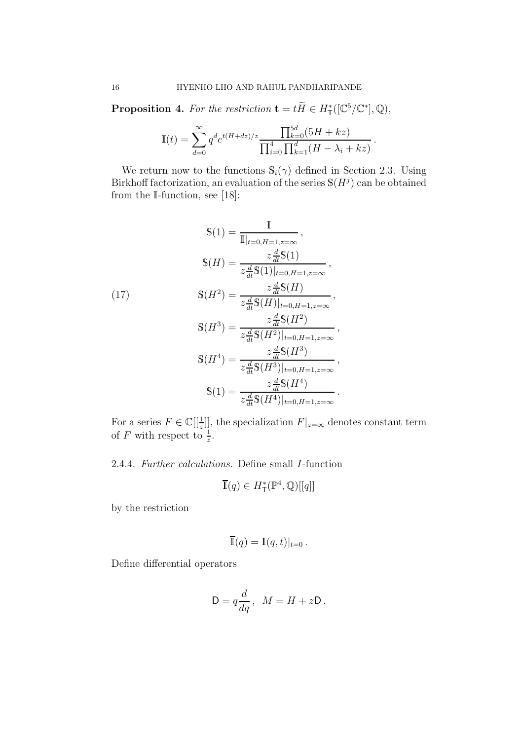**Proposition 4.** *For the restriction* $\mathbf{t} = t\widetilde{H} \in H^*_{\mathsf{T}}([\mathbb{C}^5/\mathbb{C}^*], \mathbb{Q})$,

$$\mathbb{I}(t) = \sum_{d=0}^{\infty} q^d e^{t(H+dz)/z} \frac{\prod_{k=0}^{5d}(5H+kz)}{\prod_{i=0}^{4}\prod_{k=1}^{d}(H-\lambda_i+kz)}\,.$$

We return now to the functions $\mathbb{S}_i(\gamma)$ defined in Section 2.3. Using Birkhoff factorization, an evaluation of the series $\mathbb{S}(H^j)$ can be obtained from the $\mathbb{I}$-function, see [18]:

$$\begin{aligned}
\mathbb{S}(1) &= \frac{\mathbb{I}}{\mathbb{I}|_{t=0,H=1,z=\infty}}\,,\\
\mathbb{S}(H) &= \frac{z\frac{d}{dt}\mathbb{S}(1)}{z\frac{d}{dt}\mathbb{S}(1)|_{t=0,H=1,z=\infty}}\,,\\
\mathbb{S}(H^2) &= \frac{z\frac{d}{dt}\mathbb{S}(H)}{z\frac{d}{dt}\mathbb{S}(H)|_{t=0,H=1,z=\infty}}\,,\\
\mathbb{S}(H^3) &= \frac{z\frac{d}{dt}\mathbb{S}(H^2)}{z\frac{d}{dt}\mathbb{S}(H^2)|_{t=0,H=1,z=\infty}}\,,\\
\mathbb{S}(H^4) &= \frac{z\frac{d}{dt}\mathbb{S}(H^3)}{z\frac{d}{dt}\mathbb{S}(H^3)|_{t=0,H=1,z=\infty}}\,,\\
\mathbb{S}(1) &= \frac{z\frac{d}{dt}\mathbb{S}(H^4)}{z\frac{d}{dt}\mathbb{S}(H^4)|_{t=0,H=1,z=\infty}}\,.
\end{aligned} \tag{17}$$

For a series $F \in \mathbb{C}[[\frac{1}{z}]]$, the specialization $F|_{z=\infty}$ denotes constant term of $F$ with respect to $\frac{1}{z}$.

2.4.4. *Further calculations.* Define small $I$-function

$$\overline{\mathbb{I}}(q) \in H^*_{\mathsf{T}}(\mathbb{P}^4, \mathbb{Q})[[q]]$$

by the restriction

$$\overline{\mathbb{I}}(q) = \mathbb{I}(q,t)|_{t=0}\,.$$

Define differential operators

$$\mathsf{D} = q\frac{d}{dq}\,, \quad M = H + z\mathsf{D}\,.$$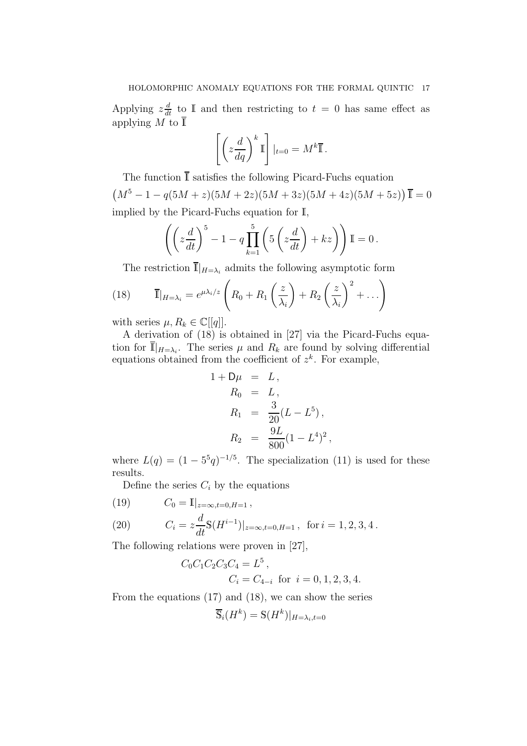Applying $z\frac{d}{dt}$ to $\mathbb{I}$ and then restricting to $t = 0$ has same effect as applying $M$ to $\overline{\mathbb{I}}$

$$\left[\left(z\frac{d}{dq}\right)^k \mathbb{I}\right]|_{t=0} = M^k \overline{\mathbb{I}}\,.$$

The function $\overline{\mathbb{I}}$ satisfies the following Picard-Fuchs equation

$$\left(M^5 - 1 - q(5M+z)(5M+2z)(5M+3z)(5M+4z)(5M+5z)\right)\overline{\mathbb{I}} = 0$$

implied by the Picard-Fuchs equation for $\mathbb{I}$,

$$\left(\left(z\frac{d}{dt}\right)^5 - 1 - q\prod_{k=1}^{5}\left(5\left(z\frac{d}{dt}\right) + kz\right)\right)\mathbb{I} = 0\,.$$

The restriction $\overline{\mathbb{I}}|_{H=\lambda_i}$ admits the following asymptotic form

$$\overline{\mathbb{I}}|_{H=\lambda_i} = e^{\mu\lambda_i/z}\left(R_0 + R_1\left(\frac{z}{\lambda_i}\right) + R_2\left(\frac{z}{\lambda_i}\right)^2 + \dots\right) \tag{18}$$

with series $\mu, R_k \in \mathbb{C}[[q]]$.

A derivation of (18) is obtained in [27] via the Picard-Fuchs equation for $\overline{\mathbb{I}}|_{H=\lambda_i}$. The series $\mu$ and $R_k$ are found by solving differential equations obtained from the coefficient of $z^k$. For example,

$$\begin{aligned}
1 + \mathsf{D}\mu &= L\,, \\
R_0 &= L\,, \\
R_1 &= \frac{3}{20}(L - L^5)\,, \\
R_2 &= \frac{9L}{800}(1 - L^4)^2\,,
\end{aligned}$$

where $L(q) = (1 - 5^5 q)^{-1/5}$. The specialization (11) is used for these results.

Define the series $C_i$ by the equations

$$C_0 = \mathbb{I}|_{z=\infty, t=0, H=1}\,, \tag{19}$$

$$C_i = z\frac{d}{dt}\mathbb{S}(H^{i-1})|_{z=\infty, t=0, H=1}\,,\ \text{ for } i = 1,2,3,4\,. \tag{20}$$

The following relations were proven in [27],

$$\begin{aligned}
C_0 C_1 C_2 C_3 C_4 &= L^5\,, \\
C_i &= C_{4-i} \ \text{ for } \ i = 0,1,2,3,4.
\end{aligned}$$

From the equations (17) and (18), we can show the series

$$\overline{\mathbb{S}}_i(H^k) = \mathbb{S}(H^k)|_{H=\lambda_i, t=0}$$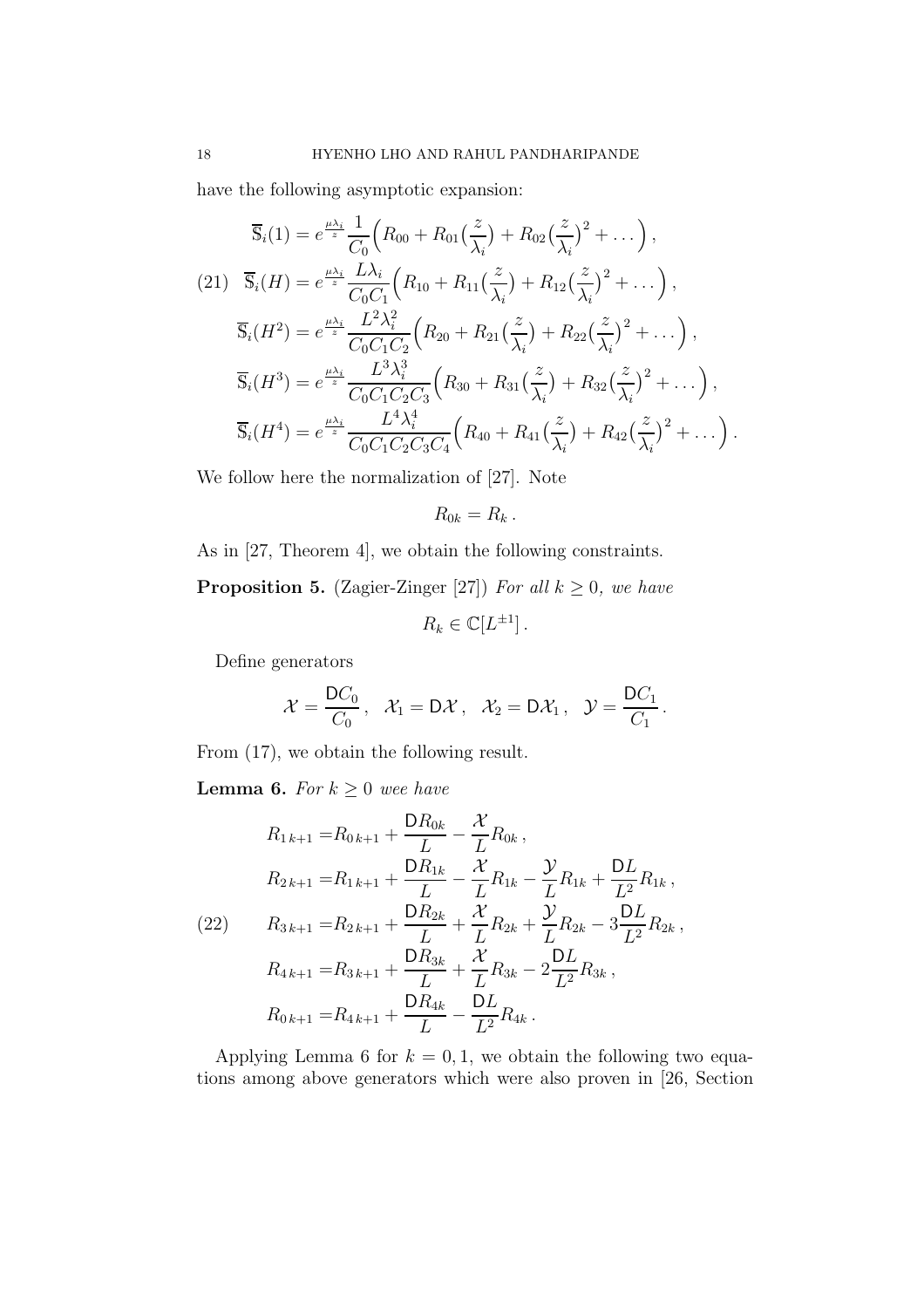have the following asymptotic expansion:

$$
\begin{aligned}
\overline{\mathbb{S}}_i(1) &= e^{\frac{\mu\lambda_i}{z}} \frac{1}{C_0}\Big(R_{00} + R_{01}\big(\frac{z}{\lambda_i}\big) + R_{02}\big(\frac{z}{\lambda_i}\big)^2 + \dots\Big)\,, \\
\overline{\mathbb{S}}_i(H) &= e^{\frac{\mu\lambda_i}{z}} \frac{L\lambda_i}{C_0C_1}\Big(R_{10} + R_{11}\big(\frac{z}{\lambda_i}\big) + R_{12}\big(\frac{z}{\lambda_i}\big)^2 + \dots\Big)\,, \\
\overline{\mathbb{S}}_i(H^2) &= e^{\frac{\mu\lambda_i}{z}} \frac{L^2\lambda_i^2}{C_0C_1C_2}\Big(R_{20} + R_{21}\big(\frac{z}{\lambda_i}\big) + R_{22}\big(\frac{z}{\lambda_i}\big)^2 + \dots\Big)\,, \\
\overline{\mathbb{S}}_i(H^3) &= e^{\frac{\mu\lambda_i}{z}} \frac{L^3\lambda_i^3}{C_0C_1C_2C_3}\Big(R_{30} + R_{31}\big(\frac{z}{\lambda_i}\big) + R_{32}\big(\frac{z}{\lambda_i}\big)^2 + \dots\Big)\,, \\
\overline{\mathbb{S}}_i(H^4) &= e^{\frac{\mu\lambda_i}{z}} \frac{L^4\lambda_i^4}{C_0C_1C_2C_3C_4}\Big(R_{40} + R_{41}\big(\frac{z}{\lambda_i}\big) + R_{42}\big(\frac{z}{\lambda_i}\big)^2 + \dots\Big)\,.
\end{aligned}
\tag{21}
$$

We follow here the normalization of [27]. Note

$$R_{0k} = R_k\,.$$

As in [27, Theorem 4], we obtain the following constraints.

**Proposition 5.** (Zagier-Zinger [27]) *For all $k \geq 0$, we have*

$$R_k \in \mathbb{C}[L^{\pm 1}]\,.$$

Define generators

$$\mathcal{X} = \frac{\mathsf{D}C_0}{C_0}\,, \quad \mathcal{X}_1 = \mathsf{D}\mathcal{X}\,, \quad \mathcal{X}_2 = \mathsf{D}\mathcal{X}_1\,, \quad \mathcal{Y} = \frac{\mathsf{D}C_1}{C_1}\,.$$

From (17), we obtain the following result.

**Lemma 6.** *For $k \geq 0$ wee have*

$$
\begin{aligned}
R_{1\,k+1} &= R_{0\,k+1} + \frac{\mathsf{D}R_{0k}}{L} - \frac{\mathcal{X}}{L}R_{0k}\,, \\
R_{2\,k+1} &= R_{1\,k+1} + \frac{\mathsf{D}R_{1k}}{L} - \frac{\mathcal{X}}{L}R_{1k} - \frac{\mathcal{Y}}{L}R_{1k} + \frac{\mathsf{D}L}{L^2}R_{1k}\,, \\
R_{3\,k+1} &= R_{2\,k+1} + \frac{\mathsf{D}R_{2k}}{L} + \frac{\mathcal{X}}{L}R_{2k} + \frac{\mathcal{Y}}{L}R_{2k} - 3\frac{\mathsf{D}L}{L^2}R_{2k}\,, \\
R_{4\,k+1} &= R_{3\,k+1} + \frac{\mathsf{D}R_{3k}}{L} + \frac{\mathcal{X}}{L}R_{3k} - 2\frac{\mathsf{D}L}{L^2}R_{3k}\,, \\
R_{0\,k+1} &= R_{4\,k+1} + \frac{\mathsf{D}R_{4k}}{L} - \frac{\mathsf{D}L}{L^2}R_{4k}\,.
\end{aligned}
\tag{22}
$$

Applying Lemma 6 for $k = 0, 1$, we obtain the following two equations among above generators which were also proven in [26, Section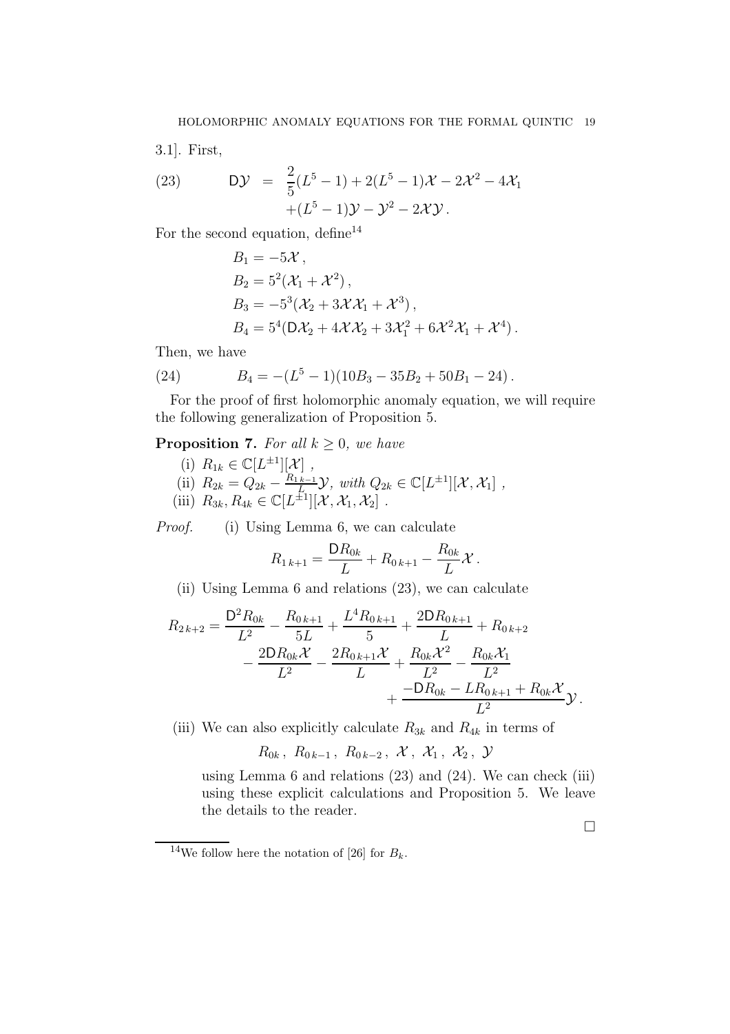3.1]. First,

$$
\mathsf{D}\mathcal{Y} = \frac{2}{5}(L^5-1) + 2(L^5-1)\mathcal{X} - 2\mathcal{X}^2 - 4\mathcal{X}_1 + (L^5-1)\mathcal{Y} - \mathcal{Y}^2 - 2\mathcal{X}\mathcal{Y}\,. \tag{23}
$$

For the second equation, define[14]

$$
\begin{aligned}
&B_1 = -5\mathcal{X}\,,\\
&B_2 = 5^2(\mathcal{X}_1 + \mathcal{X}^2)\,,\\
&B_3 = -5^3(\mathcal{X}_2 + 3\mathcal{X}\mathcal{X}_1 + \mathcal{X}^3)\,,\\
&B_4 = 5^4(\mathsf{D}\mathcal{X}_2 + 4\mathcal{X}\mathcal{X}_2 + 3\mathcal{X}_1^2 + 6\mathcal{X}^2\mathcal{X}_1 + \mathcal{X}^4)\,.
\end{aligned}
$$

Then, we have

$$
B_4 = -(L^5-1)(10B_3 - 35B_2 + 50B_1 - 24)\,. \tag{24}
$$

For the proof of first holomorphic anomaly equation, we will require the following generalization of Proposition 5.

**Proposition 7.** *For all $k \geq 0$, we have*

(i) $R_{1k} \in \mathbb{C}[L^{\pm 1}][\mathcal{X}]$ ,

(ii) $R_{2k} = Q_{2k} - \frac{R_{1\,k-1}}{L}\mathcal{Y}$, *with* $Q_{2k} \in \mathbb{C}[L^{\pm 1}][\mathcal{X}, \mathcal{X}_1]$ ,

(iii) $R_{3k}, R_{4k} \in \mathbb{C}[L^{\pm 1}][\mathcal{X}, \mathcal{X}_1, \mathcal{X}_2]$ .

*Proof.* (i) Using Lemma 6, we can calculate

$$
R_{1\,k+1} = \frac{\mathsf{D}R_{0k}}{L} + R_{0\,k+1} - \frac{R_{0k}}{L}\mathcal{X}\,.
$$

(ii) Using Lemma 6 and relations (23), we can calculate

$$
\begin{aligned}
R_{2\,k+2} = \frac{\mathsf{D}^2R_{0k}}{L^2} - \frac{R_{0\,k+1}}{5L} + \frac{L^4R_{0\,k+1}}{5} + \frac{2\mathsf{D}R_{0\,k+1}}{L} + R_{0\,k+2}\\
- \frac{2\mathsf{D}R_{0k}\mathcal{X}}{L^2} - \frac{2R_{0\,k+1}\mathcal{X}}{L} + \frac{R_{0k}\mathcal{X}^2}{L^2} - \frac{R_{0k}\mathcal{X}_1}{L^2}\\
+ \frac{-\mathsf{D}R_{0k} - LR_{0\,k+1} + R_{0k}\mathcal{X}}{L^2}\mathcal{Y}\,.
\end{aligned}
$$

(iii) We can also explicitly calculate $R_{3k}$ and $R_{4k}$ in terms of

$$
R_{0k}\,,\ R_{0\,k-1}\,,\ R_{0\,k-2}\,,\ \mathcal{X}\,,\ \mathcal{X}_1\,,\ \mathcal{X}_2\,,\ \mathcal{Y}
$$

using Lemma 6 and relations (23) and (24). We can check (iii) using these explicit calculations and Proposition 5. We leave the details to the reader.

□

[14] We follow here the notation of [26] for $B_k$.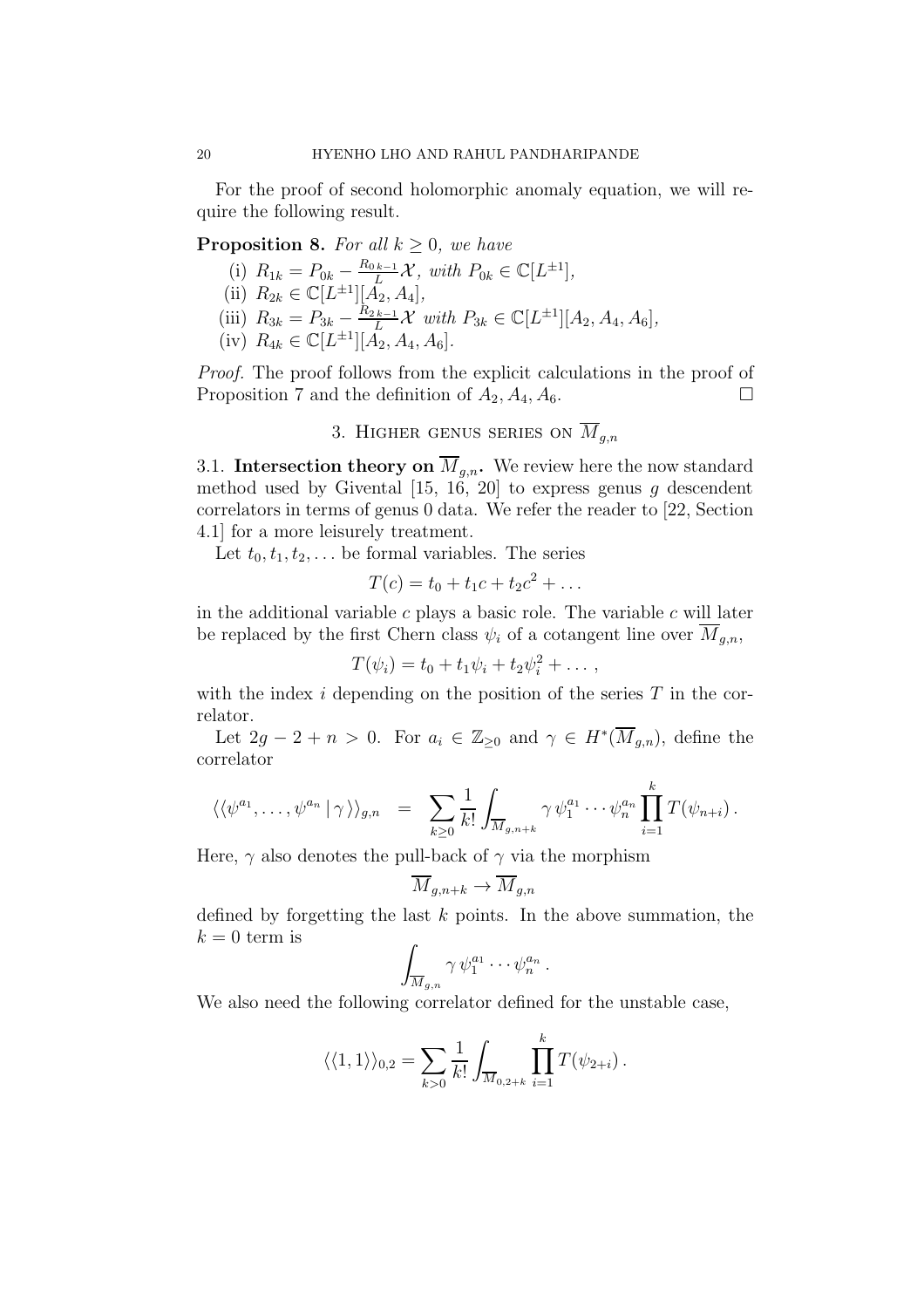For the proof of second holomorphic anomaly equation, we will require the following result.

**Proposition 8.** *For all $k \geq 0$, we have*

(i) $R_{1k} = P_{0k} - \frac{R_{0\,k-1}}{L}\mathcal{X}$, *with* $P_{0k} \in \mathbb{C}[L^{\pm 1}]$,

(ii) $R_{2k} \in \mathbb{C}[L^{\pm 1}][A_2, A_4]$,

(iii) $R_{3k} = P_{3k} - \frac{R_{2\,k-1}}{L}\mathcal{X}$ *with* $P_{3k} \in \mathbb{C}[L^{\pm 1}][A_2, A_4, A_6]$,

(iv) $R_{4k} \in \mathbb{C}[L^{\pm 1}][A_2, A_4, A_6]$.

*Proof.* The proof follows from the explicit calculations in the proof of Proposition 7 and the definition of $A_2, A_4, A_6$. □

## 3. Higher genus series on $\overline{M}_{g,n}$

### 3.1. Intersection theory on $\overline{M}_{g,n}$.

We review here the now standard method used by Givental [15, 16, 20] to express genus $g$ descendent correlators in terms of genus 0 data. We refer the reader to [22, Section 4.1] for a more leisurely treatment.

Let $t_0, t_1, t_2, \ldots$ be formal variables. The series

$$T(c) = t_0 + t_1 c + t_2 c^2 + \ldots$$

in the additional variable $c$ plays a basic role. The variable $c$ will later be replaced by the first Chern class $\psi_i$ of a cotangent line over $\overline{M}_{g,n}$,

$$T(\psi_i) = t_0 + t_1 \psi_i + t_2 \psi_i^2 + \ldots,$$

with the index $i$ depending on the position of the series $T$ in the correlator.

Let $2g - 2 + n > 0$. For $a_i \in \mathbb{Z}_{\geq 0}$ and $\gamma \in H^*(\overline{M}_{g,n})$, define the correlator

$$\langle\langle \psi^{a_1}, \ldots, \psi^{a_n} \,|\, \gamma \rangle\rangle_{g,n} \;=\; \sum_{k\geq 0} \frac{1}{k!} \int_{\overline{M}_{g,n+k}} \gamma\, \psi_1^{a_1} \cdots \psi_n^{a_n} \prod_{i=1}^{k} T(\psi_{n+i})\,.$$

Here, $\gamma$ also denotes the pull-back of $\gamma$ via the morphism

$$\overline{M}_{g,n+k} \to \overline{M}_{g,n}$$

defined by forgetting the last $k$ points. In the above summation, the $k = 0$ term is

$$\int_{\overline{M}_{g,n}} \gamma\, \psi_1^{a_1} \cdots \psi_n^{a_n}\,.$$

We also need the following correlator defined for the unstable case,

$$\langle\langle 1, 1 \rangle\rangle_{0,2} = \sum_{k>0} \frac{1}{k!} \int_{\overline{M}_{0,2+k}} \prod_{i=1}^{k} T(\psi_{2+i})\,.$$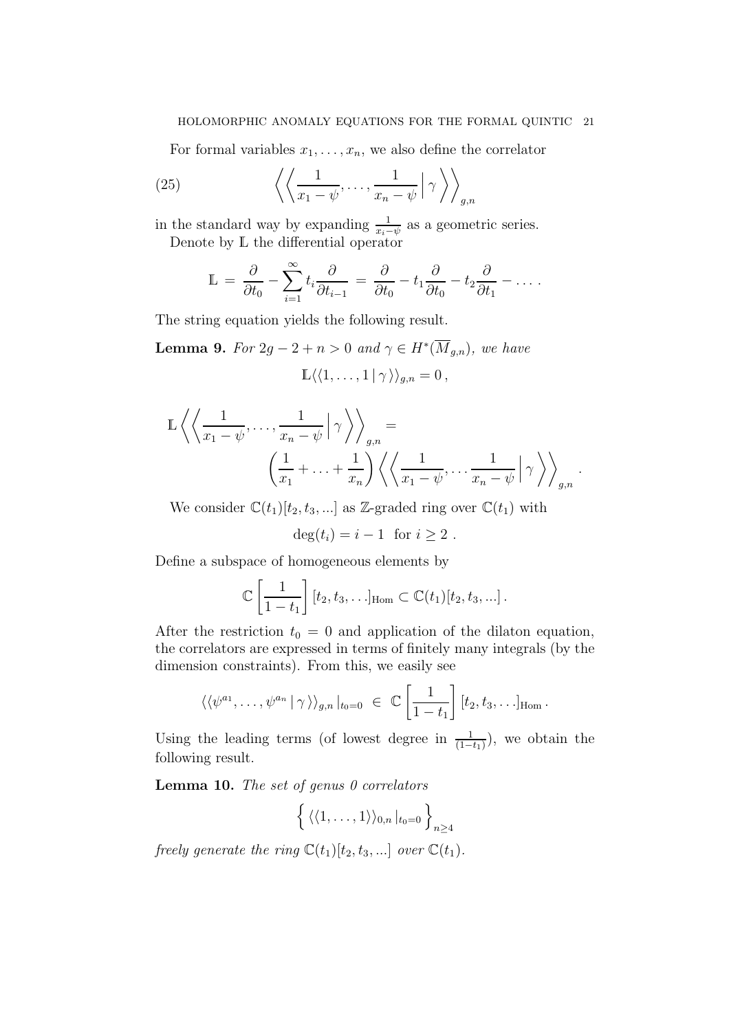For formal variables $x_1, \ldots, x_n$, we also define the correlator

$$\left\langle\!\left\langle \frac{1}{x_1-\psi}, \ldots, \frac{1}{x_n-\psi} \,\Big|\, \gamma \right\rangle\!\right\rangle_{g,n} \tag{25}$$

in the standard way by expanding $\frac{1}{x_i-\psi}$ as a geometric series.

Denote by $\mathbb{L}$ the differential operator

$$\mathbb{L} \,=\, \frac{\partial}{\partial t_0} - \sum_{i=1}^{\infty} t_i \frac{\partial}{\partial t_{i-1}} \,=\, \frac{\partial}{\partial t_0} - t_1 \frac{\partial}{\partial t_0} - t_2 \frac{\partial}{\partial t_1} - \ldots \,.$$

The string equation yields the following result.

**Lemma 9.** *For $2g-2+n>0$ and $\gamma \in H^*(\overline{M}_{g,n})$, we have*

$$\mathbb{L}\langle\langle 1, \ldots, 1 \,|\, \gamma \rangle\rangle_{g,n} = 0\,,$$

$$\mathbb{L}\left\langle\!\left\langle \frac{1}{x_1-\psi}, \ldots, \frac{1}{x_n-\psi} \,\Big|\, \gamma \right\rangle\!\right\rangle_{g,n} = \left(\frac{1}{x_1} + \ldots + \frac{1}{x_n}\right) \left\langle\!\left\langle \frac{1}{x_1-\psi}, \ldots \frac{1}{x_n-\psi} \,\Big|\, \gamma \right\rangle\!\right\rangle_{g,n}.$$

We consider $\mathbb{C}(t_1)[t_2, t_3, ...]$ as $\mathbb{Z}$-graded ring over $\mathbb{C}(t_1)$ with

$$\deg(t_i) = i-1 \ \text{ for } i \geq 2\,.$$

Define a subspace of homogeneous elements by

$$\mathbb{C}\left[\frac{1}{1-t_1}\right][t_2, t_3, \ldots]_{\mathrm{Hom}} \subset \mathbb{C}(t_1)[t_2, t_3, ...]\,.$$

After the restriction $t_0 = 0$ and application of the dilaton equation, the correlators are expressed in terms of finitely many integrals (by the dimension constraints). From this, we easily see

$$\langle\langle \psi^{a_1}, \ldots, \psi^{a_n} \,|\, \gamma \rangle\rangle_{g,n}\,|_{t_0=0} \ \in\ \mathbb{C}\left[\frac{1}{1-t_1}\right][t_2, t_3, \ldots]_{\mathrm{Hom}}\,.$$

Using the leading terms (of lowest degree in $\frac{1}{(1-t_1)}$), we obtain the following result.

**Lemma 10.** *The set of genus 0 correlators*

$$\Big\{ \langle\langle 1, \ldots, 1 \rangle\rangle_{0,n}\,|_{t_0=0} \Big\}_{n\geq 4}$$

*freely generate the ring $\mathbb{C}(t_1)[t_2, t_3, ...]$ over $\mathbb{C}(t_1)$.*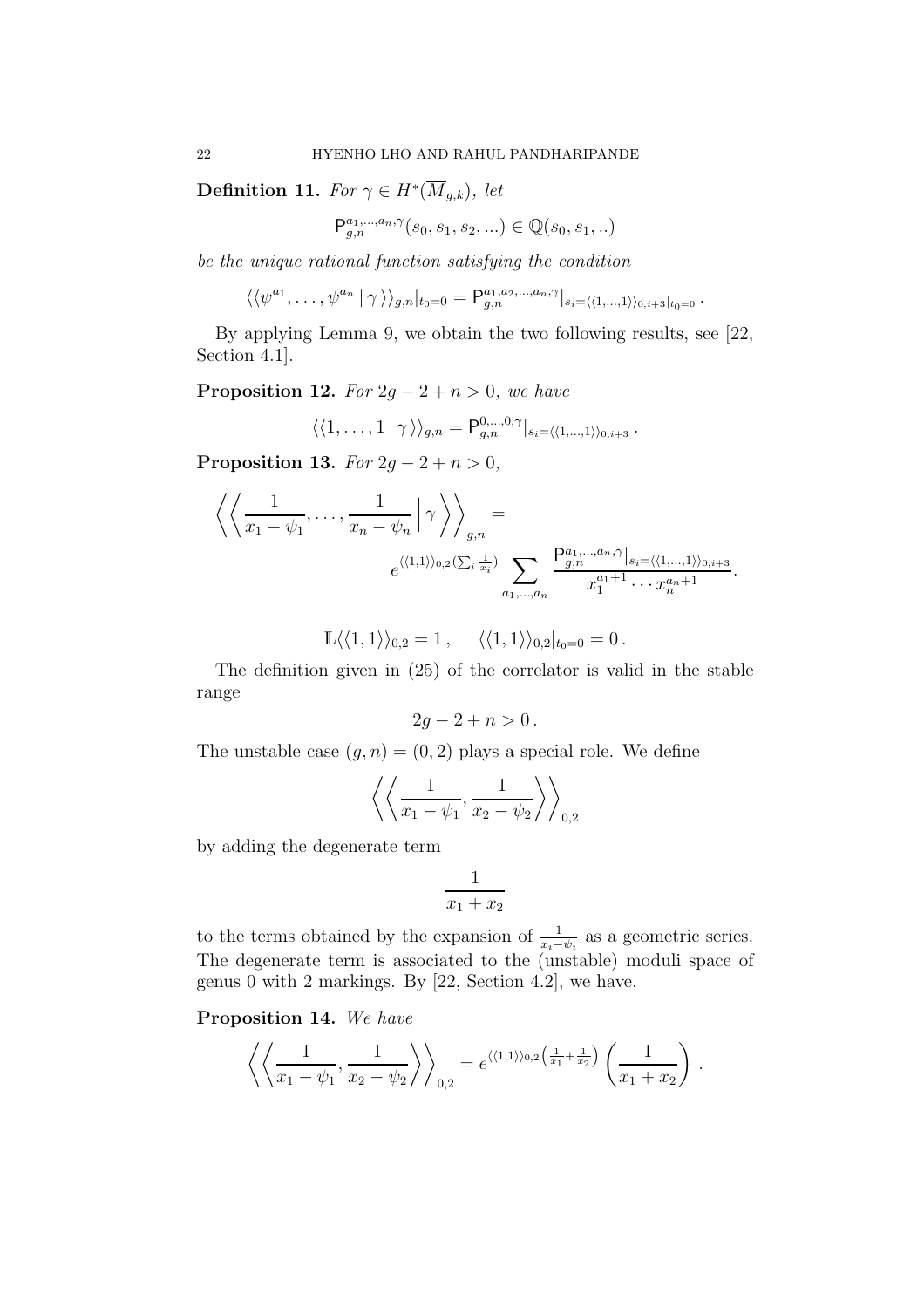**Definition 11.** *For $\gamma \in H^*(\overline{M}_{g,k})$, let*

$$\mathsf{P}^{a_1,\ldots,a_n,\gamma}_{g,n}(s_0, s_1, s_2, \ldots) \in \mathbb{Q}(s_0, s_1, ..)$$

*be the unique rational function satisfying the condition*

$$\langle\langle \psi^{a_1}, \ldots, \psi^{a_n} \,|\, \gamma \rangle\rangle_{g,n}|_{t_0=0} = \mathsf{P}^{a_1,a_2,\ldots,a_n,\gamma}_{g,n}|_{s_i=\langle\langle 1,\ldots,1\rangle\rangle_{0,i+3}|_{t_0=0}}\,.$$

By applying Lemma 9, we obtain the two following results, see [22, Section 4.1].

**Proposition 12.** *For $2g-2+n>0$, we have*

$$\langle\langle 1, \ldots, 1 \,|\, \gamma \rangle\rangle_{g,n} = \mathsf{P}^{0,\ldots,0,\gamma}_{g,n}|_{s_i=\langle\langle 1,\ldots,1\rangle\rangle_{0,i+3}}\,.$$

**Proposition 13.** *For $2g-2+n>0$,*

$$\left\langle\left\langle \frac{1}{x_1-\psi_1}, \ldots, \frac{1}{x_n-\psi_n} \,\Big|\, \gamma \right\rangle\right\rangle_{g,n} = e^{\langle\langle 1,1\rangle\rangle_{0,2}(\sum_i \frac{1}{x_i})} \sum_{a_1,\ldots,a_n} \frac{\mathsf{P}^{a_1,\ldots,a_n,\gamma}_{g,n}|_{s_i=\langle\langle 1,\ldots,1\rangle\rangle_{0,i+3}}}{x_1^{a_1+1}\cdots x_n^{a_n+1}}.$$

$$\mathbb{L}\langle\langle 1,1\rangle\rangle_{0,2} = 1\,, \qquad \langle\langle 1,1\rangle\rangle_{0,2}|_{t_0=0} = 0\,.$$

The definition given in (25) of the correlator is valid in the stable range

$$2g-2+n>0\,.$$

The unstable case $(g,n)=(0,2)$ plays a special role. We define

$$\left\langle\left\langle \frac{1}{x_1-\psi_1}, \frac{1}{x_2-\psi_2} \right\rangle\right\rangle_{0,2}$$

by adding the degenerate term

$$\frac{1}{x_1+x_2}$$

to the terms obtained by the expansion of $\frac{1}{x_i-\psi_i}$ as a geometric series. The degenerate term is associated to the (unstable) moduli space of genus 0 with 2 markings. By [22, Section 4.2], we have.

**Proposition 14.** *We have*

$$\left\langle\left\langle \frac{1}{x_1-\psi_1}, \frac{1}{x_2-\psi_2} \right\rangle\right\rangle_{0,2} = e^{\langle\langle 1,1\rangle\rangle_{0,2}\left(\frac{1}{x_1}+\frac{1}{x_2}\right)} \left(\frac{1}{x_1+x_2}\right)\,.$$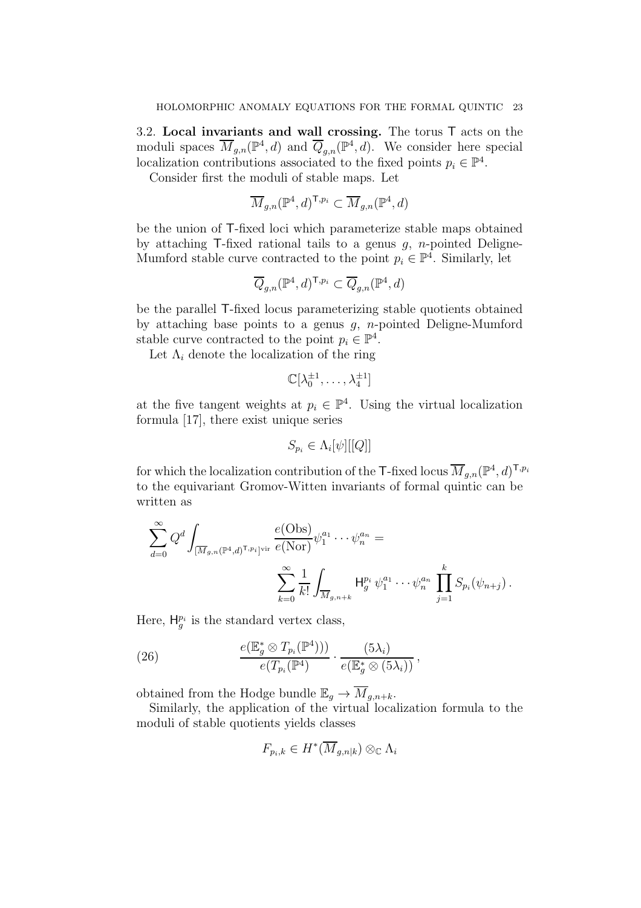3.2. **Local invariants and wall crossing.** The torus $\mathsf{T}$ acts on the moduli spaces $\overline{M}_{g,n}(\mathbb{P}^4, d)$ and $\overline{Q}_{g,n}(\mathbb{P}^4, d)$. We consider here special localization contributions associated to the fixed points $p_i \in \mathbb{P}^4$.

Consider first the moduli of stable maps. Let

$$\overline{M}_{g,n}(\mathbb{P}^4, d)^{\mathsf{T}, p_i} \subset \overline{M}_{g,n}(\mathbb{P}^4, d)$$

be the union of $\mathsf{T}$-fixed loci which parameterize stable maps obtained by attaching $\mathsf{T}$-fixed rational tails to a genus $g$, $n$-pointed Deligne-Mumford stable curve contracted to the point $p_i \in \mathbb{P}^4$. Similarly, let

$$\overline{Q}_{g,n}(\mathbb{P}^4, d)^{\mathsf{T}, p_i} \subset \overline{Q}_{g,n}(\mathbb{P}^4, d)$$

be the parallel $\mathsf{T}$-fixed locus parameterizing stable quotients obtained by attaching base points to a genus $g$, $n$-pointed Deligne-Mumford stable curve contracted to the point $p_i \in \mathbb{P}^4$.

Let $\Lambda_i$ denote the localization of the ring

$$\mathbb{C}[\lambda_0^{\pm 1}, \ldots, \lambda_4^{\pm 1}]$$

at the five tangent weights at $p_i \in \mathbb{P}^4$. Using the virtual localization formula [17], there exist unique series

$$S_{p_i} \in \Lambda_i[\psi][[Q]]$$

for which the localization contribution of the $\mathsf{T}$-fixed locus $\overline{M}_{g,n}(\mathbb{P}^4, d)^{\mathsf{T}, p_i}$ to the equivariant Gromov-Witten invariants of formal quintic can be written as

$$\sum_{d=0}^{\infty} Q^d \int_{[\overline{M}_{g,n}(\mathbb{P}^4,d)^{\mathsf{T},p_i}]^{\mathrm{vir}}} \frac{e(\mathrm{Obs})}{e(\mathrm{Nor})} \psi_1^{a_1} \cdots \psi_n^{a_n} =$$

$$\sum_{k=0}^{\infty} \frac{1}{k!} \int_{\overline{M}_{g,n+k}} \mathsf{H}_g^{p_i} \, \psi_1^{a_1} \cdots \psi_n^{a_n} \prod_{j=1}^{k} S_{p_i}(\psi_{n+j}) \, .$$

Here, $\mathsf{H}_g^{p_i}$ is the standard vertex class,

$$\frac{e(\mathbb{E}_g^* \otimes T_{p_i}(\mathbb{P}^4)))}{e(T_{p_i}(\mathbb{P}^4)} \cdot \frac{(5\lambda_i)}{e(\mathbb{E}_g^* \otimes (5\lambda_i))} \, , \tag{26}$$

obtained from the Hodge bundle $\mathbb{E}_g \to \overline{M}_{g,n+k}$.

Similarly, the application of the virtual localization formula to the moduli of stable quotients yields classes

$$F_{p_i,k} \in H^*(\overline{M}_{g,n|k}) \otimes_{\mathbb{C}} \Lambda_i$$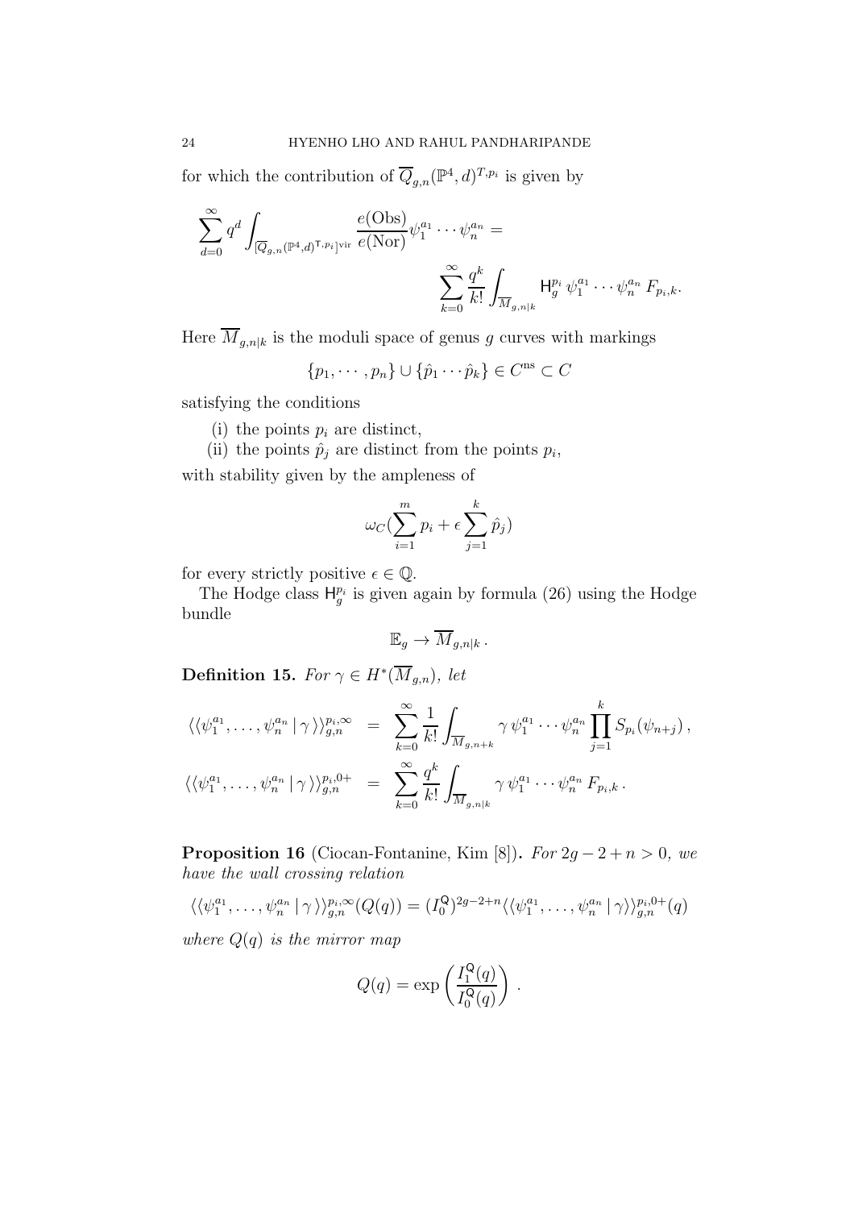for which the contribution of $\overline{Q}_{g,n}(\mathbb{P}^4, d)^{T,p_i}$ is given by

$$\sum_{d=0}^{\infty} q^d \int_{[\overline{Q}_{g,n}(\mathbb{P}^4,d)^{\mathsf{T},p_i}]^{\text{vir}}} \frac{e(\text{Obs})}{e(\text{Nor})} \psi_1^{a_1} \cdots \psi_n^{a_n} =$$

$$\sum_{k=0}^{\infty} \frac{q^k}{k!} \int_{\overline{M}_{g,n|k}} \mathsf{H}_g^{p_i}\, \psi_1^{a_1} \cdots \psi_n^{a_n}\, F_{p_i,k}.$$

Here $\overline{M}_{g,n|k}$ is the moduli space of genus $g$ curves with markings

$$\{p_1, \cdots, p_n\} \cup \{\hat{p}_1 \cdots \hat{p}_k\} \in C^{\text{ns}} \subset C$$

satisfying the conditions

(i) the points $p_i$ are distinct,

(ii) the points $\hat{p}_j$ are distinct from the points $p_i$,

with stability given by the ampleness of

$$\omega_C(\sum_{i=1}^{m} p_i + \epsilon \sum_{j=1}^{k} \hat{p}_j)$$

for every strictly positive $\epsilon \in \mathbb{Q}$.

The Hodge class $\mathsf{H}_g^{p_i}$ is given again by formula (26) using the Hodge bundle

$$\mathbb{E}_g \to \overline{M}_{g,n|k}\,.$$

**Definition 15.** *For $\gamma \in H^*(\overline{M}_{g,n})$, let*

$$\begin{aligned}
\langle\langle \psi_1^{a_1}, \ldots, \psi_n^{a_n} \,|\, \gamma \rangle\rangle_{g,n}^{p_i,\infty} &= \sum_{k=0}^{\infty} \frac{1}{k!} \int_{\overline{M}_{g,n+k}} \gamma\, \psi_1^{a_1} \cdots \psi_n^{a_n} \prod_{j=1}^{k} S_{p_i}(\psi_{n+j})\,, \\
\langle\langle \psi_1^{a_1}, \ldots, \psi_n^{a_n} \,|\, \gamma \rangle\rangle_{g,n}^{p_i,0+} &= \sum_{k=0}^{\infty} \frac{q^k}{k!} \int_{\overline{M}_{g,n|k}} \gamma\, \psi_1^{a_1} \cdots \psi_n^{a_n}\, F_{p_i,k}\,.
\end{aligned}$$

**Proposition 16** (Ciocan-Fontanine, Kim [8])**.** *For $2g-2+n > 0$, we have the wall crossing relation*

$$\langle\langle \psi_1^{a_1}, \ldots, \psi_n^{a_n} \,|\, \gamma \rangle\rangle_{g,n}^{p_i,\infty}(Q(q)) = (I_0^{\mathsf{Q}})^{2g-2+n} \langle\langle \psi_1^{a_1}, \ldots, \psi_n^{a_n} \,|\, \gamma \rangle\rangle_{g,n}^{p_i,0+}(q)$$

*where $Q(q)$ is the mirror map*

$$Q(q) = \exp\left(\frac{I_1^{\mathsf{Q}}(q)}{I_0^{\mathsf{Q}}(q)}\right)\,.$$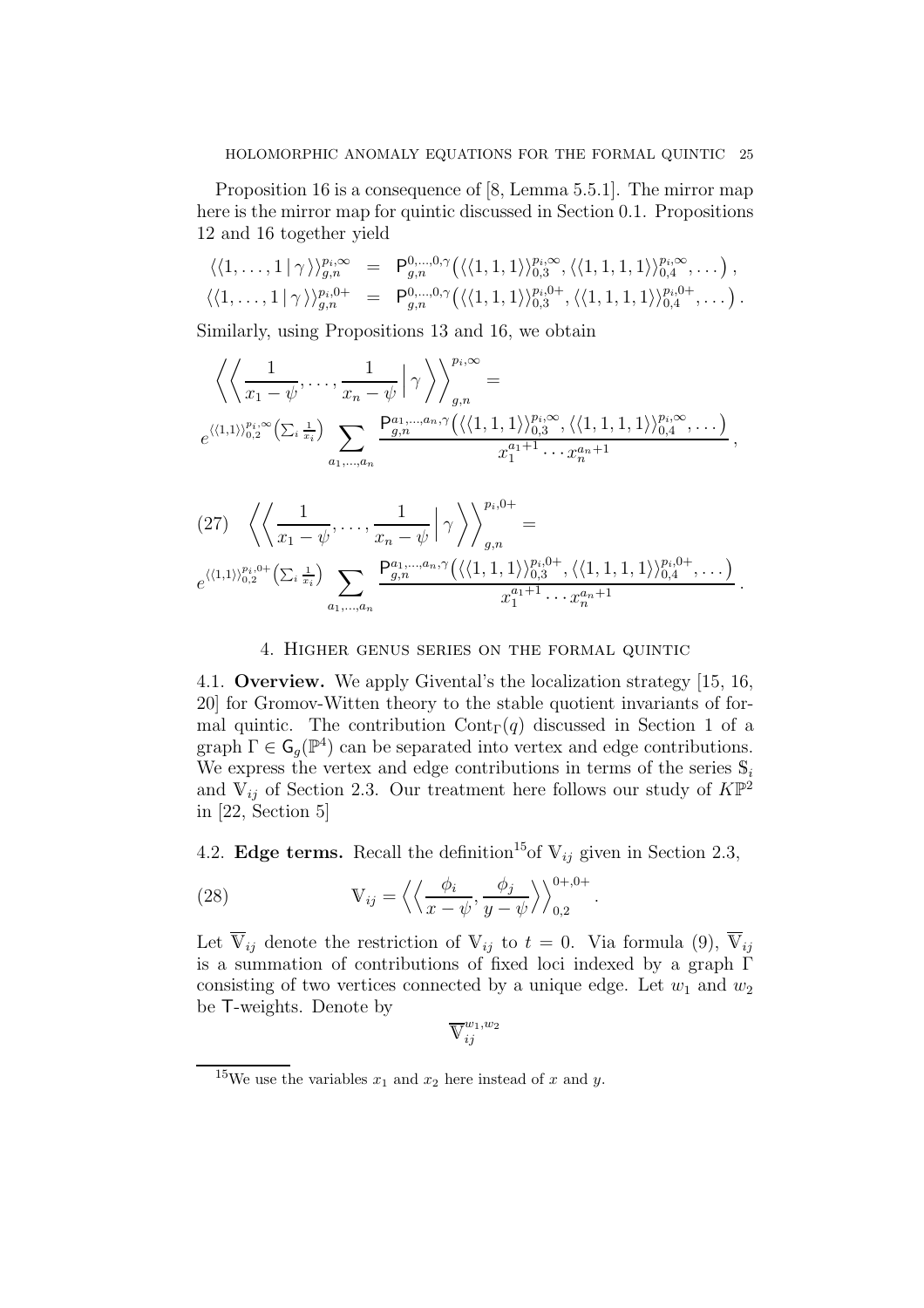Proposition 16 is a consequence of [8, Lemma 5.5.1]. The mirror map here is the mirror map for quintic discussed in Section 0.1. Propositions 12 and 16 together yield

$$\begin{aligned}
\langle\langle 1,\ldots,1\,|\,\gamma\rangle\rangle_{g,n}^{p_i,\infty} &= \mathsf{P}_{g,n}^{0,\ldots,0,\gamma}\big(\langle\langle 1,1,1\rangle\rangle_{0,3}^{p_i,\infty},\langle\langle 1,1,1,1\rangle\rangle_{0,4}^{p_i,\infty},\ldots\big)\,,\\
\langle\langle 1,\ldots,1\,|\,\gamma\rangle\rangle_{g,n}^{p_i,0+} &= \mathsf{P}_{g,n}^{0,\ldots,0,\gamma}\big(\langle\langle 1,1,1\rangle\rangle_{0,3}^{p_i,0+},\langle\langle 1,1,1,1\rangle\rangle_{0,4}^{p_i,0+},\ldots\big)\,.
\end{aligned}$$

Similarly, using Propositions 13 and 16, we obtain

$$\left\langle\left\langle \frac{1}{x_1-\psi},\ldots,\frac{1}{x_n-\psi}\,\Big|\,\gamma\right\rangle\right\rangle_{g,n}^{p_i,\infty} = e^{\langle\langle 1,1\rangle\rangle_{0,2}^{p_i,\infty}\left(\sum_i\frac{1}{x_i}\right)}\sum_{a_1,\ldots,a_n}\frac{\mathsf{P}_{g,n}^{a_1,\ldots,a_n,\gamma}\big(\langle\langle 1,1,1\rangle\rangle_{0,3}^{p_i,\infty},\langle\langle 1,1,1,1\rangle\rangle_{0,4}^{p_i,\infty},\ldots\big)}{x_1^{a_1+1}\cdots x_n^{a_n+1}}\,,$$

$$(27)\quad \left\langle\left\langle \frac{1}{x_1-\psi},\ldots,\frac{1}{x_n-\psi}\,\Big|\,\gamma\right\rangle\right\rangle_{g,n}^{p_i,0+} = e^{\langle\langle 1,1\rangle\rangle_{0,2}^{p_i,0+}\left(\sum_i\frac{1}{x_i}\right)}\sum_{a_1,\ldots,a_n}\frac{\mathsf{P}_{g,n}^{a_1,\ldots,a_n,\gamma}\big(\langle\langle 1,1,1\rangle\rangle_{0,3}^{p_i,0+},\langle\langle 1,1,1,1\rangle\rangle_{0,4}^{p_i,0+},\ldots\big)}{x_1^{a_1+1}\cdots x_n^{a_n+1}}\,.$$

## 4. Higher genus series on the formal quintic

**4.1. Overview.** We apply Givental's the localization strategy [15, 16, 20] for Gromov-Witten theory to the stable quotient invariants of formal quintic. The contribution $\text{Cont}_\Gamma(q)$ discussed in Section 1 of a graph $\Gamma\in\mathsf{G}_g(\mathbb{P}^4)$ can be separated into vertex and edge contributions. We express the vertex and edge contributions in terms of the series $\mathbb{S}_i$ and $\mathbb{V}_{ij}$ of Section 2.3. Our treatment here follows our study of $K\mathbb{P}^2$ in [22, Section 5]

**4.2. Edge terms.** Recall the definition[15] of $\mathbb{V}_{ij}$ given in Section 2.3,

$$(28)\qquad \mathbb{V}_{ij} = \left\langle\left\langle \frac{\phi_i}{x-\psi},\frac{\phi_j}{y-\psi}\right\rangle\right\rangle_{0,2}^{0+,0+}.$$

Let $\overline{\mathbb{V}}_{ij}$ denote the restriction of $\mathbb{V}_{ij}$ to $t=0$. Via formula (9), $\overline{\mathbb{V}}_{ij}$ is a summation of contributions of fixed loci indexed by a graph $\Gamma$ consisting of two vertices connected by a unique edge. Let $w_1$ and $w_2$ be $\mathsf{T}$-weights. Denote by

$$\overline{\mathbb{V}}_{ij}^{w_1,w_2}$$

[15] We use the variables $x_1$ and $x_2$ here instead of $x$ and $y$.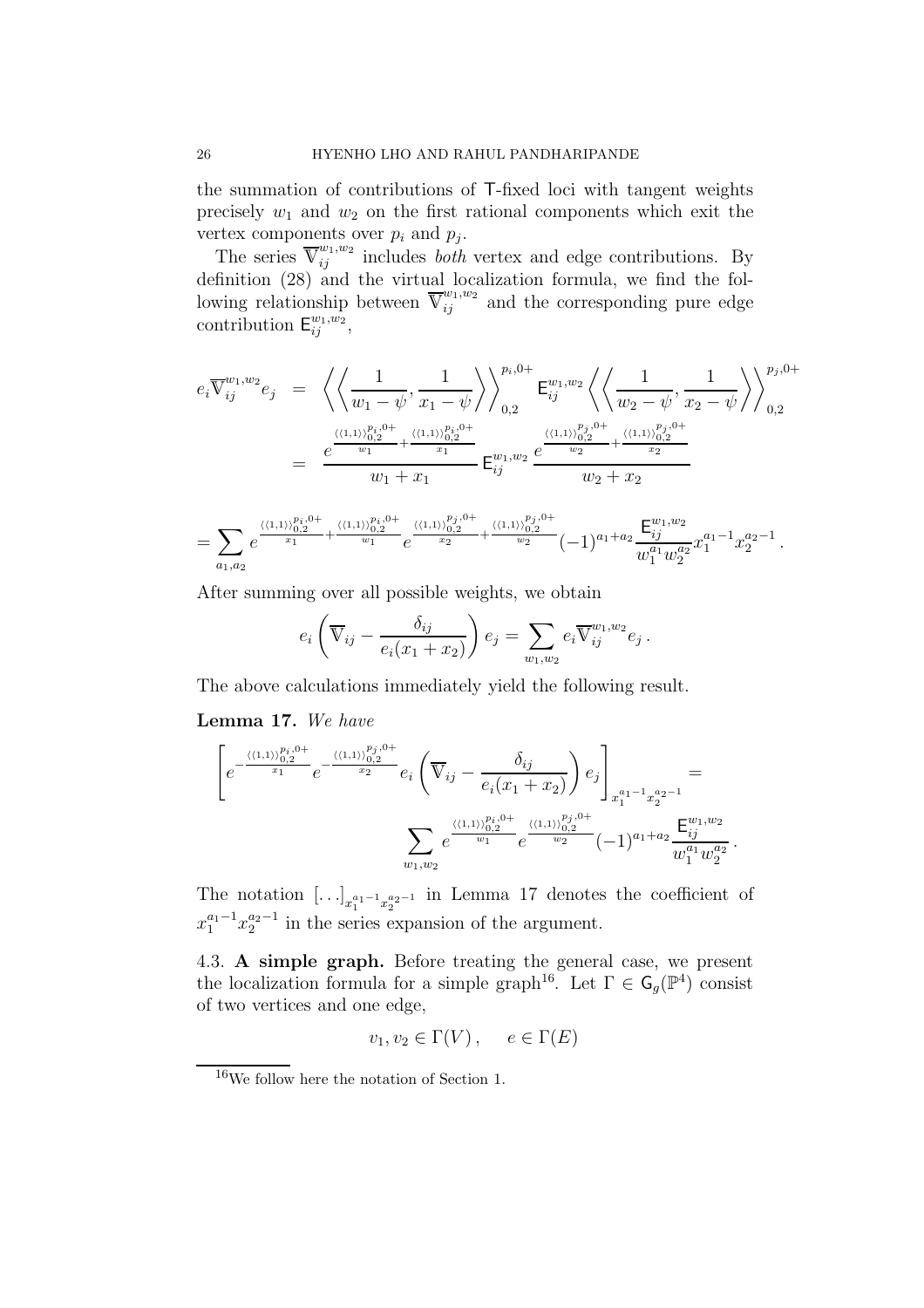the summation of contributions of $\mathsf{T}$-fixed loci with tangent weights precisely $w_1$ and $w_2$ on the first rational components which exit the vertex components over $p_i$ and $p_j$.

The series $\overline{\mathbb{V}}_{ij}^{w_1,w_2}$ includes *both* vertex and edge contributions. By definition (28) and the virtual localization formula, we find the following relationship between $\overline{\mathbb{V}}_{ij}^{w_1,w_2}$ and the corresponding pure edge contribution $\mathsf{E}_{ij}^{w_1,w_2}$,

$$
\begin{aligned}
e_i \overline{\mathbb{V}}_{ij}^{w_1,w_2} e_j &= \left\langle\left\langle \frac{1}{w_1-\psi}, \frac{1}{x_1-\psi} \right\rangle\right\rangle_{0,2}^{p_i,0+} \mathsf{E}_{ij}^{w_1,w_2} \left\langle\left\langle \frac{1}{w_2-\psi}, \frac{1}{x_2-\psi} \right\rangle\right\rangle_{0,2}^{p_j,0+} \\
&= \frac{e^{\frac{\langle\langle 1,1\rangle\rangle_{0,2}^{p_i,0+}}{w_1}+\frac{\langle\langle 1,1\rangle\rangle_{0,2}^{p_i,0+}}{x_1}}}{w_1+x_1} \mathsf{E}_{ij}^{w_1,w_2} \frac{e^{\frac{\langle\langle 1,1\rangle\rangle_{0,2}^{p_j,0+}}{w_2}+\frac{\langle\langle 1,1\rangle\rangle_{0,2}^{p_j,0+}}{x_2}}}{w_2+x_2}
\end{aligned}
$$

$$
= \sum_{a_1,a_2} e^{\frac{\langle\langle 1,1\rangle\rangle_{0,2}^{p_i,0+}}{x_1}+\frac{\langle\langle 1,1\rangle\rangle_{0,2}^{p_i,0+}}{w_1}} e^{\frac{\langle\langle 1,1\rangle\rangle_{0,2}^{p_j,0+}}{x_2}+\frac{\langle\langle 1,1\rangle\rangle_{0,2}^{p_j,0+}}{w_2}} (-1)^{a_1+a_2} \frac{\mathsf{E}_{ij}^{w_1,w_2}}{w_1^{a_1} w_2^{a_2}} x_1^{a_1-1} x_2^{a_2-1}\,.
$$

After summing over all possible weights, we obtain

$$
e_i \left( \overline{\mathbb{V}}_{ij} - \frac{\delta_{ij}}{e_i(x_1+x_2)} \right) e_j = \sum_{w_1,w_2} e_i \overline{\mathbb{V}}_{ij}^{w_1,w_2} e_j\,.
$$

The above calculations immediately yield the following result.

**Lemma 17.** *We have*

$$
\left[ e^{-\frac{\langle\langle 1,1\rangle\rangle_{0,2}^{p_i,0+}}{x_1}} e^{-\frac{\langle\langle 1,1\rangle\rangle_{0,2}^{p_j,0+}}{x_2}} e_i \left( \overline{\mathbb{V}}_{ij} - \frac{\delta_{ij}}{e_i(x_1+x_2)} \right) e_j \right]_{x_1^{a_1-1}x_2^{a_2-1}} = \sum_{w_1,w_2} e^{\frac{\langle\langle 1,1\rangle\rangle_{0,2}^{p_i,0+}}{w_1}} e^{\frac{\langle\langle 1,1\rangle\rangle_{0,2}^{p_j,0+}}{w_2}} (-1)^{a_1+a_2} \frac{\mathsf{E}_{ij}^{w_1,w_2}}{w_1^{a_1} w_2^{a_2}}\,.
$$

The notation $[\ldots]_{x_1^{a_1-1}x_2^{a_2-1}}$ in Lemma 17 denotes the coefficient of $x_1^{a_1-1}x_2^{a_2-1}$ in the series expansion of the argument.

4.3. **A simple graph.** Before treating the general case, we present the localization formula for a simple graph[16]. Let $\Gamma \in \mathsf{G}_g(\mathbb{P}^4)$ consist of two vertices and one edge,

$$
v_1, v_2 \in \Gamma(V)\,, \quad e \in \Gamma(E)
$$

[16] We follow here the notation of Section 1.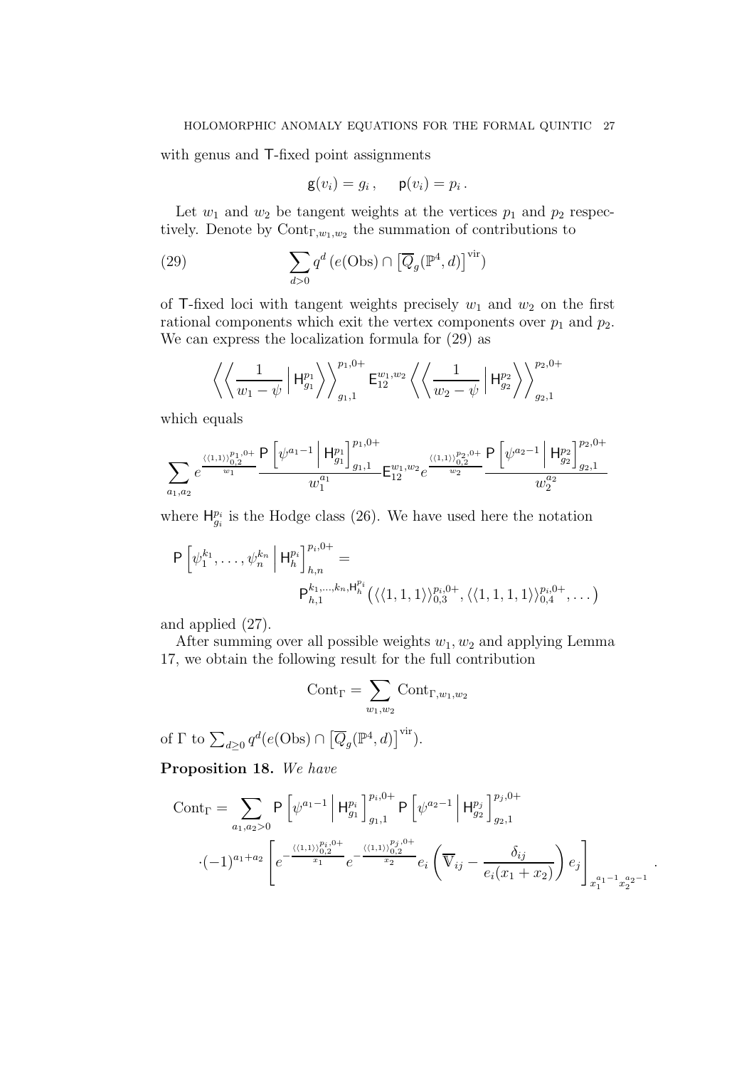with genus and $\mathsf{T}$-fixed point assignments

$$\mathsf{g}(v_i) = g_i\,, \qquad \mathsf{p}(v_i) = p_i\,.$$

Let $w_1$ and $w_2$ be tangent weights at the vertices $p_1$ and $p_2$ respectively. Denote by $\mathrm{Cont}_{\Gamma,w_1,w_2}$ the summation of contributions to

$$\sum_{d>0} q^d \left(e(\mathrm{Obs}) \cap \left[\overline{Q}_g(\mathbb{P}^4,d)\right]^{\mathrm{vir}}\right) \tag{29}$$

of $\mathsf{T}$-fixed loci with tangent weights precisely $w_1$ and $w_2$ on the first rational components which exit the vertex components over $p_1$ and $p_2$. We can express the localization formula for (29) as

$$\left\langle\!\left\langle \frac{1}{w_1-\psi} \,\Big|\, \mathsf{H}^{p_1}_{g_1} \right\rangle\!\right\rangle^{p_1,0+}_{g_1,1} \mathsf{E}^{w_1,w_2}_{12} \left\langle\!\left\langle \frac{1}{w_2-\psi} \,\Big|\, \mathsf{H}^{p_2}_{g_2} \right\rangle\!\right\rangle^{p_2,0+}_{g_2,1}$$

which equals

$$\sum_{a_1,a_2} e^{\frac{\langle\langle 1,1\rangle\rangle^{p_1,0+}_{0,2}}{w_1}} \frac{\mathsf{P}\left[\psi^{a_1-1} \,\Big|\, \mathsf{H}^{p_1}_{g_1}\right]^{p_1,0+}_{g_1,1}}{w_1^{a_1}} \mathsf{E}^{w_1,w_2}_{12} e^{\frac{\langle\langle 1,1\rangle\rangle^{p_2,0+}_{0,2}}{w_2}} \frac{\mathsf{P}\left[\psi^{a_2-1} \,\Big|\, \mathsf{H}^{p_2}_{g_2}\right]^{p_2,0+}_{g_2,1}}{w_2^{a_2}}$$

where $\mathsf{H}^{p_i}_{g_i}$ is the Hodge class (26). We have used here the notation

$$\mathsf{P}\left[\psi_1^{k_1},\ldots,\psi_n^{k_n} \,\Big|\, \mathsf{H}^{p_i}_h\right]^{p_i,0+}_{h,n} = \mathsf{P}^{k_1,\ldots,k_n,\mathsf{H}^{p_i}_h}_{h,1}\left(\langle\langle 1,1,1\rangle\rangle^{p_i,0+}_{0,3}, \langle\langle 1,1,1,1\rangle\rangle^{p_i,0+}_{0,4},\ldots\right)$$

and applied (27).

After summing over all possible weights $w_1, w_2$ and applying Lemma 17, we obtain the following result for the full contribution

$$\mathrm{Cont}_\Gamma = \sum_{w_1,w_2} \mathrm{Cont}_{\Gamma,w_1,w_2}$$

of $\Gamma$ to $\sum_{d\geq 0} q^d (e(\mathrm{Obs}) \cap \left[\overline{Q}_g(\mathbb{P}^4,d)\right]^{\mathrm{vir}})$.

**Proposition 18.** *We have*

$$\begin{aligned}\mathrm{Cont}_\Gamma = &\sum_{a_1,a_2>0} \mathsf{P}\left[\psi^{a_1-1} \,\Big|\, \mathsf{H}^{p_i}_{g_1}\right]^{p_i,0+}_{g_1,1} \mathsf{P}\left[\psi^{a_2-1} \,\Big|\, \mathsf{H}^{p_j}_{g_2}\right]^{p_j,0+}_{g_2,1} \\ &\cdot(-1)^{a_1+a_2}\left[ e^{-\frac{\langle\langle 1,1\rangle\rangle^{p_i,0+}_{0,2}}{x_1}} e^{-\frac{\langle\langle 1,1\rangle\rangle^{p_j,0+}_{0,2}}{x_2}} e_i \left(\overline{\mathbb{V}}_{ij} - \frac{\delta_{ij}}{e_i(x_1+x_2)}\right) e_j \right]_{x_1^{a_1-1}x_2^{a_2-1}}.\end{aligned}$$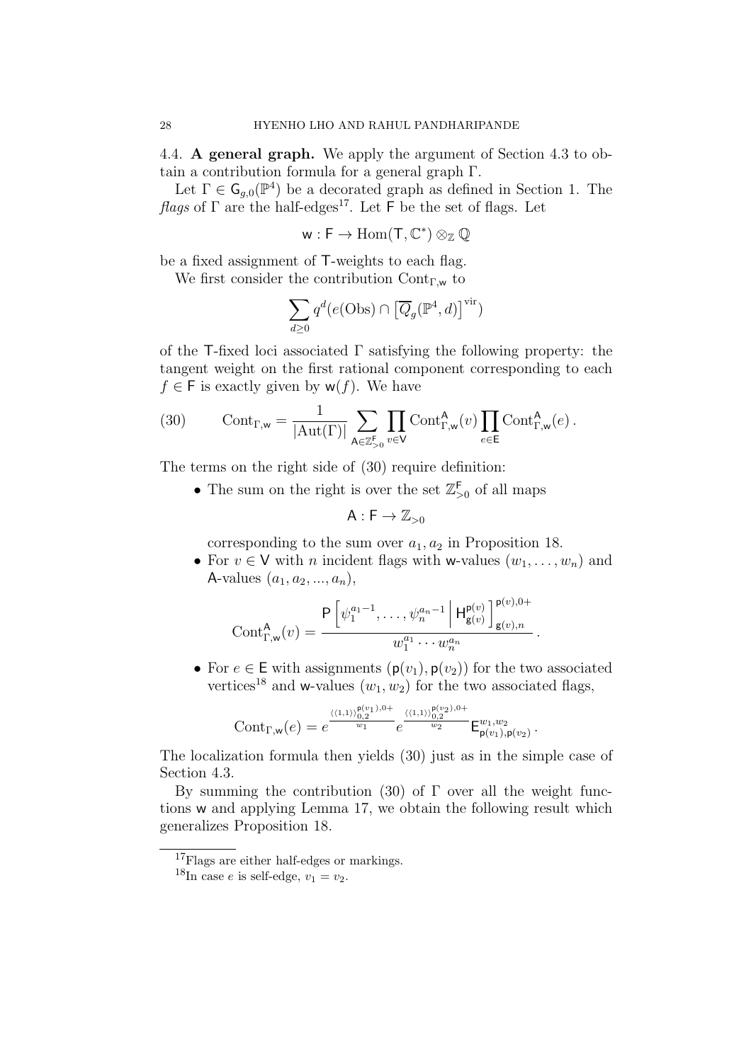4.4. **A general graph.** We apply the argument of Section 4.3 to obtain a contribution formula for a general graph $\Gamma$.

Let $\Gamma \in \mathsf{G}_{g,0}(\mathbb{P}^4)$ be a decorated graph as defined in Section 1. The *flags* of $\Gamma$ are the half-edges[17]. Let $\mathsf{F}$ be the set of flags. Let

$$\mathsf{w} : \mathsf{F} \to \mathrm{Hom}(\mathsf{T}, \mathbb{C}^*) \otimes_{\mathbb{Z}} \mathbb{Q}$$

be a fixed assignment of $\mathsf{T}$-weights to each flag.

We first consider the contribution $\mathrm{Cont}_{\Gamma,\mathsf{w}}$ to

$$\sum_{d \geq 0} q^d (e(\mathrm{Obs}) \cap \left[\overline{Q}_g(\mathbb{P}^4, d)\right]^{\mathrm{vir}})$$

of the $\mathsf{T}$-fixed loci associated $\Gamma$ satisfying the following property: the tangent weight on the first rational component corresponding to each $f \in \mathsf{F}$ is exactly given by $\mathsf{w}(f)$. We have

$$\mathrm{Cont}_{\Gamma,\mathsf{w}} = \frac{1}{|\mathrm{Aut}(\Gamma)|} \sum_{\mathsf{A} \in \mathbb{Z}^{\mathsf{F}}_{>0}} \prod_{v \in \mathsf{V}} \mathrm{Cont}^{\mathsf{A}}_{\Gamma,\mathsf{w}}(v) \prod_{e \in \mathsf{E}} \mathrm{Cont}^{\mathsf{A}}_{\Gamma,\mathsf{w}}(e)\,. \tag{30}$$

The terms on the right side of (30) require definition:

- The sum on the right is over the set $\mathbb{Z}^{\mathsf{F}}_{>0}$ of all maps

  $$\mathsf{A} : \mathsf{F} \to \mathbb{Z}_{>0}$$

  corresponding to the sum over $a_1, a_2$ in Proposition 18.
- For $v \in \mathsf{V}$ with $n$ incident flags with $\mathsf{w}$-values $(w_1, \ldots, w_n)$ and $\mathsf{A}$-values $(a_1, a_2, ..., a_n)$,

  $$\mathrm{Cont}^{\mathsf{A}}_{\Gamma,\mathsf{w}}(v) = \frac{\mathsf{P}\left[\psi_1^{a_1-1}, \ldots, \psi_n^{a_n-1} \,\middle|\, \mathsf{H}^{\mathsf{p}(v)}_{\mathsf{g}(v)}\right]^{\mathsf{p}(v),0+}_{\mathsf{g}(v),n}}{w_1^{a_1} \cdots w_n^{a_n}}\,.$$

- For $e \in \mathsf{E}$ with assignments $(\mathsf{p}(v_1), \mathsf{p}(v_2))$ for the two associated vertices[18] and $\mathsf{w}$-values $(w_1, w_2)$ for the two associated flags,

  $$\mathrm{Cont}_{\Gamma,\mathsf{w}}(e) = e^{\frac{\langle\langle 1,1\rangle\rangle^{\mathsf{p}(v_1),0+}_{0,2}}{w_1}} e^{\frac{\langle\langle 1,1\rangle\rangle^{\mathsf{p}(v_2),0+}_{0,2}}{w_2}} \mathsf{E}^{w_1,w_2}_{\mathsf{p}(v_1),\mathsf{p}(v_2)}\,.$$

The localization formula then yields (30) just as in the simple case of Section 4.3.

By summing the contribution (30) of $\Gamma$ over all the weight functions $\mathsf{w}$ and applying Lemma 17, we obtain the following result which generalizes Proposition 18.

---

[17] Flags are either half-edges or markings.

[18] In case $e$ is self-edge, $v_1 = v_2$.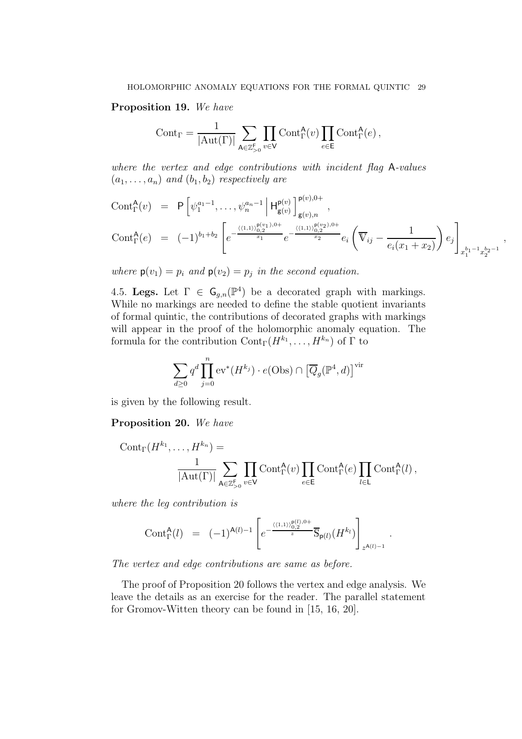**Proposition 19.** *We have*

$$\mathrm{Cont}_\Gamma = \frac{1}{|\mathrm{Aut}(\Gamma)|} \sum_{\mathsf{A}\in \mathbb{Z}^{\mathsf{F}}_{>0}} \prod_{v\in \mathsf{V}} \mathrm{Cont}^{\mathsf{A}}_\Gamma(v) \prod_{e\in \mathsf{E}} \mathrm{Cont}^{\mathsf{A}}_\Gamma(e)\,,$$

*where the vertex and edge contributions with incident flag* $\mathsf{A}$*-values* $(a_1,\ldots,a_n)$ *and* $(b_1,b_2)$ *respectively are*

$$\begin{aligned}
\mathrm{Cont}^{\mathsf{A}}_\Gamma(v) &= \mathsf{P}\left[\psi_1^{a_1-1},\ldots,\psi_n^{a_n-1}\,\Big|\, \mathsf{H}^{\mathsf{p}(v)}_{\mathsf{g}(v)}\right]^{\mathsf{p}(v),0+}_{\mathsf{g}(v),n}\,,\\
\mathrm{Cont}^{\mathsf{A}}_\Gamma(e) &= (-1)^{b_1+b_2}\left[e^{-\frac{\langle\langle 1,1\rangle\rangle^{\mathsf{p}(v_1),0+}_{0,2}}{x_1}} e^{-\frac{\langle\langle 1,1\rangle\rangle^{\mathsf{p}(v_2),0+}_{0,2}}{x_2}} e_i\left(\overline{\mathbb{V}}_{ij} - \frac{1}{e_i(x_1+x_2)}\right)e_j\right]_{x_1^{b_1-1}x_2^{b_2-1}}\,,
\end{aligned}$$

*where* $\mathsf{p}(v_1)=p_i$ *and* $\mathsf{p}(v_2)=p_j$ *in the second equation.*

4.5. **Legs.** Let $\Gamma \in \mathsf{G}_{g,n}(\mathbb{P}^4)$ be a decorated graph with markings. While no markings are needed to define the stable quotient invariants of formal quintic, the contributions of decorated graphs with markings will appear in the proof of the holomorphic anomaly equation. The formula for the contribution $\mathrm{Cont}_\Gamma(H^{k_1},\ldots,H^{k_n})$ of $\Gamma$ to

$$\sum_{d\geq 0} q^d \prod_{j=0}^{n} \mathrm{ev}^*(H^{k_j})\cdot e(\mathrm{Obs}) \cap \left[\overline{Q}_g(\mathbb{P}^4,d)\right]^{\mathrm{vir}}$$

is given by the following result.

**Proposition 20.** *We have*

$$\mathrm{Cont}_\Gamma(H^{k_1},\ldots,H^{k_n}) = \frac{1}{|\mathrm{Aut}(\Gamma)|} \sum_{\mathsf{A}\in \mathbb{Z}^{\mathsf{F}}_{>0}} \prod_{v\in \mathsf{V}} \mathrm{Cont}^{\mathsf{A}}_\Gamma(v) \prod_{e\in \mathsf{E}} \mathrm{Cont}^{\mathsf{A}}_\Gamma(e) \prod_{l\in \mathsf{L}} \mathrm{Cont}^{\mathsf{A}}_\Gamma(l)\,,$$

*where the leg contribution is*

$$\mathrm{Cont}^{\mathsf{A}}_\Gamma(l) = (-1)^{\mathsf{A}(l)-1}\left[e^{-\frac{\langle\langle 1,1\rangle\rangle^{\mathsf{p}(l),0+}_{0,2}}{z}}\overline{\mathbb{S}}_{\mathsf{p}(l)}(H^{k_l})\right]_{z^{\mathsf{A}(l)-1}}\,.$$

*The vertex and edge contributions are same as before.*

The proof of Proposition 20 follows the vertex and edge analysis. We leave the details as an exercise for the reader. The parallel statement for Gromov-Witten theory can be found in [15, 16, 20].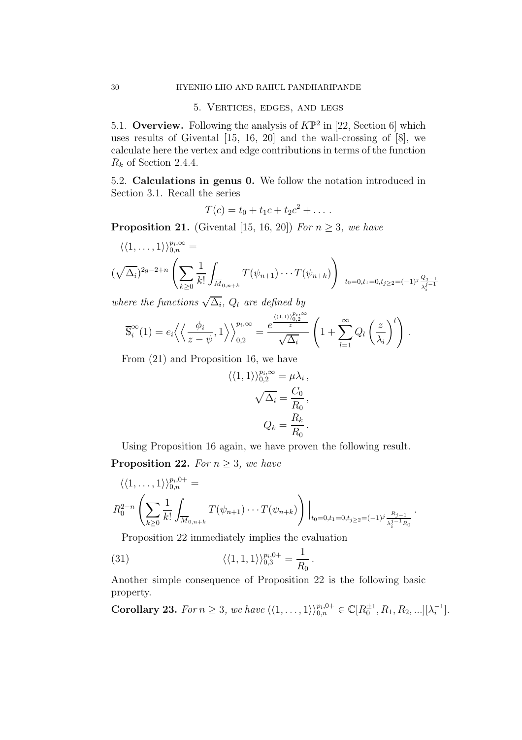## 5. Vertices, edges, and legs

5.1. **Overview.** Following the analysis of $K\mathbb{P}^2$ in [22, Section 6] which uses results of Givental [15, 16, 20] and the wall-crossing of [8], we calculate here the vertex and edge contributions in terms of the function $R_k$ of Section 2.4.4.

5.2. **Calculations in genus 0.** We follow the notation introduced in Section 3.1. Recall the series

$$T(c) = t_0 + t_1 c + t_2 c^2 + \dots .$$

**Proposition 21.** (Givental [15, 16, 20]) *For $n \geq 3$, we have*

$$\langle\langle 1, \dots, 1 \rangle\rangle_{0,n}^{p_i,\infty} =$$

$$(\sqrt{\Delta_i})^{2g-2+n} \left( \sum_{k\geq 0} \frac{1}{k!} \int_{\overline{M}_{0,n+k}} T(\psi_{n+1}) \cdots T(\psi_{n+k}) \right) \Big|_{t_0=0, t_1=0, t_{j\geq 2}=(-1)^j \frac{Q_{j-1}}{\lambda_i^{j-1}}}$$

*where the functions $\sqrt{\Delta_i}$, $Q_l$ are defined by*

$$\overline{\mathbb{S}}_i^{\infty}(1) = e_i \Big\langle \Big\langle \frac{\phi_i}{z-\psi}, 1 \Big\rangle \Big\rangle_{0,2}^{p_i,\infty} = \frac{e^{\frac{\langle\langle 1,1\rangle\rangle_{0,2}^{p_i,\infty}}{z}}}{\sqrt{\Delta_i}} \left( 1 + \sum_{l=1}^{\infty} Q_l \left( \frac{z}{\lambda_i} \right)^l \right).$$

From (21) and Proposition 16, we have

$$\langle\langle 1, 1 \rangle\rangle_{0,2}^{p_i,\infty} = \mu \lambda_i ,$$

$$\sqrt{\Delta_i} = \frac{C_0}{R_0} ,$$

$$Q_k = \frac{R_k}{R_0} .$$

Using Proposition 16 again, we have proven the following result.

**Proposition 22.** *For $n \geq 3$, we have*

$$\langle\langle 1, \dots, 1 \rangle\rangle_{0,n}^{p_i,0+} =$$

$$R_0^{2-n} \left( \sum_{k\geq 0} \frac{1}{k!} \int_{\overline{M}_{0,n+k}} T(\psi_{n+1}) \cdots T(\psi_{n+k}) \right) \Big|_{t_0=0, t_1=0, t_{j\geq 2}=(-1)^j \frac{R_{j-1}}{\lambda_i^{j-1} R_0}} .$$

Proposition 22 immediately implies the evaluation

$$\langle\langle 1, 1, 1 \rangle\rangle_{0,3}^{p_i,0+} = \frac{1}{R_0} . \tag{31}$$

Another simple consequence of Proposition 22 is the following basic property.

**Corollary 23.** *For $n \geq 3$, we have $\langle\langle 1, \dots, 1 \rangle\rangle_{0,n}^{p_i,0+} \in \mathbb{C}[R_0^{\pm 1}, R_1, R_2, ...][\lambda_i^{-1}]$.*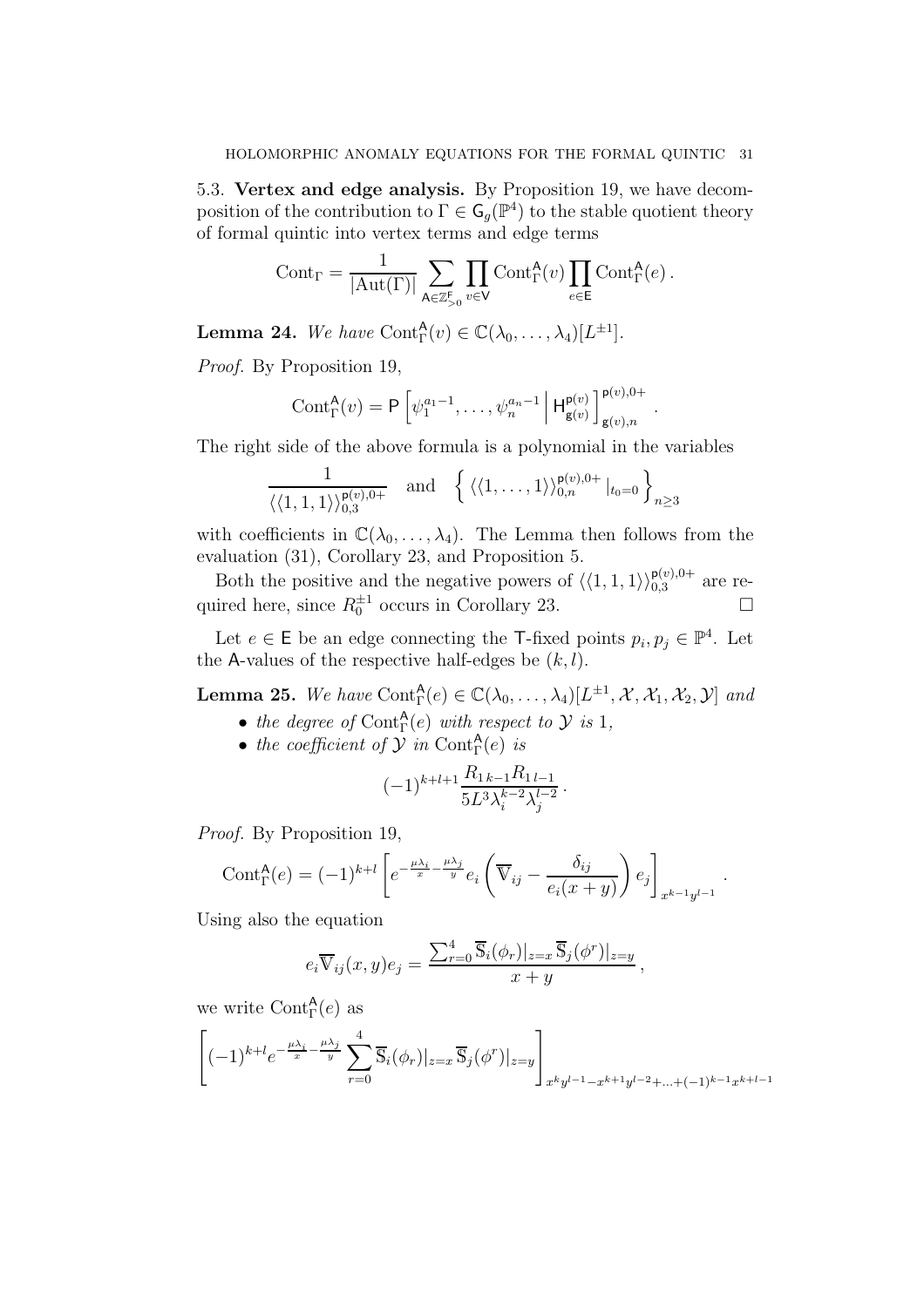5.3. **Vertex and edge analysis.** By Proposition 19, we have decomposition of the contribution to $\Gamma \in \mathsf{G}_g(\mathbb{P}^4)$ to the stable quotient theory of formal quintic into vertex terms and edge terms

$$\mathrm{Cont}_\Gamma = \frac{1}{|\mathrm{Aut}(\Gamma)|} \sum_{\mathsf{A} \in \mathbb{Z}^{\mathsf{F}}_{>0}} \prod_{v \in \mathsf{V}} \mathrm{Cont}^{\mathsf{A}}_\Gamma(v) \prod_{e \in \mathsf{E}} \mathrm{Cont}^{\mathsf{A}}_\Gamma(e)\,.$$

**Lemma 24.** *We have* $\mathrm{Cont}^{\mathsf{A}}_\Gamma(v) \in \mathbb{C}(\lambda_0, \ldots, \lambda_4)[L^{\pm 1}]$.

*Proof.* By Proposition 19,

$$\mathrm{Cont}^{\mathsf{A}}_\Gamma(v) = \mathsf{P}\left[\psi_1^{a_1-1}, \ldots, \psi_n^{a_n-1} \,\Big|\, \mathsf{H}^{\mathsf{p}(v)}_{\mathsf{g}(v)}\right]^{\mathsf{p}(v),0+}_{\mathsf{g}(v),n}.$$

The right side of the above formula is a polynomial in the variables

$$\frac{1}{\langle\langle 1,1,1\rangle\rangle^{\mathsf{p}(v),0+}_{0,3}} \quad \text{and} \quad \left\{ \langle\langle 1, \ldots, 1\rangle\rangle^{\mathsf{p}(v),0+}_{0,n}|_{t_0=0} \right\}_{n\geq 3}$$

with coefficients in $\mathbb{C}(\lambda_0, \ldots, \lambda_4)$. The Lemma then follows from the evaluation (31), Corollary 23, and Proposition 5.

Both the positive and the negative powers of $\langle\langle 1,1,1\rangle\rangle^{\mathsf{p}(v),0+}_{0,3}$ are required here, since $R_0^{\pm 1}$ occurs in Corollary 23. $\square$

Let $e \in \mathsf{E}$ be an edge connecting the $\mathsf{T}$-fixed points $p_i, p_j \in \mathbb{P}^4$. Let the $\mathsf{A}$-values of the respective half-edges be $(k, l)$.

**Lemma 25.** *We have* $\mathrm{Cont}^{\mathsf{A}}_\Gamma(e) \in \mathbb{C}(\lambda_0, \ldots, \lambda_4)[L^{\pm 1}, \mathcal{X}, \mathcal{X}_1, \mathcal{X}_2, \mathcal{Y}]$ *and*

- *the degree of* $\mathrm{Cont}^{\mathsf{A}}_\Gamma(e)$ *with respect to* $\mathcal{Y}$ *is* 1,
- *the coefficient of* $\mathcal{Y}$ *in* $\mathrm{Cont}^{\mathsf{A}}_\Gamma(e)$ *is*

$$(-1)^{k+l+1} \frac{R_{1\,k-1} R_{1\,l-1}}{5L^3 \lambda_i^{k-2} \lambda_j^{l-2}}\,.$$

*Proof.* By Proposition 19,

$$\mathrm{Cont}^{\mathsf{A}}_\Gamma(e) = (-1)^{k+l} \left[ e^{-\frac{\mu\lambda_i}{x} - \frac{\mu\lambda_j}{y}} e_i \left( \overline{\mathbb{V}}_{ij} - \frac{\delta_{ij}}{e_i(x+y)} \right) e_j \right]_{x^{k-1}y^{l-1}}.$$

Using also the equation

$$e_i \overline{\mathbb{V}}_{ij}(x,y) e_j = \frac{\sum_{r=0}^4 \overline{\mathbb{S}}_i(\phi_r)|_{z=x} \overline{\mathbb{S}}_j(\phi^r)|_{z=y}}{x+y}\,,$$

we write $\mathrm{Cont}^{\mathsf{A}}_\Gamma(e)$ as

$$\left[ (-1)^{k+l} e^{-\frac{\mu\lambda_i}{x} - \frac{\mu\lambda_j}{y}} \sum_{r=0}^4 \overline{\mathbb{S}}_i(\phi_r)|_{z=x} \overline{\mathbb{S}}_j(\phi^r)|_{z=y} \right]_{x^k y^{l-1} - x^{k+1}y^{l-2} + \ldots + (-1)^{k-1} x^{k+l-1}}$$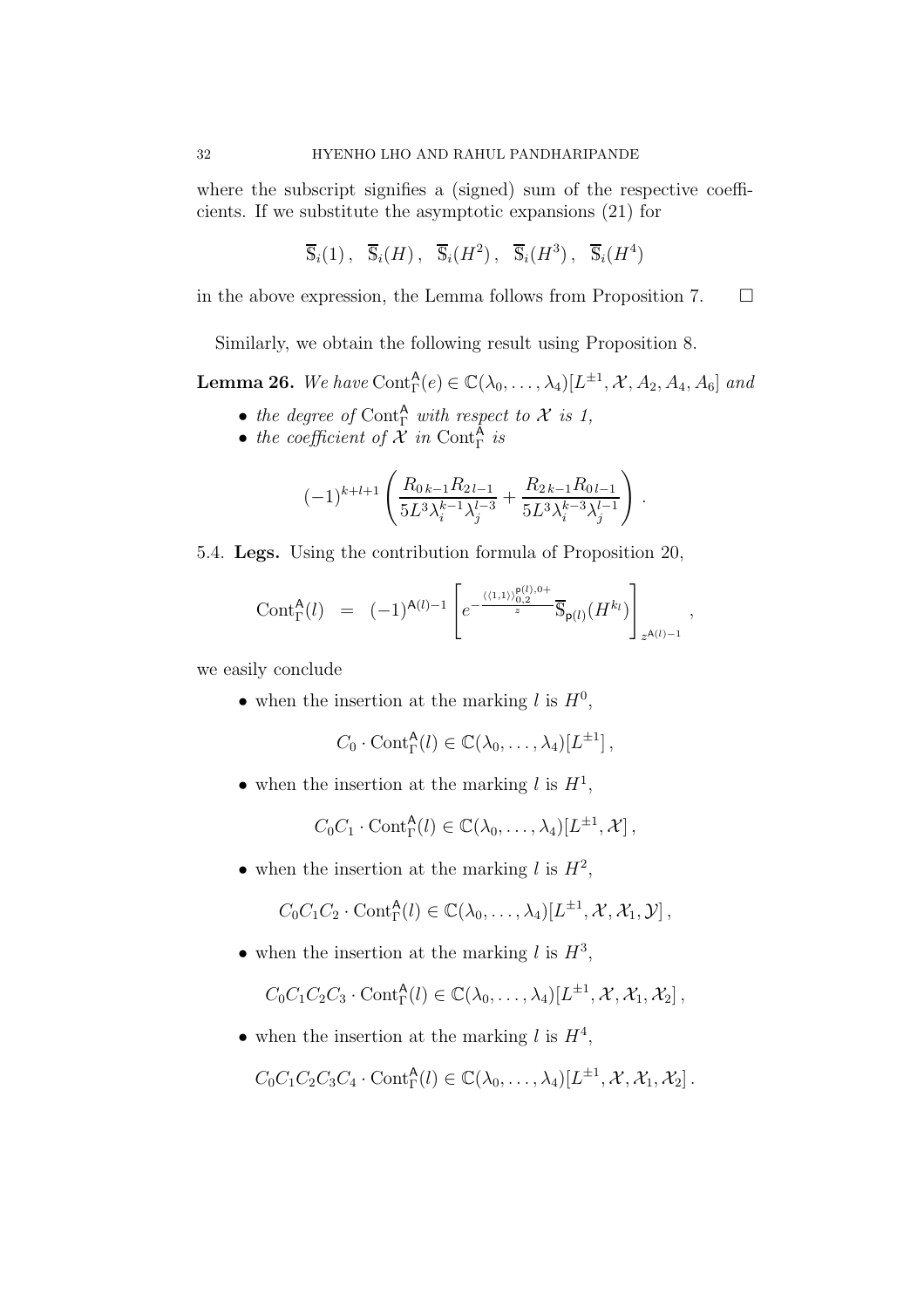where the subscript signifies a (signed) sum of the respective coefficients. If we substitute the asymptotic expansions (21) for

$$\overline{\mathbb{S}}_i(1)\,,\ \ \overline{\mathbb{S}}_i(H)\,,\ \ \overline{\mathbb{S}}_i(H^2)\,,\ \ \overline{\mathbb{S}}_i(H^3)\,,\ \ \overline{\mathbb{S}}_i(H^4)$$

in the above expression, the Lemma follows from Proposition 7. $\square$

Similarly, we obtain the following result using Proposition 8.

**Lemma 26.** *We have* $\mathrm{Cont}_\Gamma^{\mathsf{A}}(e) \in \mathbb{C}(\lambda_0,\ldots,\lambda_4)[L^{\pm 1},\mathcal{X},A_2,A_4,A_6]$ *and*

- *the degree of* $\mathrm{Cont}_\Gamma^{\mathsf{A}}$ *with respect to* $\mathcal{X}$ *is 1,*
- *the coefficient of* $\mathcal{X}$ *in* $\mathrm{Cont}_\Gamma^{\mathsf{A}}$ *is*

$$(-1)^{k+l+1}\left(\frac{R_{0\,k-1}R_{2\,l-1}}{5L^3\lambda_i^{k-1}\lambda_j^{l-3}}+\frac{R_{2\,k-1}R_{0\,l-1}}{5L^3\lambda_i^{k-3}\lambda_j^{l-1}}\right).$$

5.4. **Legs.** Using the contribution formula of Proposition 20,

$$\mathrm{Cont}_\Gamma^{\mathsf{A}}(l) \;\;=\;\; (-1)^{\mathsf{A}(l)-1}\left[e^{-\frac{\langle\langle 1,1\rangle\rangle_{0,2}^{\mathsf{p}(l),0+}}{z}}\overline{\mathbb{S}}_{\mathsf{p}(l)}(H^{k_l})\right]_{z^{\mathsf{A}(l)-1}},$$

we easily conclude

- when the insertion at the marking $l$ is $H^0$,
$$C_0\cdot\mathrm{Cont}_\Gamma^{\mathsf{A}}(l)\in\mathbb{C}(\lambda_0,\ldots,\lambda_4)[L^{\pm 1}]\,,$$
- when the insertion at the marking $l$ is $H^1$,
$$C_0C_1\cdot\mathrm{Cont}_\Gamma^{\mathsf{A}}(l)\in\mathbb{C}(\lambda_0,\ldots,\lambda_4)[L^{\pm 1},\mathcal{X}]\,,$$
- when the insertion at the marking $l$ is $H^2$,
$$C_0C_1C_2\cdot\mathrm{Cont}_\Gamma^{\mathsf{A}}(l)\in\mathbb{C}(\lambda_0,\ldots,\lambda_4)[L^{\pm 1},\mathcal{X},\mathcal{X}_1,\mathcal{Y}]\,,$$
- when the insertion at the marking $l$ is $H^3$,
$$C_0C_1C_2C_3\cdot\mathrm{Cont}_\Gamma^{\mathsf{A}}(l)\in\mathbb{C}(\lambda_0,\ldots,\lambda_4)[L^{\pm 1},\mathcal{X},\mathcal{X}_1,\mathcal{X}_2]\,,$$
- when the insertion at the marking $l$ is $H^4$,
$$C_0C_1C_2C_3C_4\cdot\mathrm{Cont}_\Gamma^{\mathsf{A}}(l)\in\mathbb{C}(\lambda_0,\ldots,\lambda_4)[L^{\pm 1},\mathcal{X},\mathcal{X}_1,\mathcal{X}_2]\,.$$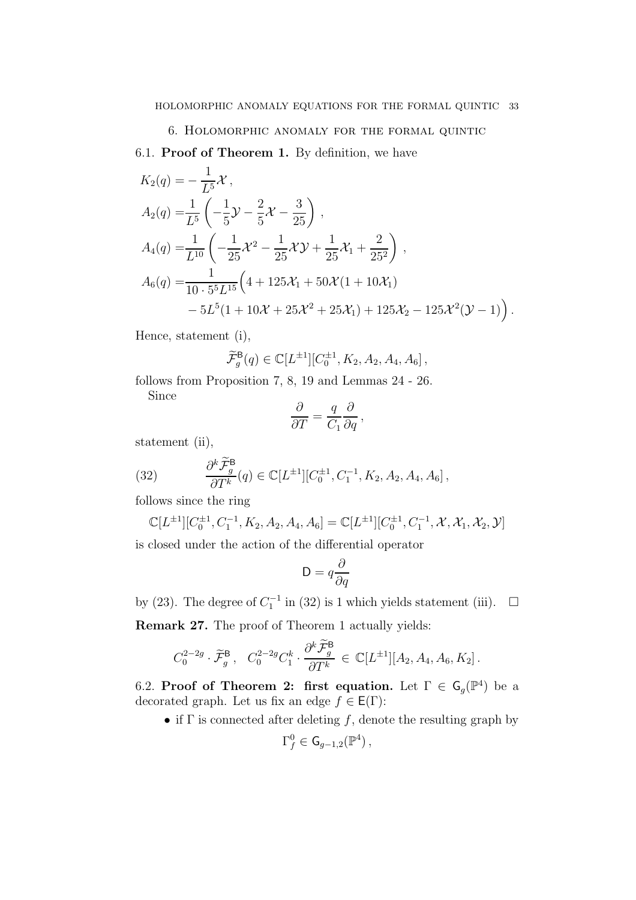## 6. Holomorphic anomaly for the formal quintic

### 6.1. Proof of Theorem 1.

By definition, we have

$$
\begin{aligned}
K_2(q) =& -\frac{1}{L^5}\mathcal{X}\,,\\
A_2(q) =& \frac{1}{L^5}\left(-\frac{1}{5}\mathcal{Y} - \frac{2}{5}\mathcal{X} - \frac{3}{25}\right)\,,\\
A_4(q) =& \frac{1}{L^{10}}\left(-\frac{1}{25}\mathcal{X}^2 - \frac{1}{25}\mathcal{X}\mathcal{Y} + \frac{1}{25}\mathcal{X}_1 + \frac{2}{25^2}\right)\,,\\
A_6(q) =& \frac{1}{10\cdot 5^5 L^{15}}\Big(4 + 125\mathcal{X}_1 + 50\mathcal{X}(1+10\mathcal{X}_1)\\
&- 5L^5(1+10\mathcal{X}+25\mathcal{X}^2+25\mathcal{X}_1) + 125\mathcal{X}_2 - 125\mathcal{X}^2(\mathcal{Y}-1)\Big)\,.
\end{aligned}
$$

Hence, statement (i),

$$
\widetilde{\mathcal{F}}^{\mathsf{B}}_g(q) \in \mathbb{C}[L^{\pm 1}][C_0^{\pm 1}, K_2, A_2, A_4, A_6]\,,
$$

follows from Proposition 7, 8, 19 and Lemmas 24 - 26.

Since

$$
\frac{\partial}{\partial T} = \frac{q}{C_1}\frac{\partial}{\partial q}\,,
$$

statement (ii),

$$
\frac{\partial^k \widetilde{\mathcal{F}}^{\mathsf{B}}_g}{\partial T^k}(q) \in \mathbb{C}[L^{\pm 1}][C_0^{\pm 1}, C_1^{-1}, K_2, A_2, A_4, A_6]\,, \tag{32}
$$

follows since the ring

$$
\mathbb{C}[L^{\pm 1}][C_0^{\pm 1}, C_1^{-1}, K_2, A_2, A_4, A_6] = \mathbb{C}[L^{\pm 1}][C_0^{\pm 1}, C_1^{-1}, \mathcal{X}, \mathcal{X}_1, \mathcal{X}_2, \mathcal{Y}]
$$

is closed under the action of the differential operator

$$
\mathsf{D} = q\frac{\partial}{\partial q}
$$

by (23). The degree of $C_1^{-1}$ in (32) is 1 which yields statement (iii). $\square$

**Remark 27.** The proof of Theorem 1 actually yields:

$$
C_0^{2-2g}\cdot \widetilde{\mathcal{F}}^{\mathsf{B}}_g\,,\quad C_0^{2-2g}C_1^k\cdot \frac{\partial^k \widetilde{\mathcal{F}}^{\mathsf{B}}_g}{\partial T^k} \in \mathbb{C}[L^{\pm 1}][A_2, A_4, A_6, K_2]\,.
$$

### 6.2. Proof of Theorem 2: first equation.

Let $\Gamma \in \mathsf{G}_g(\mathbb{P}^4)$ be a decorated graph. Let us fix an edge $f \in \mathsf{E}(\Gamma)$:

- if $\Gamma$ is connected after deleting $f$, denote the resulting graph by

$$
\Gamma^0_f \in \mathsf{G}_{g-1,2}(\mathbb{P}^4)\,,
$$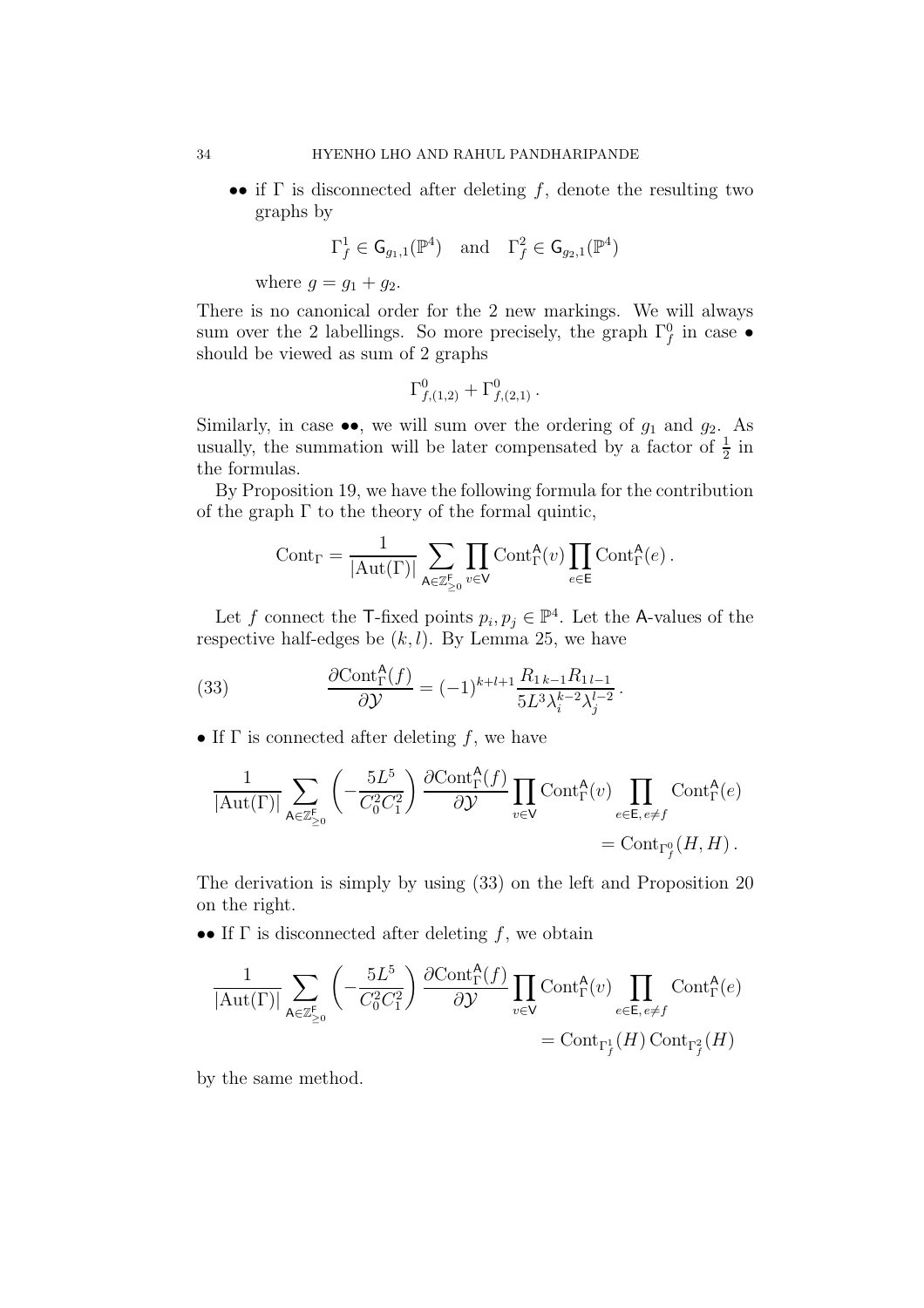- $\bullet\bullet$ if $\Gamma$ is disconnected after deleting $f$, denote the resulting two graphs by

$$\Gamma^1_f \in \mathsf{G}_{g_1,1}(\mathbb{P}^4) \quad \text{and} \quad \Gamma^2_f \in \mathsf{G}_{g_2,1}(\mathbb{P}^4)$$

where $g = g_1 + g_2$.

There is no canonical order for the 2 new markings. We will always sum over the 2 labellings. So more precisely, the graph $\Gamma^0_f$ in case $\bullet$ should be viewed as sum of 2 graphs

$$\Gamma^0_{f,(1,2)} + \Gamma^0_{f,(2,1)}\,.$$

Similarly, in case $\bullet\bullet$, we will sum over the ordering of $g_1$ and $g_2$. As usually, the summation will be later compensated by a factor of $\frac{1}{2}$ in the formulas.

By Proposition 19, we have the following formula for the contribution of the graph $\Gamma$ to the theory of the formal quintic,

$$\text{Cont}_\Gamma = \frac{1}{|\text{Aut}(\Gamma)|} \sum_{\mathsf{A} \in \mathbb{Z}^{\mathsf{F}}_{\geq 0}} \prod_{v \in \mathsf{V}} \text{Cont}^{\mathsf{A}}_\Gamma(v) \prod_{e \in \mathsf{E}} \text{Cont}^{\mathsf{A}}_\Gamma(e)\,.$$

Let $f$ connect the $\mathsf{T}$-fixed points $p_i, p_j \in \mathbb{P}^4$. Let the $\mathsf{A}$-values of the respective half-edges be $(k,l)$. By Lemma 25, we have

$$\frac{\partial \text{Cont}^{\mathsf{A}}_\Gamma(f)}{\partial \mathcal{Y}} = (-1)^{k+l+1} \frac{R_{1\,k-1} R_{1\,l-1}}{5L^3 \lambda_i^{k-2} \lambda_j^{l-2}}\,. \tag{33}$$

$\bullet$ If $\Gamma$ is connected after deleting $f$, we have

$$\frac{1}{|\text{Aut}(\Gamma)|} \sum_{\mathsf{A} \in \mathbb{Z}^{\mathsf{F}}_{\geq 0}} \left(-\frac{5L^5}{C_0^2 C_1^2}\right) \frac{\partial \text{Cont}^{\mathsf{A}}_\Gamma(f)}{\partial \mathcal{Y}} \prod_{v \in \mathsf{V}} \text{Cont}^{\mathsf{A}}_\Gamma(v) \prod_{e \in \mathsf{E},\, e \neq f} \text{Cont}^{\mathsf{A}}_\Gamma(e)$$
$$= \text{Cont}_{\Gamma^0_f}(H, H)\,.$$

The derivation is simply by using (33) on the left and Proposition 20 on the right.

$\bullet\bullet$ If $\Gamma$ is disconnected after deleting $f$, we obtain

$$\frac{1}{|\text{Aut}(\Gamma)|} \sum_{\mathsf{A} \in \mathbb{Z}^{\mathsf{F}}_{\geq 0}} \left(-\frac{5L^5}{C_0^2 C_1^2}\right) \frac{\partial \text{Cont}^{\mathsf{A}}_\Gamma(f)}{\partial \mathcal{Y}} \prod_{v \in \mathsf{V}} \text{Cont}^{\mathsf{A}}_\Gamma(v) \prod_{e \in \mathsf{E},\, e \neq f} \text{Cont}^{\mathsf{A}}_\Gamma(e)$$
$$= \text{Cont}_{\Gamma^1_f}(H)\, \text{Cont}_{\Gamma^2_f}(H)$$

by the same method.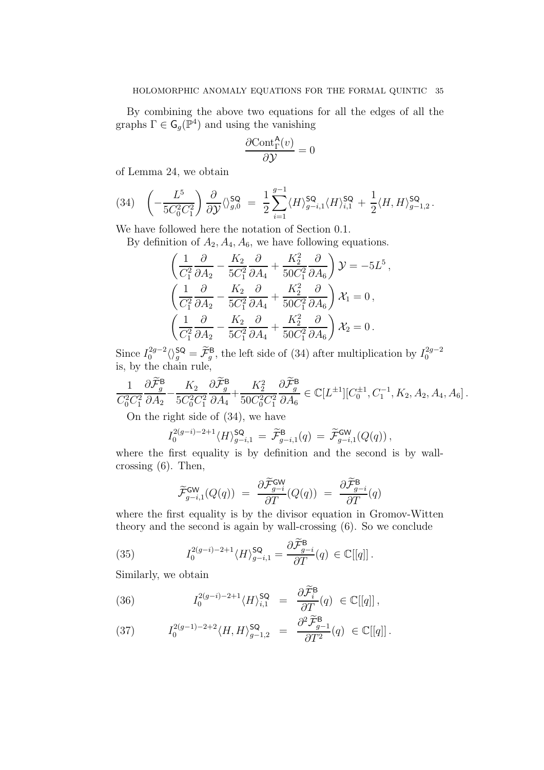By combining the above two equations for all the edges of all the graphs $\Gamma \in \mathsf{G}_g(\mathbb{P}^4)$ and using the vanishing

$$\frac{\partial \mathrm{Cont}^{\mathsf{A}}_\Gamma(v)}{\partial \mathcal{Y}} = 0$$

of Lemma 24, we obtain

$$\left(-\frac{L^5}{5C_0^2C_1^2}\right)\frac{\partial}{\partial \mathcal{Y}}\langle\rangle^{\mathsf{SQ}}_{g,0} \;=\; \frac{1}{2}\sum_{i=1}^{g-1}\langle H\rangle^{\mathsf{SQ}}_{g-i,1}\langle H\rangle^{\mathsf{SQ}}_{i,1} + \frac{1}{2}\langle H, H\rangle^{\mathsf{SQ}}_{g-1,2}\,. \tag{34}$$

We have followed here the notation of Section 0.1.

By definition of $A_2, A_4, A_6$, we have following equations.

$$\left(\frac{1}{C_1^2}\frac{\partial}{\partial A_2} - \frac{K_2}{5C_1^2}\frac{\partial}{\partial A_4} + \frac{K_2^2}{50C_1^2}\frac{\partial}{\partial A_6}\right)\mathcal{Y} = -5L^5\,,$$

$$\left(\frac{1}{C_1^2}\frac{\partial}{\partial A_2} - \frac{K_2}{5C_1^2}\frac{\partial}{\partial A_4} + \frac{K_2^2}{50C_1^2}\frac{\partial}{\partial A_6}\right)\mathcal{X}_1 = 0\,,$$

$$\left(\frac{1}{C_1^2}\frac{\partial}{\partial A_2} - \frac{K_2}{5C_1^2}\frac{\partial}{\partial A_4} + \frac{K_2^2}{50C_1^2}\frac{\partial}{\partial A_6}\right)\mathcal{X}_2 = 0\,.$$

Since $I_0^{2g-2}\langle\rangle^{\mathsf{SQ}}_g = \widetilde{\mathcal{F}}^{\mathsf{B}}_g$, the left side of (34) after multiplication by $I_0^{2g-2}$ is, by the chain rule,

$$\frac{1}{C_0^2C_1^2}\frac{\partial \widetilde{\mathcal{F}}^{\mathsf{B}}_g}{\partial A_2} - \frac{K_2}{5C_0^2C_1^2}\frac{\partial \widetilde{\mathcal{F}}^{\mathsf{B}}_g}{\partial A_4} + \frac{K_2^2}{50C_0^2C_1^2}\frac{\partial \widetilde{\mathcal{F}}^{\mathsf{B}}_g}{\partial A_6} \in \mathbb{C}[L^{\pm 1}][C_0^{\pm 1}, C_1^{-1}, K_2, A_2, A_4, A_6]\,.$$

On the right side of (34), we have

$$I_0^{2(g-i)-2+1}\langle H\rangle^{\mathsf{SQ}}_{g-i,1} \;=\; \widetilde{\mathcal{F}}^{\mathsf{B}}_{g-i,1}(q) \;=\; \widetilde{\mathcal{F}}^{\mathsf{GW}}_{g-i,1}(Q(q))\,,$$

where the first equality is by definition and the second is by wall-crossing (6). Then,

$$\widetilde{\mathcal{F}}^{\mathsf{GW}}_{g-i,1}(Q(q)) \;=\; \frac{\partial \widetilde{\mathcal{F}}^{\mathsf{GW}}_{g-i}}{\partial T}(Q(q)) \;=\; \frac{\partial \widetilde{\mathcal{F}}^{\mathsf{B}}_{g-i}}{\partial T}(q)$$

where the first equality is by the divisor equation in Gromov-Witten theory and the second is again by wall-crossing (6). So we conclude

$$I_0^{2(g-i)-2+1}\langle H\rangle^{\mathsf{SQ}}_{g-i,1} = \frac{\partial \widetilde{\mathcal{F}}^{\mathsf{B}}_{g-i}}{\partial T}(q) \in \mathbb{C}[[q]]\,. \tag{35}$$

Similarly, we obtain

$$I_0^{2(g-i)-2+1}\langle H\rangle^{\mathsf{SQ}}_{i,1} \;=\; \frac{\partial \widetilde{\mathcal{F}}^{\mathsf{B}}_{i}}{\partial T}(q) \;\in \mathbb{C}[[q]]\,, \tag{36}$$

$$I_0^{2(g-1)-2+2}\langle H, H\rangle^{\mathsf{SQ}}_{g-1,2} \;=\; \frac{\partial^2 \widetilde{\mathcal{F}}^{\mathsf{B}}_{g-1}}{\partial T^2}(q) \;\in \mathbb{C}[[q]]\,. \tag{37}$$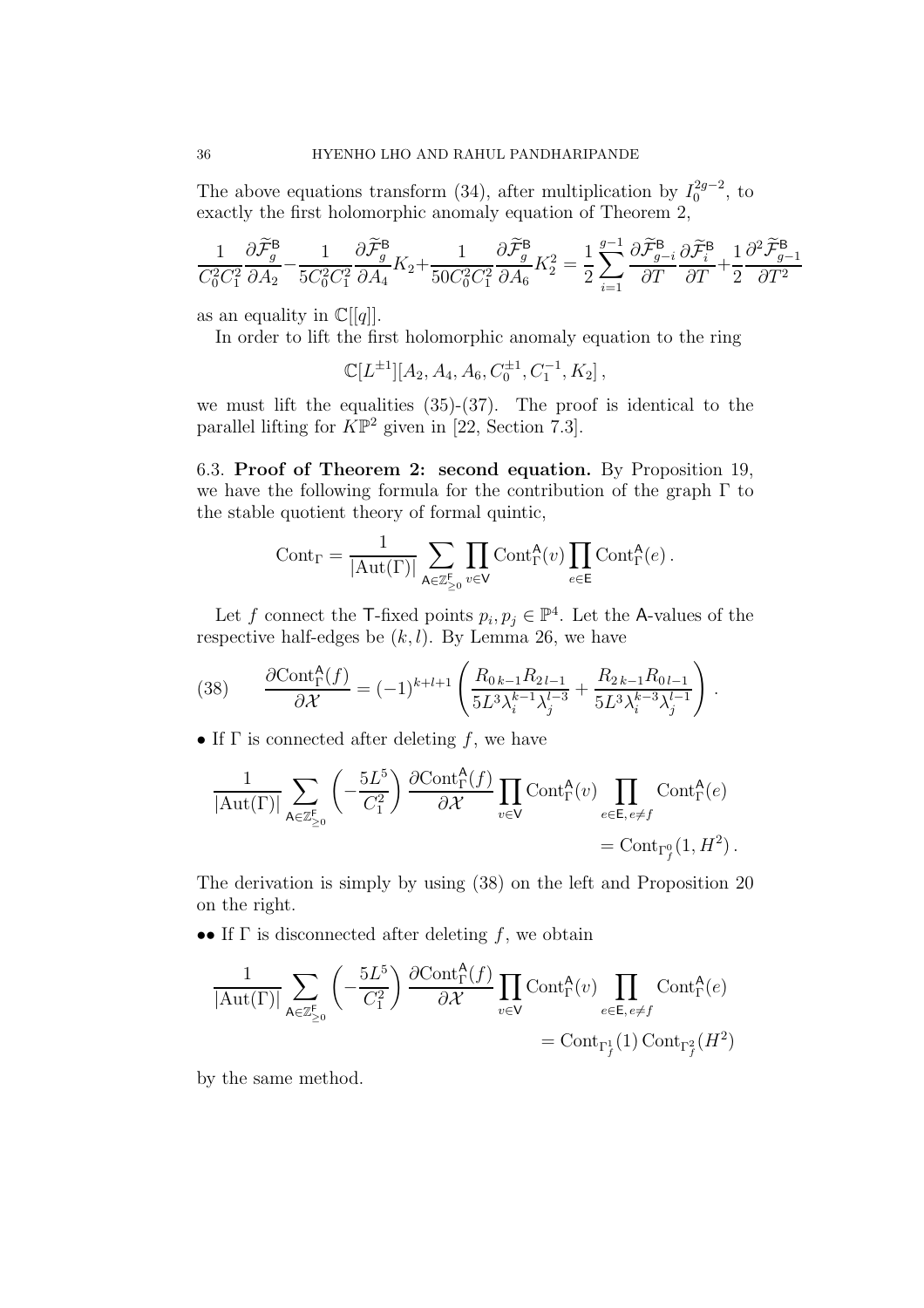The above equations transform (34), after multiplication by $I_0^{2g-2}$, to exactly the first holomorphic anomaly equation of Theorem 2,

$$\frac{1}{C_0^2 C_1^2}\frac{\partial \widetilde{\mathcal{F}}_g^{\mathsf{B}}}{\partial A_2} - \frac{1}{5C_0^2C_1^2}\frac{\partial \widetilde{\mathcal{F}}_g^{\mathsf{B}}}{\partial A_4}K_2 + \frac{1}{50C_0^2C_1^2}\frac{\partial \widetilde{\mathcal{F}}_g^{\mathsf{B}}}{\partial A_6}K_2^2 = \frac{1}{2}\sum_{i=1}^{g-1}\frac{\partial \widetilde{\mathcal{F}}_{g-i}^{\mathsf{B}}}{\partial T}\frac{\partial \widetilde{\mathcal{F}}_{i}^{\mathsf{B}}}{\partial T} + \frac{1}{2}\frac{\partial^2 \widetilde{\mathcal{F}}_{g-1}^{\mathsf{B}}}{\partial T^2}$$

as an equality in $\mathbb{C}[[q]]$.

In order to lift the first holomorphic anomaly equation to the ring

$$\mathbb{C}[L^{\pm 1}][A_2, A_4, A_6, C_0^{\pm 1}, C_1^{-1}, K_2]\,,$$

we must lift the equalities (35)-(37). The proof is identical to the parallel lifting for $K\mathbb{P}^2$ given in [22, Section 7.3].

6.3. **Proof of Theorem 2: second equation.** By Proposition 19, we have the following formula for the contribution of the graph $\Gamma$ to the stable quotient theory of formal quintic,

$$\mathrm{Cont}_\Gamma = \frac{1}{|\mathrm{Aut}(\Gamma)|}\sum_{\mathsf{A}\in \mathbb{Z}_{\geq 0}^{\mathsf{F}}}\prod_{v\in \mathsf{V}}\mathrm{Cont}^{\mathsf{A}}_\Gamma(v)\prod_{e\in\mathsf{E}}\mathrm{Cont}^{\mathsf{A}}_\Gamma(e)\,.$$

Let $f$ connect the $\mathsf{T}$-fixed points $p_i, p_j \in \mathbb{P}^4$. Let the $\mathsf{A}$-values of the respective half-edges be $(k,l)$. By Lemma 26, we have

$$\frac{\partial \mathrm{Cont}^{\mathsf{A}}_\Gamma(f)}{\partial \mathcal{X}} = (-1)^{k+l+1}\left(\frac{R_{0\,k-1}R_{2\,l-1}}{5L^3\lambda_i^{k-1}\lambda_j^{l-3}} + \frac{R_{2\,k-1}R_{0\,l-1}}{5L^3\lambda_i^{k-3}\lambda_j^{l-1}}\right). \tag{38}$$

• If $\Gamma$ is connected after deleting $f$, we have

$$\frac{1}{|\mathrm{Aut}(\Gamma)|}\sum_{\mathsf{A}\in\mathbb{Z}_{\geq 0}^{\mathsf{F}}}\left(-\frac{5L^5}{C_1^2}\right)\frac{\partial \mathrm{Cont}^{\mathsf{A}}_\Gamma(f)}{\partial \mathcal{X}}\prod_{v\in\mathsf{V}}\mathrm{Cont}^{\mathsf{A}}_\Gamma(v)\prod_{e\in\mathsf{E},\, e\neq f}\mathrm{Cont}^{\mathsf{A}}_\Gamma(e)$$
$$= \mathrm{Cont}_{\Gamma_f^0}(1, H^2)\,.$$

The derivation is simply by using (38) on the left and Proposition 20 on the right.

•• If $\Gamma$ is disconnected after deleting $f$, we obtain

$$\frac{1}{|\mathrm{Aut}(\Gamma)|}\sum_{\mathsf{A}\in\mathbb{Z}_{\geq 0}^{\mathsf{F}}}\left(-\frac{5L^5}{C_1^2}\right)\frac{\partial \mathrm{Cont}^{\mathsf{A}}_\Gamma(f)}{\partial \mathcal{X}}\prod_{v\in\mathsf{V}}\mathrm{Cont}^{\mathsf{A}}_\Gamma(v)\prod_{e\in\mathsf{E},\, e\neq f}\mathrm{Cont}^{\mathsf{A}}_\Gamma(e)$$
$$= \mathrm{Cont}_{\Gamma_f^1}(1)\,\mathrm{Cont}_{\Gamma_f^2}(H^2)$$

by the same method.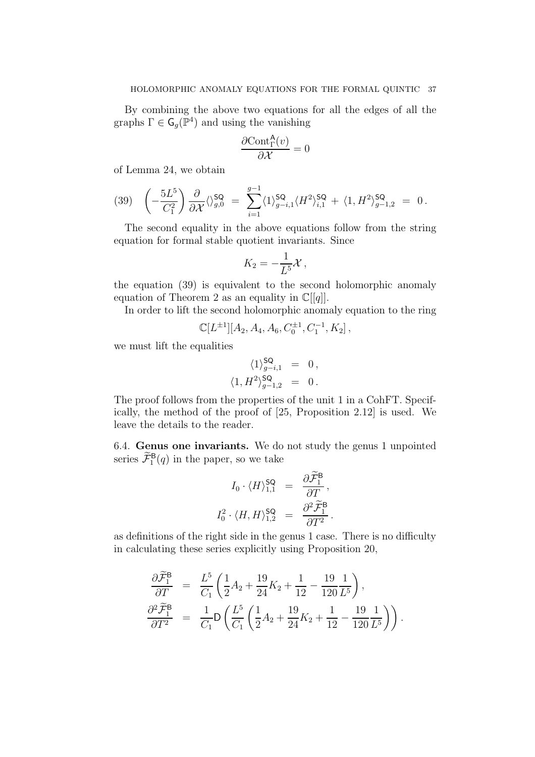By combining the above two equations for all the edges of all the graphs $\Gamma \in \mathsf{G}_g(\mathbb{P}^4)$ and using the vanishing

$$\frac{\partial \mathrm{Cont}^{\mathsf{A}}_\Gamma(v)}{\partial \mathcal{X}} = 0$$

of Lemma 24, we obtain

$$\left(-\frac{5L^5}{C_1^2}\right)\frac{\partial}{\partial \mathcal{X}}\langle\rangle^{\mathsf{SQ}}_{g,0} \;=\; \sum_{i=1}^{g-1}\langle 1\rangle^{\mathsf{SQ}}_{g-i,1}\langle H^2\rangle^{\mathsf{SQ}}_{i,1} + \langle 1, H^2\rangle^{\mathsf{SQ}}_{g-1,2} \;=\; 0\,. \tag{39}$$

The second equality in the above equations follow from the string equation for formal stable quotient invariants. Since

$$K_2 = -\frac{1}{L^5}\mathcal{X}\,,$$

the equation (39) is equivalent to the second holomorphic anomaly equation of Theorem 2 as an equality in $\mathbb{C}[[q]]$.

In order to lift the second holomorphic anomaly equation to the ring

$$\mathbb{C}[L^{\pm 1}][A_2, A_4, A_6, C_0^{\pm 1}, C_1^{-1}, K_2]\,,$$

we must lift the equalities

$$\begin{aligned}
\langle 1\rangle^{\mathsf{SQ}}_{g-i,1} &= 0\,,\\
\langle 1, H^2\rangle^{\mathsf{SQ}}_{g-1,2} &= 0\,.
\end{aligned}$$

The proof follows from the properties of the unit 1 in a CohFT. Specifically, the method of the proof of [25, Proposition 2.12] is used. We leave the details to the reader.

**6.4. Genus one invariants.** We do not study the genus 1 unpointed series $\widetilde{\mathcal{F}}^{\mathsf{B}}_1(q)$ in the paper, so we take

$$\begin{aligned}
I_0 \cdot \langle H\rangle^{\mathsf{SQ}}_{1,1} &= \frac{\partial \widetilde{\mathcal{F}}^{\mathsf{B}}_1}{\partial T}\,,\\
I_0^2 \cdot \langle H, H\rangle^{\mathsf{SQ}}_{1,2} &= \frac{\partial^2 \widetilde{\mathcal{F}}^{\mathsf{B}}_1}{\partial T^2}\,.
\end{aligned}$$

as definitions of the right side in the genus 1 case. There is no difficulty in calculating these series explicitly using Proposition 20,

$$\begin{aligned}
\frac{\partial \widetilde{\mathcal{F}}^{\mathsf{B}}_1}{\partial T} &= \frac{L^5}{C_1}\left(\frac{1}{2}A_2 + \frac{19}{24}K_2 + \frac{1}{12} - \frac{19}{120}\frac{1}{L^5}\right),\\
\frac{\partial^2 \widetilde{\mathcal{F}}^{\mathsf{B}}_1}{\partial T^2} &= \frac{1}{C_1}\mathsf{D}\left(\frac{L^5}{C_1}\left(\frac{1}{2}A_2 + \frac{19}{24}K_2 + \frac{1}{12} - \frac{19}{120}\frac{1}{L^5}\right)\right).
\end{aligned}$$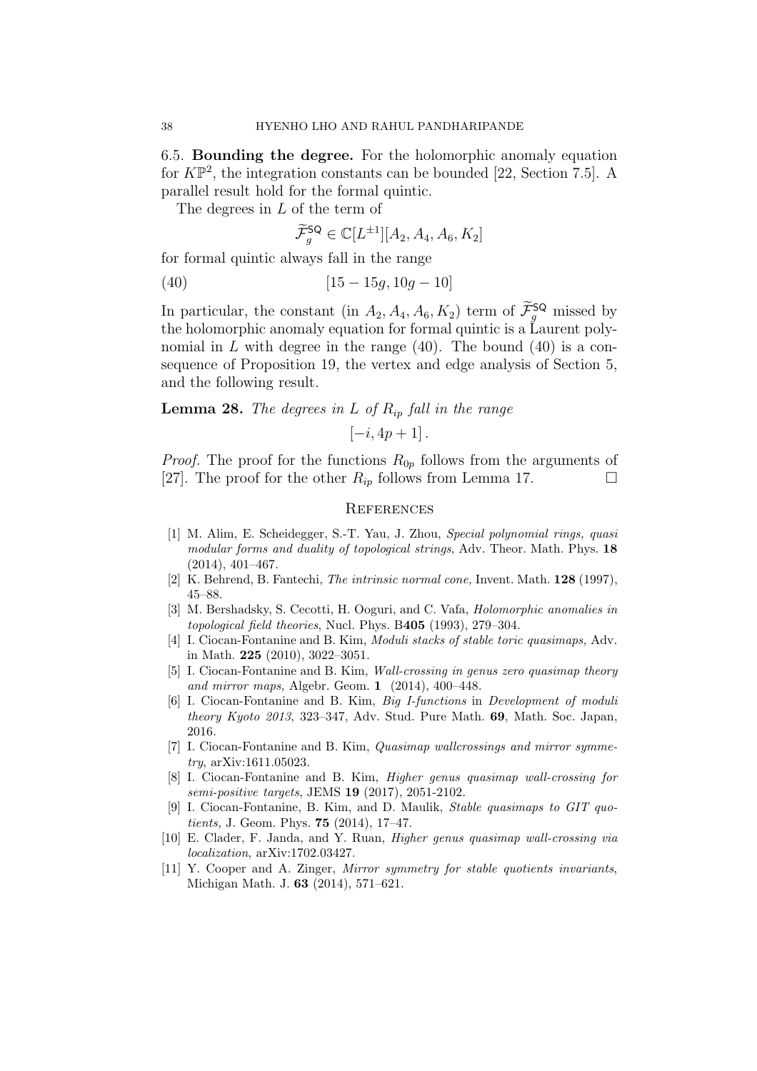6.5. **Bounding the degree.** For the holomorphic anomaly equation for $K\mathbb{P}^2$, the integration constants can be bounded [22, Section 7.5]. A parallel result hold for the formal quintic.

The degrees in $L$ of the term of

$$\widetilde{\mathcal{F}}_g^{\mathsf{SQ}} \in \mathbb{C}[L^{\pm 1}][A_2, A_4, A_6, K_2]$$

for formal quintic always fall in the range

$$[15 - 15g, 10g - 10] \tag{40}$$

In particular, the constant (in $A_2, A_4, A_6, K_2$) term of $\widetilde{\mathcal{F}}_g^{\mathsf{SQ}}$ missed by the holomorphic anomaly equation for formal quintic is a Laurent polynomial in $L$ with degree in the range (40). The bound (40) is a consequence of Proposition 19, the vertex and edge analysis of Section 5, and the following result.

**Lemma 28.** *The degrees in $L$ of $R_{ip}$ fall in the range*

$$[-i, 4p+1]\,.$$

*Proof.* The proof for the functions $R_{0p}$ follows from the arguments of [27]. The proof for the other $R_{ip}$ follows from Lemma 17. □

## References

- [1] M. Alim, E. Scheidegger, S.-T. Yau, J. Zhou, *Special polynomial rings, quasi modular forms and duality of topological strings*, Adv. Theor. Math. Phys. **18** (2014), 401–467.
- [2] K. Behrend, B. Fantechi, *The intrinsic normal cone,* Invent. Math. **128** (1997), 45–88.
- [3] M. Bershadsky, S. Cecotti, H. Ooguri, and C. Vafa, *Holomorphic anomalies in topological field theories*, Nucl. Phys. B**405** (1993), 279–304.
- [4] I. Ciocan-Fontanine and B. Kim, *Moduli stacks of stable toric quasimaps,* Adv. in Math. **225** (2010), 3022–3051.
- [5] I. Ciocan-Fontanine and B. Kim, *Wall-crossing in genus zero quasimap theory and mirror maps,* Algebr. Geom. **1** (2014), 400–448.
- [6] I. Ciocan-Fontanine and B. Kim, *Big I-functions* in *Development of moduli theory Kyoto 2013*, 323–347, Adv. Stud. Pure Math. **69**, Math. Soc. Japan, 2016.
- [7] I. Ciocan-Fontanine and B. Kim, *Quasimap wallcrossings and mirror symmetry*, arXiv:1611.05023.
- [8] I. Ciocan-Fontanine and B. Kim, *Higher genus quasimap wall-crossing for semi-positive targets*, JEMS **19** (2017), 2051-2102.
- [9] I. Ciocan-Fontanine, B. Kim, and D. Maulik, *Stable quasimaps to GIT quotients,* J. Geom. Phys. **75** (2014), 17–47.
- [10] E. Clader, F. Janda, and Y. Ruan, *Higher genus quasimap wall-crossing via localization*, arXiv:1702.03427.
- [11] Y. Cooper and A. Zinger, *Mirror symmetry for stable quotients invariants*, Michigan Math. J. **63** (2014), 571–621.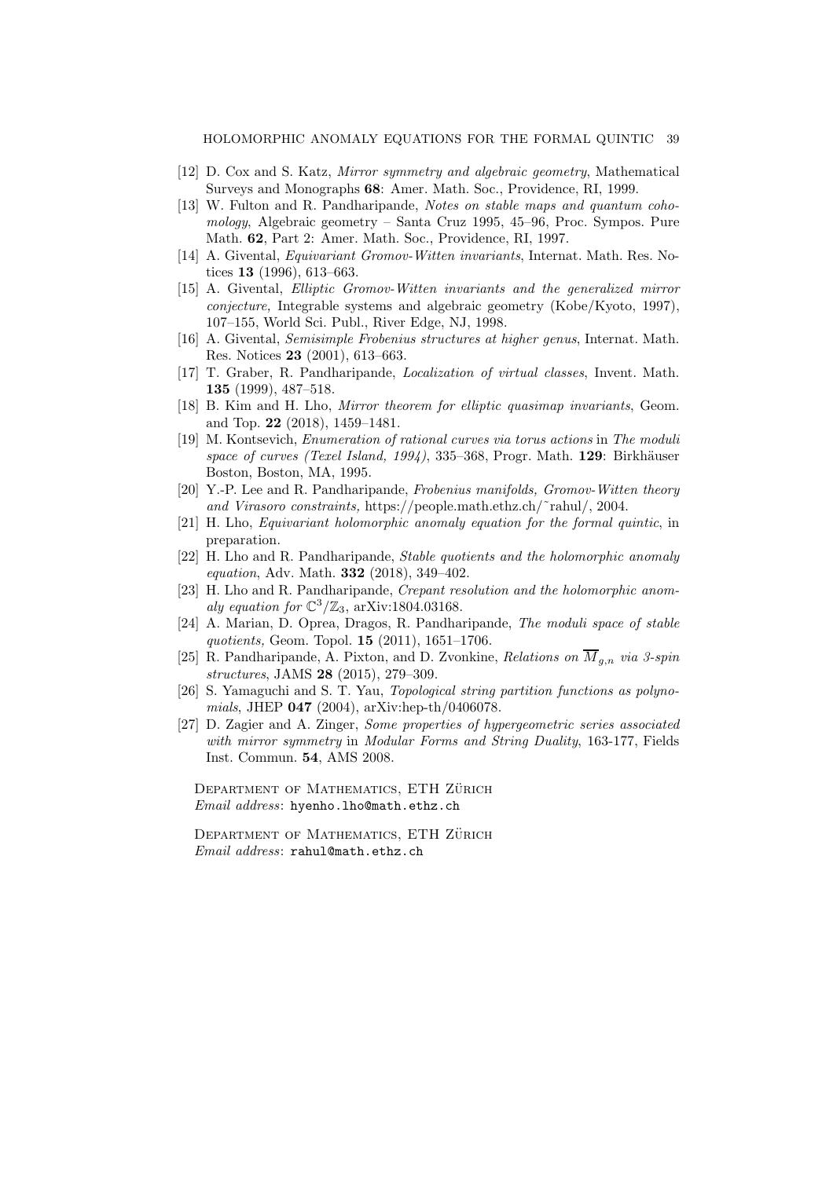[12] D. Cox and S. Katz, *Mirror symmetry and algebraic geometry*, Mathematical Surveys and Monographs **68**: Amer. Math. Soc., Providence, RI, 1999.

[13] W. Fulton and R. Pandharipande, *Notes on stable maps and quantum cohomology*, Algebraic geometry – Santa Cruz 1995, 45–96, Proc. Sympos. Pure Math. **62**, Part 2: Amer. Math. Soc., Providence, RI, 1997.

[14] A. Givental, *Equivariant Gromov-Witten invariants*, Internat. Math. Res. Notices **13** (1996), 613–663.

[15] A. Givental, *Elliptic Gromov-Witten invariants and the generalized mirror conjecture*, Integrable systems and algebraic geometry (Kobe/Kyoto, 1997), 107–155, World Sci. Publ., River Edge, NJ, 1998.

[16] A. Givental, *Semisimple Frobenius structures at higher genus*, Internat. Math. Res. Notices **23** (2001), 613–663.

[17] T. Graber, R. Pandharipande, *Localization of virtual classes*, Invent. Math. **135** (1999), 487–518.

[18] B. Kim and H. Lho, *Mirror theorem for elliptic quasimap invariants*, Geom. and Top. **22** (2018), 1459–1481.

[19] M. Kontsevich, *Enumeration of rational curves via torus actions* in *The moduli space of curves (Texel Island, 1994)*, 335–368, Progr. Math. **129**: Birkhäuser Boston, Boston, MA, 1995.

[20] Y.-P. Lee and R. Pandharipande, *Frobenius manifolds, Gromov-Witten theory and Virasoro constraints,* https://people.math.ethz.ch/˜rahul/, 2004.

[21] H. Lho, *Equivariant holomorphic anomaly equation for the formal quintic*, in preparation.

[22] H. Lho and R. Pandharipande, *Stable quotients and the holomorphic anomaly equation*, Adv. Math. **332** (2018), 349–402.

[23] H. Lho and R. Pandharipande, *Crepant resolution and the holomorphic anomaly equation for* $\mathbb{C}^3/\mathbb{Z}_3$, arXiv:1804.03168.

[24] A. Marian, D. Oprea, Dragos, R. Pandharipande, *The moduli space of stable quotients,* Geom. Topol. **15** (2011), 1651–1706.

[25] R. Pandharipande, A. Pixton, and D. Zvonkine, *Relations on* $\overline{M}_{g,n}$ *via 3-spin structures*, JAMS **28** (2015), 279–309.

[26] S. Yamaguchi and S. T. Yau, *Topological string partition functions as polynomials*, JHEP **047** (2004), arXiv:hep-th/0406078.

[27] D. Zagier and A. Zinger, *Some properties of hypergeometric series associated with mirror symmetry* in *Modular Forms and String Duality*, 163-177, Fields Inst. Commun. **54**, AMS 2008.

Department of Mathematics, ETH Zürich
*Email address*: hyenho.lho@math.ethz.ch

Department of Mathematics, ETH Zürich
*Email address*: rahul@math.ethz.ch